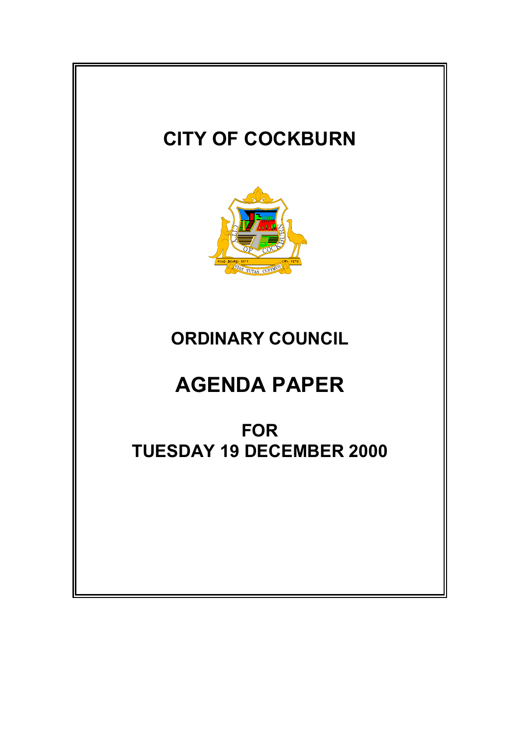# CITY OF COCKBURN

## ORDINARY COUNCIL

# AGENDA PAPER

## FOR TUESDAY 19 DECEMBER 2000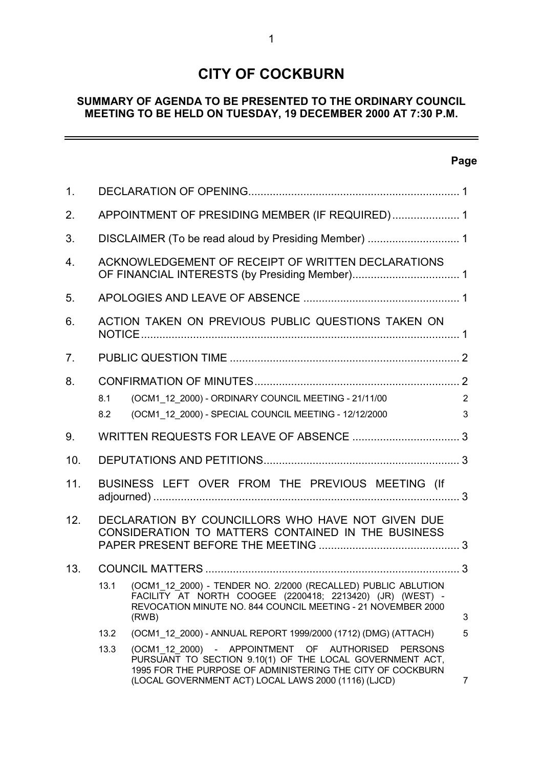# CITY OF COCKBURN

## SUMMARY OF AGENDA TO BE PRESENTED TO THE ORDINARY COUNCIL MEETING TO BE HELD ON TUESDAY, 19 DECEMBER 2000 AT 7:30 P.M.

| | | Page |
|---|---|---|
| 1. | DECLARATION OF OPENING | 1 |
| 2. | APPOINTMENT OF PRESIDING MEMBER (IF REQUIRED) | 1 |
| 3. | DISCLAIMER (To be read aloud by Presiding Member) | 1 |
| 4. | ACKNOWLEDGEMENT OF RECEIPT OF WRITTEN DECLARATIONS OF FINANCIAL INTERESTS (by Presiding Member) | 1 |
| 5. | APOLOGIES AND LEAVE OF ABSENCE | 1 |
| 6. | ACTION TAKEN ON PREVIOUS PUBLIC QUESTIONS TAKEN ON NOTICE | 1 |
| 7. | PUBLIC QUESTION TIME | 2 |
| 8. | CONFIRMATION OF MINUTES | 2 |
| 8.1 | (OCM1_12_2000) - ORDINARY COUNCIL MEETING - 21/11/00 | 2 |
| 8.2 | (OCM1_12_2000) - SPECIAL COUNCIL MEETING - 12/12/2000 | 3 |
| 9. | WRITTEN REQUESTS FOR LEAVE OF ABSENCE | 3 |
| 10. | DEPUTATIONS AND PETITIONS | 3 |
| 11. | BUSINESS LEFT OVER FROM THE PREVIOUS MEETING (If adjourned) | 3 |
| 12. | DECLARATION BY COUNCILLORS WHO HAVE NOT GIVEN DUE CONSIDERATION TO MATTERS CONTAINED IN THE BUSINESS PAPER PRESENT BEFORE THE MEETING | 3 |
| 13. | COUNCIL MATTERS | 3 |
| 13.1 | (OCM1_12_2000) - TENDER NO. 2/2000 (RECALLED) PUBLIC ABLUTION FACILITY AT NORTH COOGEE (2200418; 2213420) (JR) (WEST) - REVOCATION MINUTE NO. 844 COUNCIL MEETING - 21 NOVEMBER 2000 (RWB) | 3 |
| 13.2 | (OCM1_12_2000) - ANNUAL REPORT 1999/2000 (1712) (DMG) (ATTACH) | 5 |
| 13.3 | (OCM1_12_2000) - APPOINTMENT OF AUTHORISED PERSONS PURSUANT TO SECTION 9.10(1) OF THE LOCAL GOVERNMENT ACT, 1995 FOR THE PURPOSE OF ADMINISTERING THE CITY OF COCKBURN (LOCAL GOVERNMENT ACT) LOCAL LAWS 2000 (1116) (LJCD) | 7 |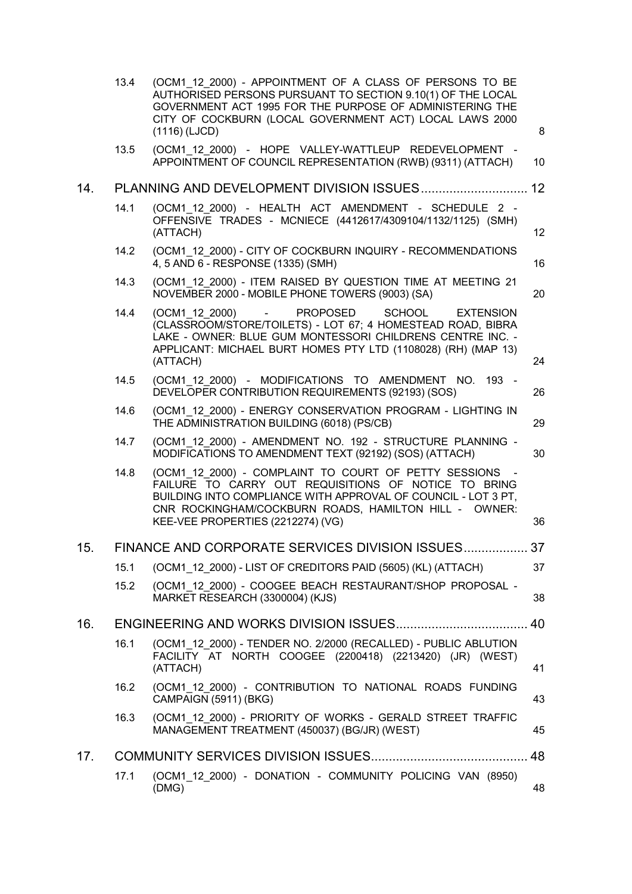| | | |
|---|---|---|
| 13.4 | (OCM1_12_2000) - APPOINTMENT OF A CLASS OF PERSONS TO BE AUTHORISED PERSONS PURSUANT TO SECTION 9.10(1) OF THE LOCAL GOVERNMENT ACT 1995 FOR THE PURPOSE OF ADMINISTERING THE CITY OF COCKBURN (LOCAL GOVERNMENT ACT) LOCAL LAWS 2000 (1116) (LJCD) | 8 |
| 13.5 | (OCM1_12_2000) - HOPE VALLEY-WATTLEUP REDEVELOPMENT - APPOINTMENT OF COUNCIL REPRESENTATION (RWB) (9311) (ATTACH) | 10 |

**14. PLANNING AND DEVELOPMENT DIVISION ISSUES .............................. 12**

| | | |
|---|---|---|
| 14.1 | (OCM1_12_2000) - HEALTH ACT AMENDMENT - SCHEDULE 2 - OFFENSIVE TRADES - MCNIECE (4412617/4309104/1132/1125) (SMH) (ATTACH) | 12 |
| 14.2 | (OCM1_12_2000) - CITY OF COCKBURN INQUIRY - RECOMMENDATIONS 4, 5 AND 6 - RESPONSE (1335) (SMH) | 16 |
| 14.3 | (OCM1_12_2000) - ITEM RAISED BY QUESTION TIME AT MEETING 21 NOVEMBER 2000 - MOBILE PHONE TOWERS (9003) (SA) | 20 |
| 14.4 | (OCM1_12_2000) - PROPOSED SCHOOL EXTENSION (CLASSROOM/STORE/TOILETS) - LOT 67; 4 HOMESTEAD ROAD, BIBRA LAKE - OWNER: BLUE GUM MONTESSORI CHILDRENS CENTRE INC. - APPLICANT: MICHAEL BURT HOMES PTY LTD (1108028) (RH) (MAP 13) (ATTACH) | 24 |
| 14.5 | (OCM1_12_2000) - MODIFICATIONS TO AMENDMENT NO. 193 - DEVELOPER CONTRIBUTION REQUIREMENTS (92193) (SOS) | 26 |
| 14.6 | (OCM1_12_2000) - ENERGY CONSERVATION PROGRAM - LIGHTING IN THE ADMINISTRATION BUILDING (6018) (PS/CB) | 29 |
| 14.7 | (OCM1_12_2000) - AMENDMENT NO. 192 - STRUCTURE PLANNING - MODIFICATIONS TO AMENDMENT TEXT (92192) (SOS) (ATTACH) | 30 |
| 14.8 | (OCM1_12_2000) - COMPLAINT TO COURT OF PETTY SESSIONS - FAILURE TO CARRY OUT REQUISITIONS OF NOTICE TO BRING BUILDING INTO COMPLIANCE WITH APPROVAL OF COUNCIL - LOT 3 PT, CNR ROCKINGHAM/COCKBURN ROADS, HAMILTON HILL - OWNER: KEE-VEE PROPERTIES (2212274) (VG) | 36 |

**15. FINANCE AND CORPORATE SERVICES DIVISION ISSUES.................. 37**

| | | |
|---|---|---|
| 15.1 | (OCM1_12_2000) - LIST OF CREDITORS PAID (5605) (KL) (ATTACH) | 37 |
| 15.2 | (OCM1_12_2000) - COOGEE BEACH RESTAURANT/SHOP PROPOSAL - MARKET RESEARCH (3300004) (KJS) | 38 |

**16. ENGINEERING AND WORKS DIVISION ISSUES..................................... 40**

| | | |
|---|---|---|
| 16.1 | (OCM1_12_2000) - TENDER NO. 2/2000 (RECALLED) - PUBLIC ABLUTION FACILITY AT NORTH COOGEE (2200418) (2213420) (JR) (WEST) (ATTACH) | 41 |
| 16.2 | (OCM1_12_2000) - CONTRIBUTION TO NATIONAL ROADS FUNDING CAMPAIGN (5911) (BKG) | 43 |
| 16.3 | (OCM1_12_2000) - PRIORITY OF WORKS - GERALD STREET TRAFFIC MANAGEMENT TREATMENT (450037) (BG/JR) (WEST) | 45 |

**17. COMMUNITY SERVICES DIVISION ISSUES............................................ 48**

| | | |
|---|---|---|
| 17.1 | (OCM1_12_2000) - DONATION - COMMUNITY POLICING VAN (8950) (DMG) | 48 |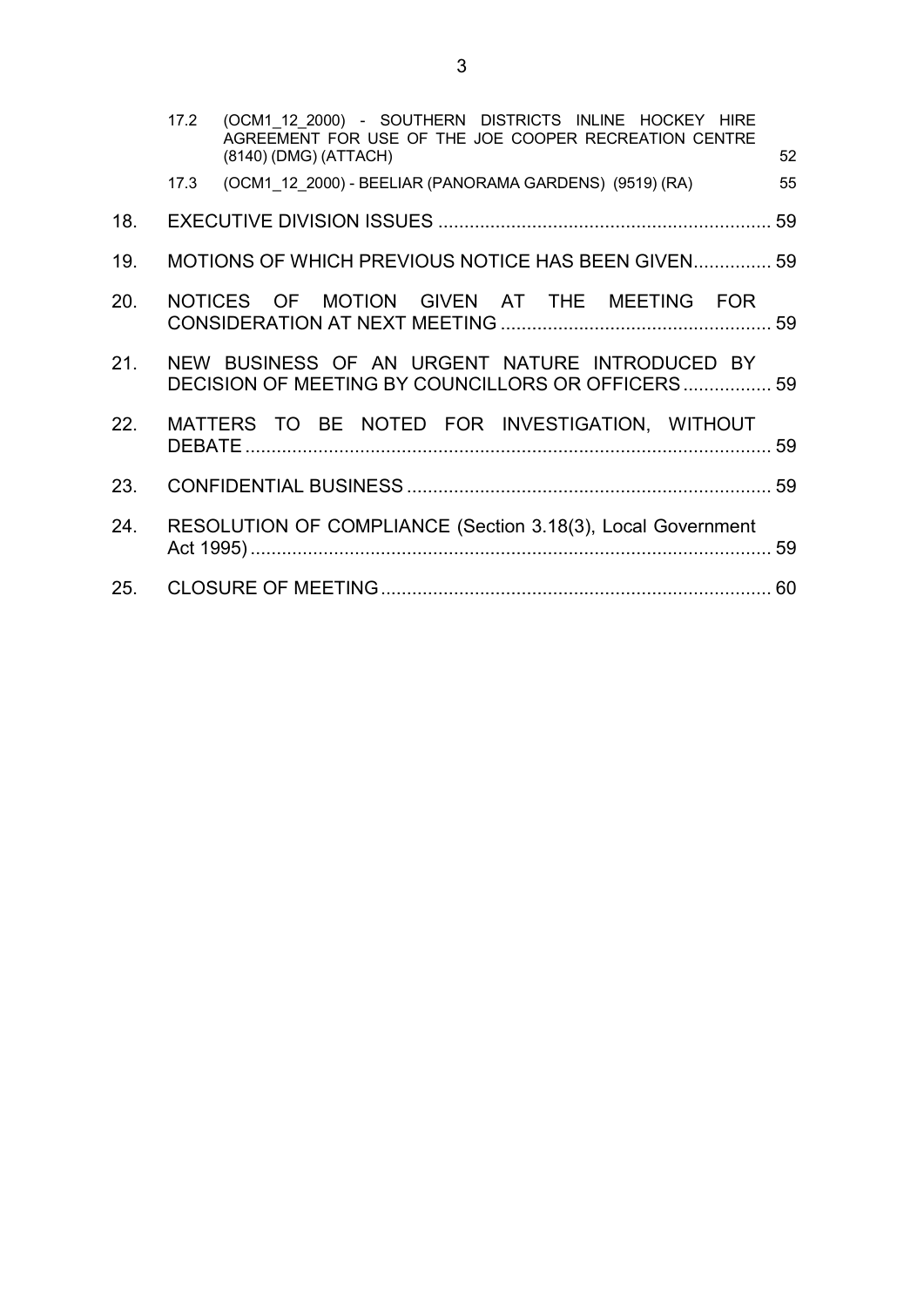17.2 (OCM1_12_2000) - SOUTHERN DISTRICTS INLINE HOCKEY HIRE AGREEMENT FOR USE OF THE JOE COOPER RECREATION CENTRE (8140) (DMG) (ATTACH) 52

17.3 (OCM1_12_2000) - BEELIAR (PANORAMA GARDENS) (9519) (RA) 55

18. EXECUTIVE DIVISION ISSUES ............................................................... 59

19. MOTIONS OF WHICH PREVIOUS NOTICE HAS BEEN GIVEN............... 59

20. NOTICES OF MOTION GIVEN AT THE MEETING FOR CONSIDERATION AT NEXT MEETING ................................................... 59

21. NEW BUSINESS OF AN URGENT NATURE INTRODUCED BY DECISION OF MEETING BY COUNCILLORS OR OFFICERS ................. 59

22. MATTERS TO BE NOTED FOR INVESTIGATION, WITHOUT DEBATE .................................................................................................... 59

23. CONFIDENTIAL BUSINESS ..................................................................... 59

24. RESOLUTION OF COMPLIANCE (Section 3.18(3), Local Government Act 1995) ................................................................................................... 59

25. CLOSURE OF MEETING .......................................................................... 60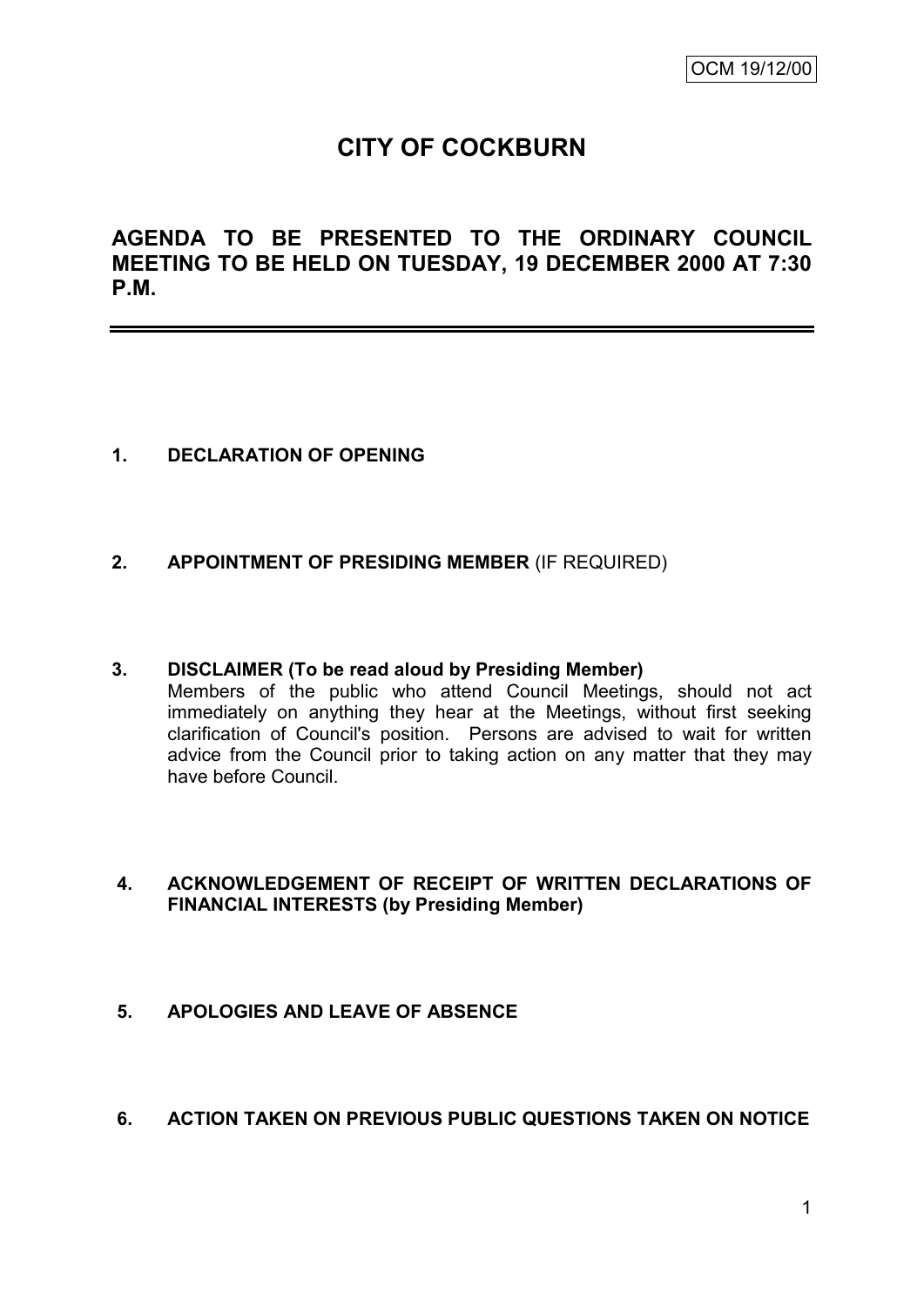OCM 19/12/00

# CITY OF COCKBURN

## AGENDA TO BE PRESENTED TO THE ORDINARY COUNCIL MEETING TO BE HELD ON TUESDAY, 19 DECEMBER 2000 AT 7:30 P.M.

---

**1. DECLARATION OF OPENING**

**2. APPOINTMENT OF PRESIDING MEMBER** (IF REQUIRED)

**3. DISCLAIMER (To be read aloud by Presiding Member)**

Members of the public who attend Council Meetings, should not act immediately on anything they hear at the Meetings, without first seeking clarification of Council's position. Persons are advised to wait for written advice from the Council prior to taking action on any matter that they may have before Council.

**4. ACKNOWLEDGEMENT OF RECEIPT OF WRITTEN DECLARATIONS OF FINANCIAL INTERESTS (by Presiding Member)**

**5. APOLOGIES AND LEAVE OF ABSENCE**

**6. ACTION TAKEN ON PREVIOUS PUBLIC QUESTIONS TAKEN ON NOTICE**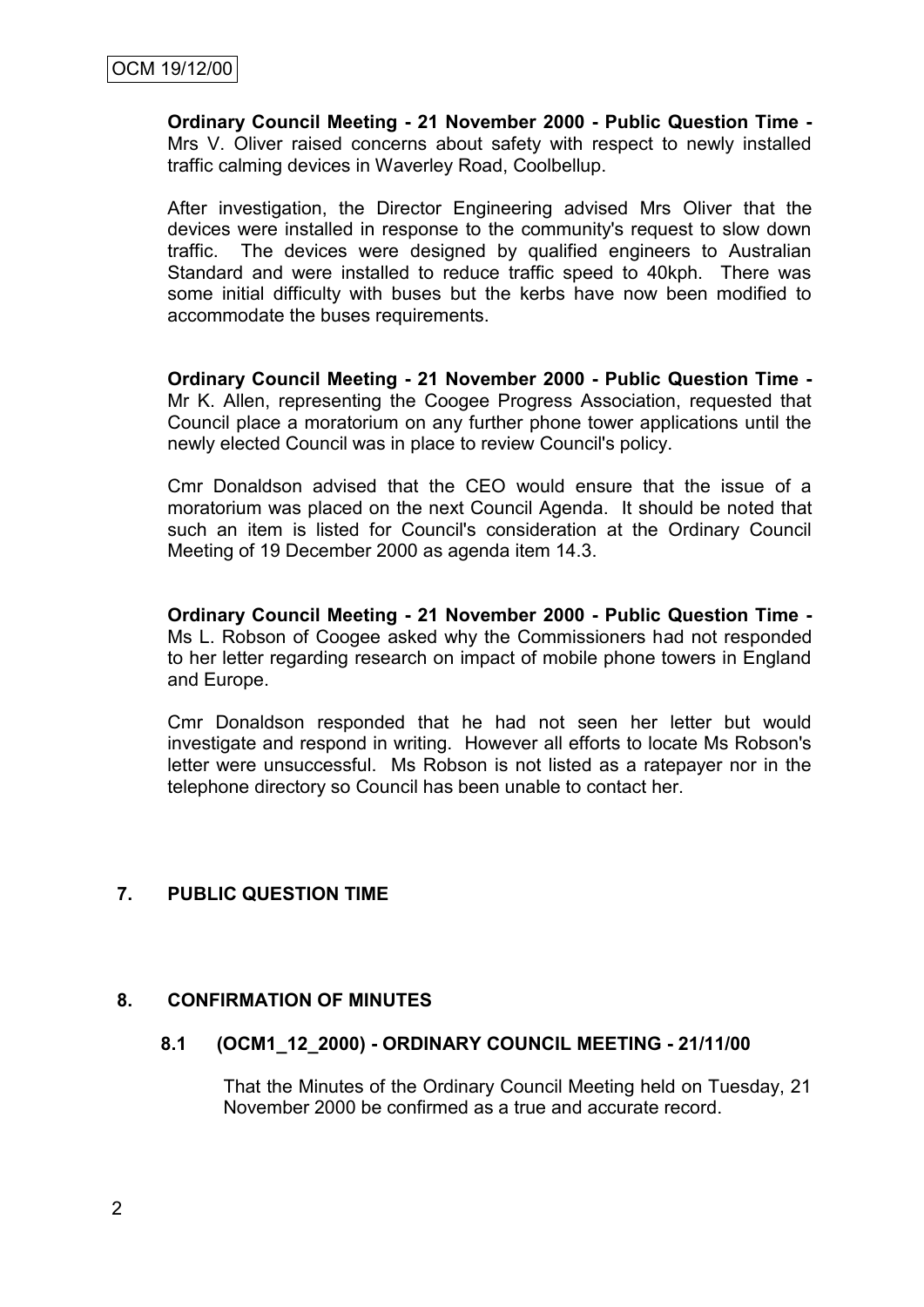**Ordinary Council Meeting - 21 November 2000 - Public Question Time -** Mrs V. Oliver raised concerns about safety with respect to newly installed traffic calming devices in Waverley Road, Coolbellup.

After investigation, the Director Engineering advised Mrs Oliver that the devices were installed in response to the community's request to slow down traffic. The devices were designed by qualified engineers to Australian Standard and were installed to reduce traffic speed to 40kph. There was some initial difficulty with buses but the kerbs have now been modified to accommodate the buses requirements.

**Ordinary Council Meeting - 21 November 2000 - Public Question Time -** Mr K. Allen, representing the Coogee Progress Association, requested that Council place a moratorium on any further phone tower applications until the newly elected Council was in place to review Council's policy.

Cmr Donaldson advised that the CEO would ensure that the issue of a moratorium was placed on the next Council Agenda. It should be noted that such an item is listed for Council's consideration at the Ordinary Council Meeting of 19 December 2000 as agenda item 14.3.

**Ordinary Council Meeting - 21 November 2000 - Public Question Time -** Ms L. Robson of Coogee asked why the Commissioners had not responded to her letter regarding research on impact of mobile phone towers in England and Europe.

Cmr Donaldson responded that he had not seen her letter but would investigate and respond in writing. However all efforts to locate Ms Robson's letter were unsuccessful. Ms Robson is not listed as a ratepayer nor in the telephone directory so Council has been unable to contact her.

## 7. PUBLIC QUESTION TIME

## 8. CONFIRMATION OF MINUTES

### 8.1 (OCM1_12_2000) - ORDINARY COUNCIL MEETING - 21/11/00

That the Minutes of the Ordinary Council Meeting held on Tuesday, 21 November 2000 be confirmed as a true and accurate record.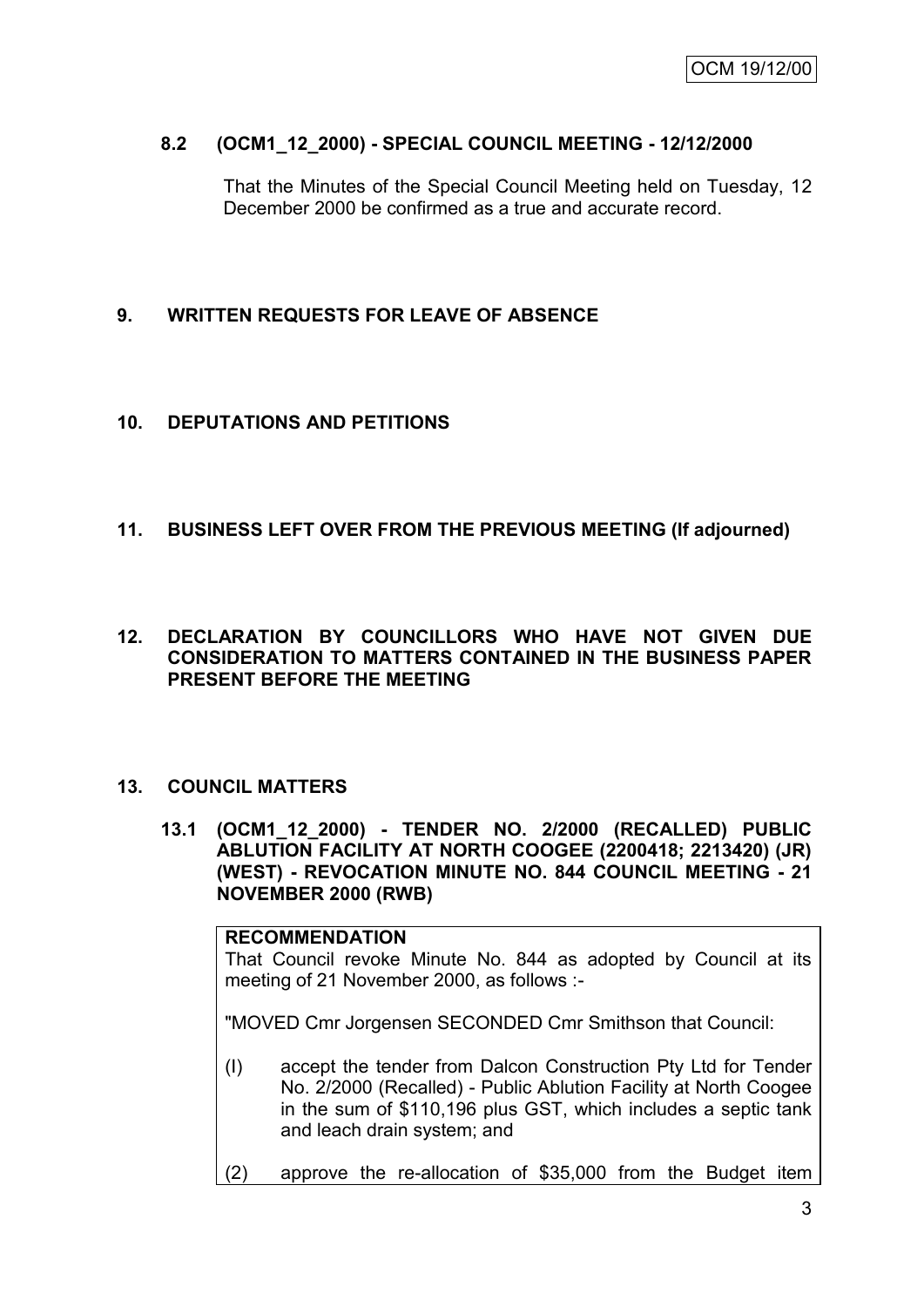### 8.2 (OCM1_12_2000) - SPECIAL COUNCIL MEETING - 12/12/2000

That the Minutes of the Special Council Meeting held on Tuesday, 12 December 2000 be confirmed as a true and accurate record.

## 9. WRITTEN REQUESTS FOR LEAVE OF ABSENCE

## 10. DEPUTATIONS AND PETITIONS

## 11. BUSINESS LEFT OVER FROM THE PREVIOUS MEETING (If adjourned)

## 12. DECLARATION BY COUNCILLORS WHO HAVE NOT GIVEN DUE CONSIDERATION TO MATTERS CONTAINED IN THE BUSINESS PAPER PRESENT BEFORE THE MEETING

## 13. COUNCIL MATTERS

### 13.1 (OCM1_12_2000) - TENDER NO. 2/2000 (RECALLED) PUBLIC ABLUTION FACILITY AT NORTH COOGEE (2200418; 2213420) (JR) (WEST) - REVOCATION MINUTE NO. 844 COUNCIL MEETING - 21 NOVEMBER 2000 (RWB)

**RECOMMENDATION**

That Council revoke Minute No. 844 as adopted by Council at its meeting of 21 November 2000, as follows :-

"MOVED Cmr Jorgensen SECONDED Cmr Smithson that Council:

(I) accept the tender from Dalcon Construction Pty Ltd for Tender No. 2/2000 (Recalled) - Public Ablution Facility at North Coogee in the sum of $110,196 plus GST, which includes a septic tank and leach drain system; and

(2) approve the re-allocation of $35,000 from the Budget item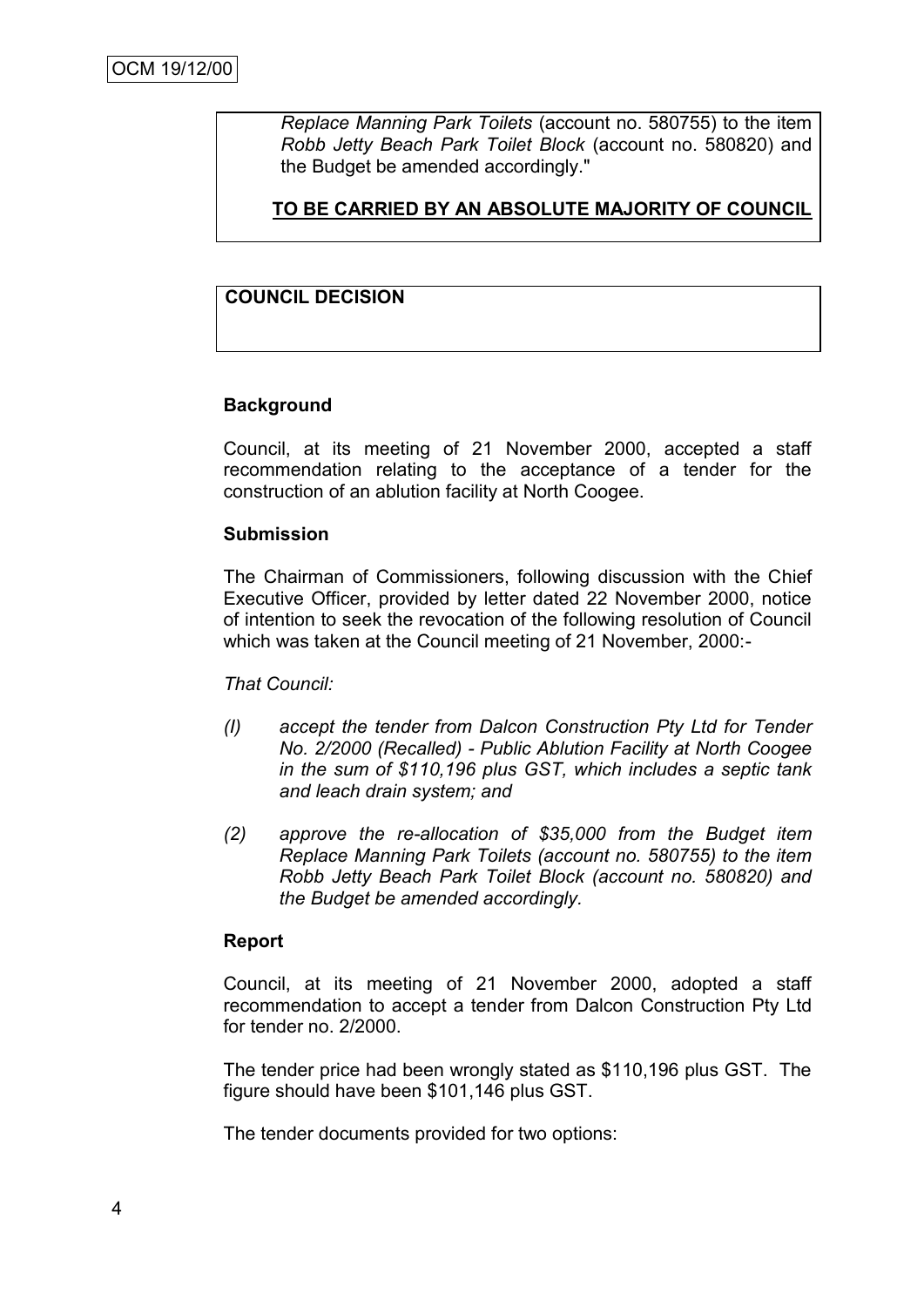*Replace Manning Park Toilets* (account no. 580755) to the item *Robb Jetty Beach Park Toilet Block* (account no. 580820) and the Budget be amended accordingly."

**TO BE CARRIED BY AN ABSOLUTE MAJORITY OF COUNCIL**

**COUNCIL DECISION**

### Background

Council, at its meeting of 21 November 2000, accepted a staff recommendation relating to the acceptance of a tender for the construction of an ablution facility at North Coogee.

### Submission

The Chairman of Commissioners, following discussion with the Chief Executive Officer, provided by letter dated 22 November 2000, notice of intention to seek the revocation of the following resolution of Council which was taken at the Council meeting of 21 November, 2000:-

*That Council:*

*(l) accept the tender from Dalcon Construction Pty Ltd for Tender No. 2/2000 (Recalled) - Public Ablution Facility at North Coogee in the sum of $110,196 plus GST, which includes a septic tank and leach drain system; and*

*(2) approve the re-allocation of $35,000 from the Budget item Replace Manning Park Toilets (account no. 580755) to the item Robb Jetty Beach Park Toilet Block (account no. 580820) and the Budget be amended accordingly.*

### Report

Council, at its meeting of 21 November 2000, adopted a staff recommendation to accept a tender from Dalcon Construction Pty Ltd for tender no. 2/2000.

The tender price had been wrongly stated as $110,196 plus GST. The figure should have been $101,146 plus GST.

The tender documents provided for two options: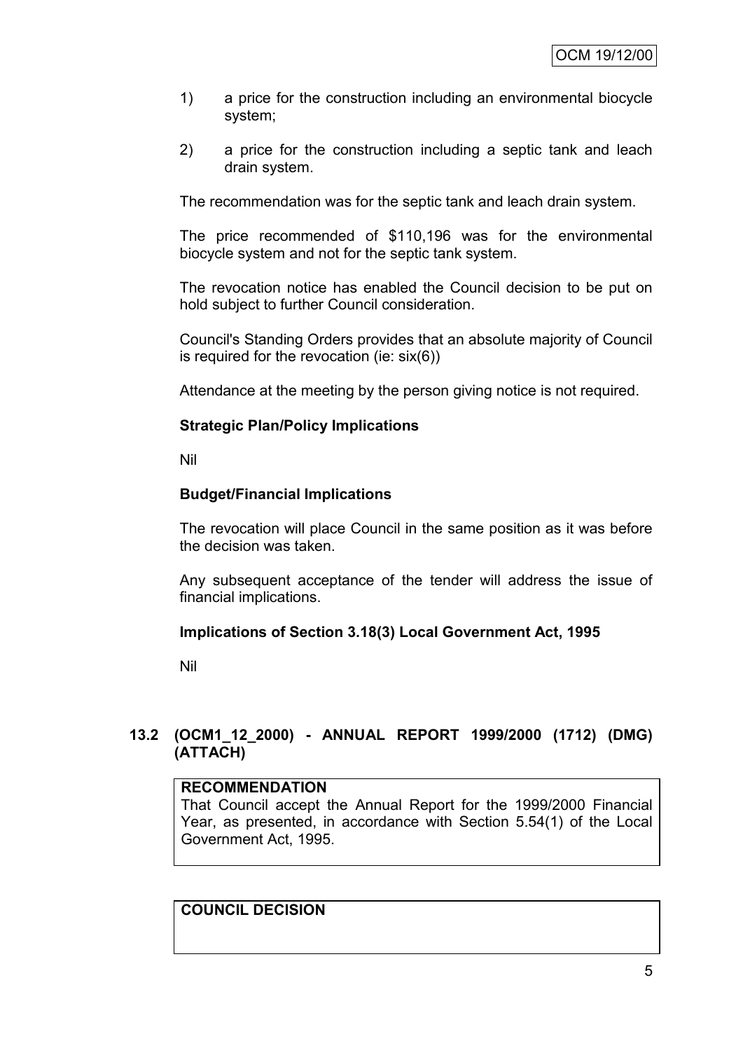1) a price for the construction including an environmental biocycle system;

2) a price for the construction including a septic tank and leach drain system.

The recommendation was for the septic tank and leach drain system.

The price recommended of $110,196 was for the environmental biocycle system and not for the septic tank system.

The revocation notice has enabled the Council decision to be put on hold subject to further Council consideration.

Council's Standing Orders provides that an absolute majority of Council is required for the revocation (ie: six(6))

Attendance at the meeting by the person giving notice is not required.

**Strategic Plan/Policy Implications**

Nil

**Budget/Financial Implications**

The revocation will place Council in the same position as it was before the decision was taken.

Any subsequent acceptance of the tender will address the issue of financial implications.

**Implications of Section 3.18(3) Local Government Act, 1995**

Nil

## 13.2 (OCM1_12_2000) - ANNUAL REPORT 1999/2000 (1712) (DMG) (ATTACH)

**RECOMMENDATION**

That Council accept the Annual Report for the 1999/2000 Financial Year, as presented, in accordance with Section 5.54(1) of the Local Government Act, 1995.

**COUNCIL DECISION**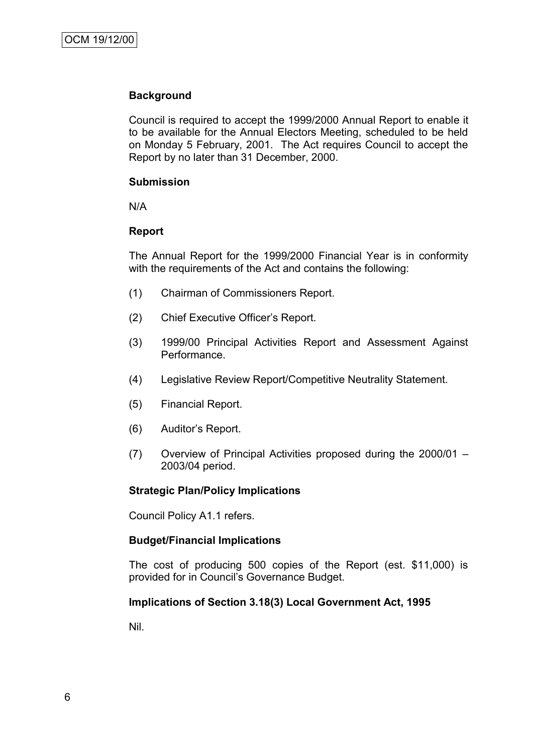**Background**

Council is required to accept the 1999/2000 Annual Report to enable it to be available for the Annual Electors Meeting, scheduled to be held on Monday 5 February, 2001. The Act requires Council to accept the Report by no later than 31 December, 2000.

**Submission**

N/A

**Report**

The Annual Report for the 1999/2000 Financial Year is in conformity with the requirements of the Act and contains the following:

(1) Chairman of Commissioners Report.

(2) Chief Executive Officer's Report.

(3) 1999/00 Principal Activities Report and Assessment Against Performance.

(4) Legislative Review Report/Competitive Neutrality Statement.

(5) Financial Report.

(6) Auditor's Report.

(7) Overview of Principal Activities proposed during the 2000/01 – 2003/04 period.

**Strategic Plan/Policy Implications**

Council Policy A1.1 refers.

**Budget/Financial Implications**

The cost of producing 500 copies of the Report (est. $11,000) is provided for in Council's Governance Budget.

**Implications of Section 3.18(3) Local Government Act, 1995**

Nil.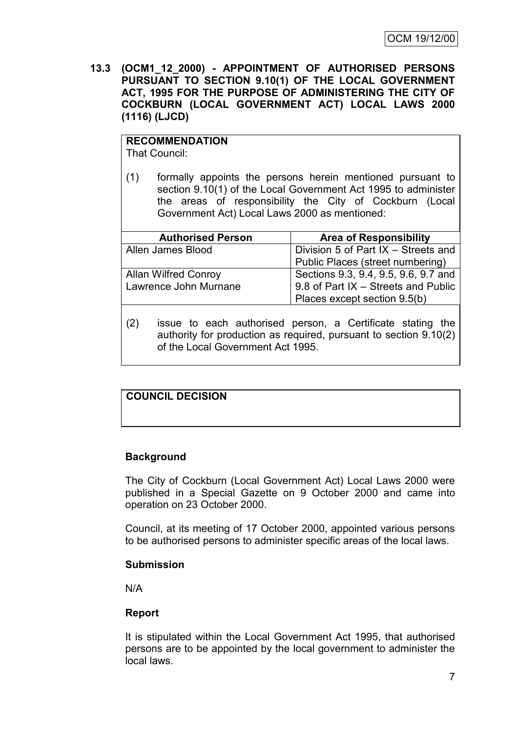**13.3 (OCM1_12_2000) - APPOINTMENT OF AUTHORISED PERSONS PURSUANT TO SECTION 9.10(1) OF THE LOCAL GOVERNMENT ACT, 1995 FOR THE PURPOSE OF ADMINISTERING THE CITY OF COCKBURN (LOCAL GOVERNMENT ACT) LOCAL LAWS 2000 (1116) (LJCD)**

**RECOMMENDATION**

That Council:

(1) formally appoints the persons herein mentioned pursuant to section 9.10(1) of the Local Government Act 1995 to administer the areas of responsibility the City of Cockburn (Local Government Act) Local Laws 2000 as mentioned:

| Authorised Person | Area of Responsibility |
|---|---|
| Allen James Blood | Division 5 of Part IX – Streets and Public Places (street numbering) |
| Allan Wilfred Conroy<br>Lawrence John Murnane | Sections 9.3, 9.4, 9.5, 9.6, 9.7 and 9.8 of Part IX – Streets and Public Places except section 9.5(b) |

(2) issue to each authorised person, a Certificate stating the authority for production as required, pursuant to section 9.10(2) of the Local Government Act 1995.

**COUNCIL DECISION**

## Background

The City of Cockburn (Local Government Act) Local Laws 2000 were published in a Special Gazette on 9 October 2000 and came into operation on 23 October 2000.

Council, at its meeting of 17 October 2000, appointed various persons to be authorised persons to administer specific areas of the local laws.

## Submission

N/A

## Report

It is stipulated within the Local Government Act 1995, that authorised persons are to be appointed by the local government to administer the local laws.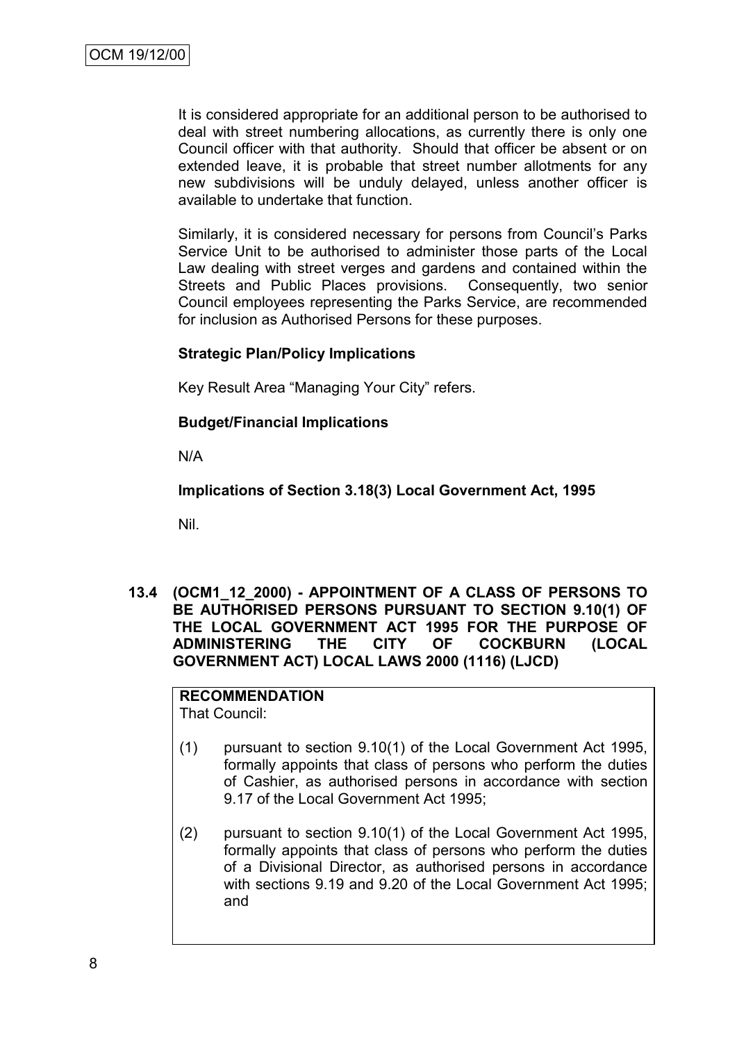It is considered appropriate for an additional person to be authorised to deal with street numbering allocations, as currently there is only one Council officer with that authority. Should that officer be absent or on extended leave, it is probable that street number allotments for any new subdivisions will be unduly delayed, unless another officer is available to undertake that function.

Similarly, it is considered necessary for persons from Council's Parks Service Unit to be authorised to administer those parts of the Local Law dealing with street verges and gardens and contained within the Streets and Public Places provisions. Consequently, two senior Council employees representing the Parks Service, are recommended for inclusion as Authorised Persons for these purposes.

**Strategic Plan/Policy Implications**

Key Result Area "Managing Your City" refers.

**Budget/Financial Implications**

N/A

**Implications of Section 3.18(3) Local Government Act, 1995**

Nil.

## 13.4 (OCM1_12_2000) - APPOINTMENT OF A CLASS OF PERSONS TO BE AUTHORISED PERSONS PURSUANT TO SECTION 9.10(1) OF THE LOCAL GOVERNMENT ACT 1995 FOR THE PURPOSE OF ADMINISTERING THE CITY OF COCKBURN (LOCAL GOVERNMENT ACT) LOCAL LAWS 2000 (1116) (LJCD)

**RECOMMENDATION**

That Council:

(1) pursuant to section 9.10(1) of the Local Government Act 1995, formally appoints that class of persons who perform the duties of Cashier, as authorised persons in accordance with section 9.17 of the Local Government Act 1995;

(2) pursuant to section 9.10(1) of the Local Government Act 1995, formally appoints that class of persons who perform the duties of a Divisional Director, as authorised persons in accordance with sections 9.19 and 9.20 of the Local Government Act 1995; and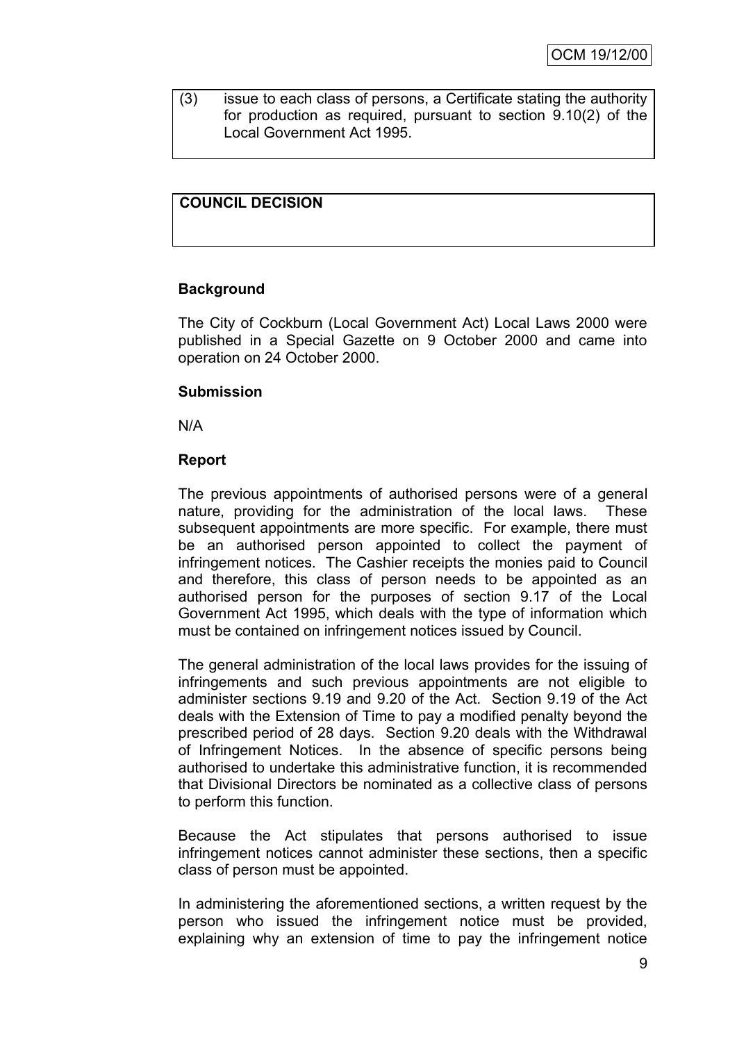(3) issue to each class of persons, a Certificate stating the authority for production as required, pursuant to section 9.10(2) of the Local Government Act 1995.

**COUNCIL DECISION**

**Background**

The City of Cockburn (Local Government Act) Local Laws 2000 were published in a Special Gazette on 9 October 2000 and came into operation on 24 October 2000.

**Submission**

N/A

**Report**

The previous appointments of authorised persons were of a general nature, providing for the administration of the local laws. These subsequent appointments are more specific. For example, there must be an authorised person appointed to collect the payment of infringement notices. The Cashier receipts the monies paid to Council and therefore, this class of person needs to be appointed as an authorised person for the purposes of section 9.17 of the Local Government Act 1995, which deals with the type of information which must be contained on infringement notices issued by Council.

The general administration of the local laws provides for the issuing of infringements and such previous appointments are not eligible to administer sections 9.19 and 9.20 of the Act. Section 9.19 of the Act deals with the Extension of Time to pay a modified penalty beyond the prescribed period of 28 days. Section 9.20 deals with the Withdrawal of Infringement Notices. In the absence of specific persons being authorised to undertake this administrative function, it is recommended that Divisional Directors be nominated as a collective class of persons to perform this function.

Because the Act stipulates that persons authorised to issue infringement notices cannot administer these sections, then a specific class of person must be appointed.

In administering the aforementioned sections, a written request by the person who issued the infringement notice must be provided, explaining why an extension of time to pay the infringement notice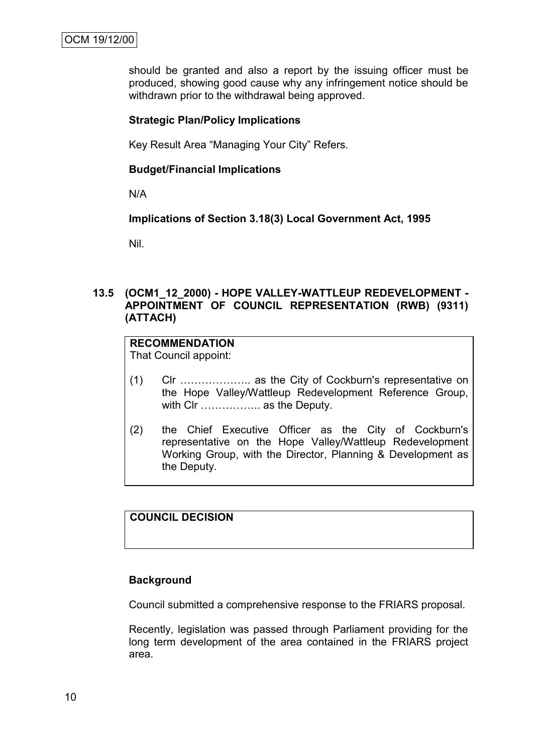should be granted and also a report by the issuing officer must be produced, showing good cause why any infringement notice should be withdrawn prior to the withdrawal being approved.

**Strategic Plan/Policy Implications**

Key Result Area "Managing Your City" Refers.

**Budget/Financial Implications**

N/A

**Implications of Section 3.18(3) Local Government Act, 1995**

Nil.

### 13.5 (OCM1_12_2000) - HOPE VALLEY-WATTLEUP REDEVELOPMENT - APPOINTMENT OF COUNCIL REPRESENTATION (RWB) (9311) (ATTACH)

**RECOMMENDATION**

That Council appoint:

(1) Clr ……………….. as the City of Cockburn's representative on the Hope Valley/Wattleup Redevelopment Reference Group, with Clr …………….. as the Deputy.

(2) the Chief Executive Officer as the City of Cockburn's representative on the Hope Valley/Wattleup Redevelopment Working Group, with the Director, Planning & Development as the Deputy.

**COUNCIL DECISION**

**Background**

Council submitted a comprehensive response to the FRIARS proposal.

Recently, legislation was passed through Parliament providing for the long term development of the area contained in the FRIARS project area.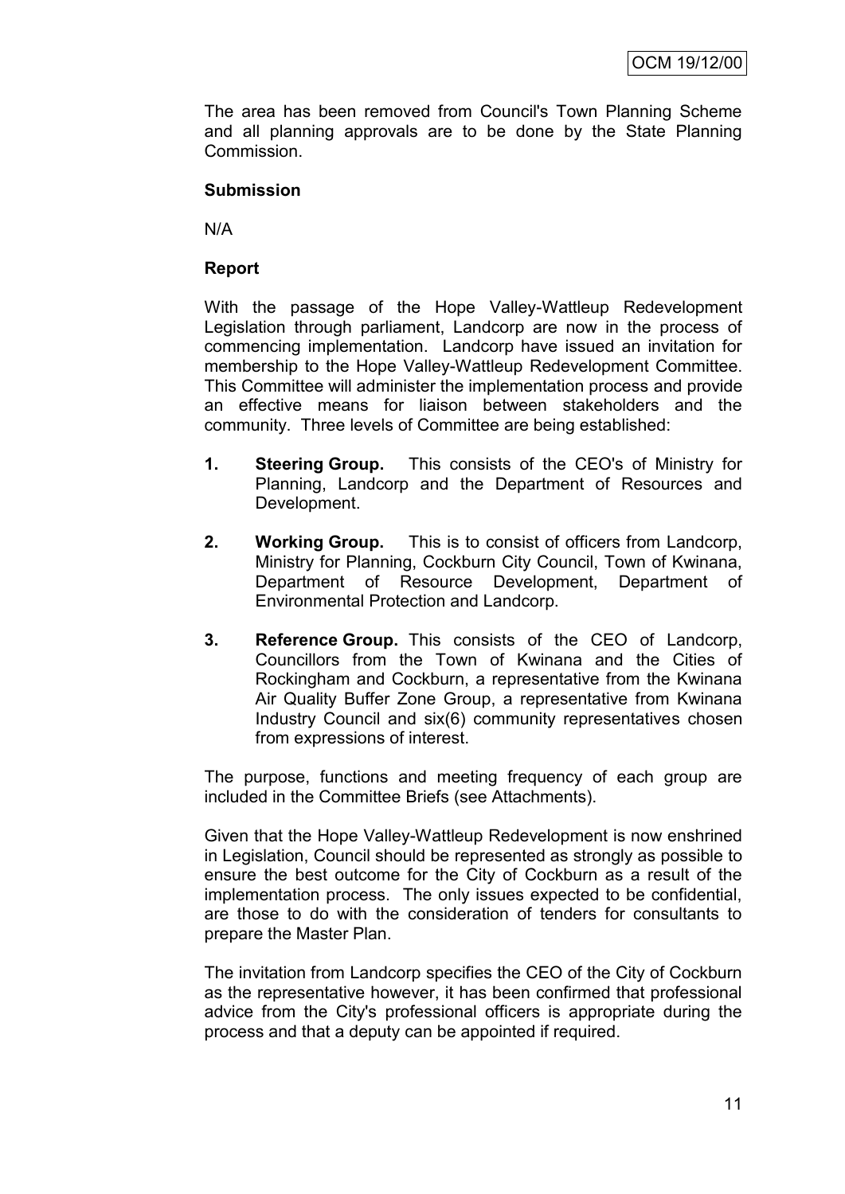The area has been removed from Council's Town Planning Scheme and all planning approvals are to be done by the State Planning Commission.

**Submission**

N/A

**Report**

With the passage of the Hope Valley-Wattleup Redevelopment Legislation through parliament, Landcorp are now in the process of commencing implementation. Landcorp have issued an invitation for membership to the Hope Valley-Wattleup Redevelopment Committee. This Committee will administer the implementation process and provide an effective means for liaison between stakeholders and the community. Three levels of Committee are being established:

1. **Steering Group.** This consists of the CEO's of Ministry for Planning, Landcorp and the Department of Resources and Development.

2. **Working Group.** This is to consist of officers from Landcorp, Ministry for Planning, Cockburn City Council, Town of Kwinana, Department of Resource Development, Department of Environmental Protection and Landcorp.

3. **Reference Group.** This consists of the CEO of Landcorp, Councillors from the Town of Kwinana and the Cities of Rockingham and Cockburn, a representative from the Kwinana Air Quality Buffer Zone Group, a representative from Kwinana Industry Council and six(6) community representatives chosen from expressions of interest.

The purpose, functions and meeting frequency of each group are included in the Committee Briefs (see Attachments).

Given that the Hope Valley-Wattleup Redevelopment is now enshrined in Legislation, Council should be represented as strongly as possible to ensure the best outcome for the City of Cockburn as a result of the implementation process. The only issues expected to be confidential, are those to do with the consideration of tenders for consultants to prepare the Master Plan.

The invitation from Landcorp specifies the CEO of the City of Cockburn as the representative however, it has been confirmed that professional advice from the City's professional officers is appropriate during the process and that a deputy can be appointed if required.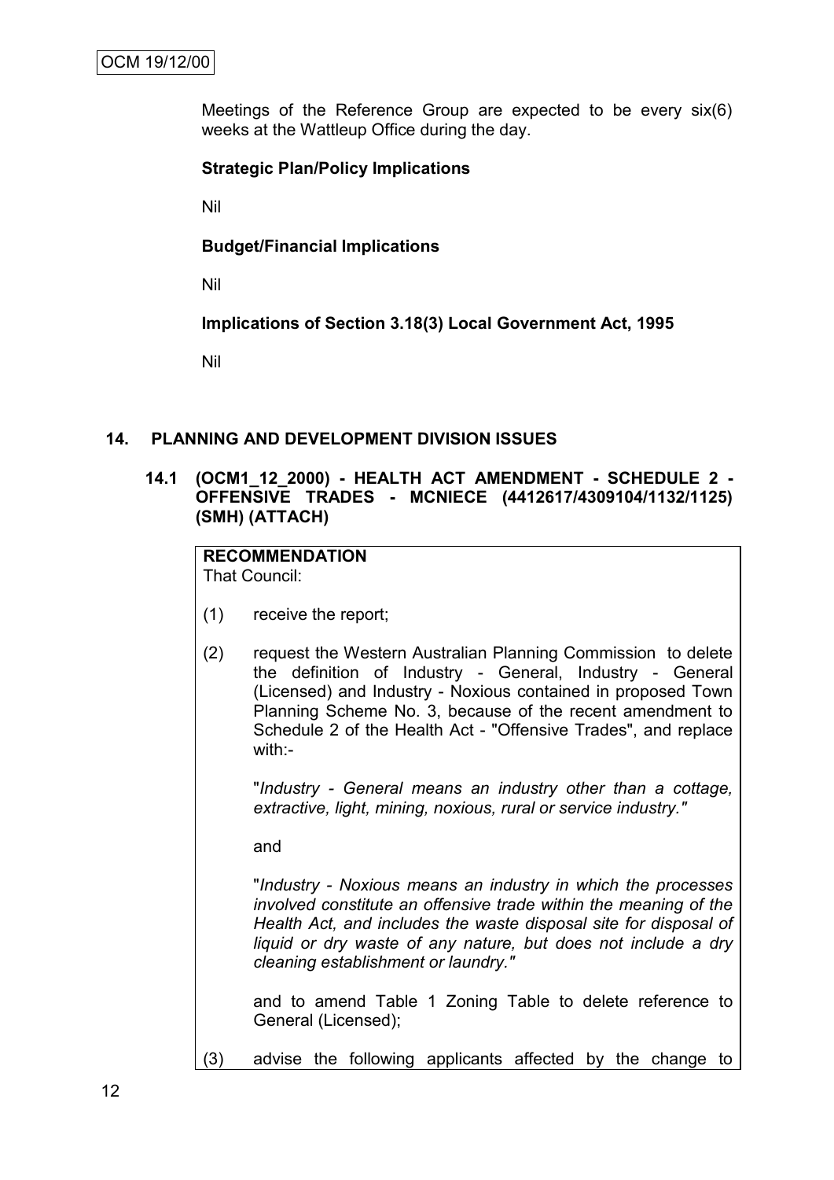Meetings of the Reference Group are expected to be every six(6) weeks at the Wattleup Office during the day.

**Strategic Plan/Policy Implications**

Nil

**Budget/Financial Implications**

Nil

**Implications of Section 3.18(3) Local Government Act, 1995**

Nil

## 14. PLANNING AND DEVELOPMENT DIVISION ISSUES

### 14.1 (OCM1_12_2000) - HEALTH ACT AMENDMENT - SCHEDULE 2 - OFFENSIVE TRADES - MCNIECE (4412617/4309104/1132/1125) (SMH) (ATTACH)

**RECOMMENDATION**
That Council:

(1) receive the report;

(2) request the Western Australian Planning Commission to delete the definition of Industry - General, Industry - General (Licensed) and Industry - Noxious contained in proposed Town Planning Scheme No. 3, because of the recent amendment to Schedule 2 of the Health Act - "Offensive Trades", and replace with:-

"*Industry - General means an industry other than a cottage, extractive, light, mining, noxious, rural or service industry.*"

and

"*Industry - Noxious means an industry in which the processes involved constitute an offensive trade within the meaning of the Health Act, and includes the waste disposal site for disposal of liquid or dry waste of any nature, but does not include a dry cleaning establishment or laundry.*"

and to amend Table 1 Zoning Table to delete reference to General (Licensed);

(3) advise the following applicants affected by the change to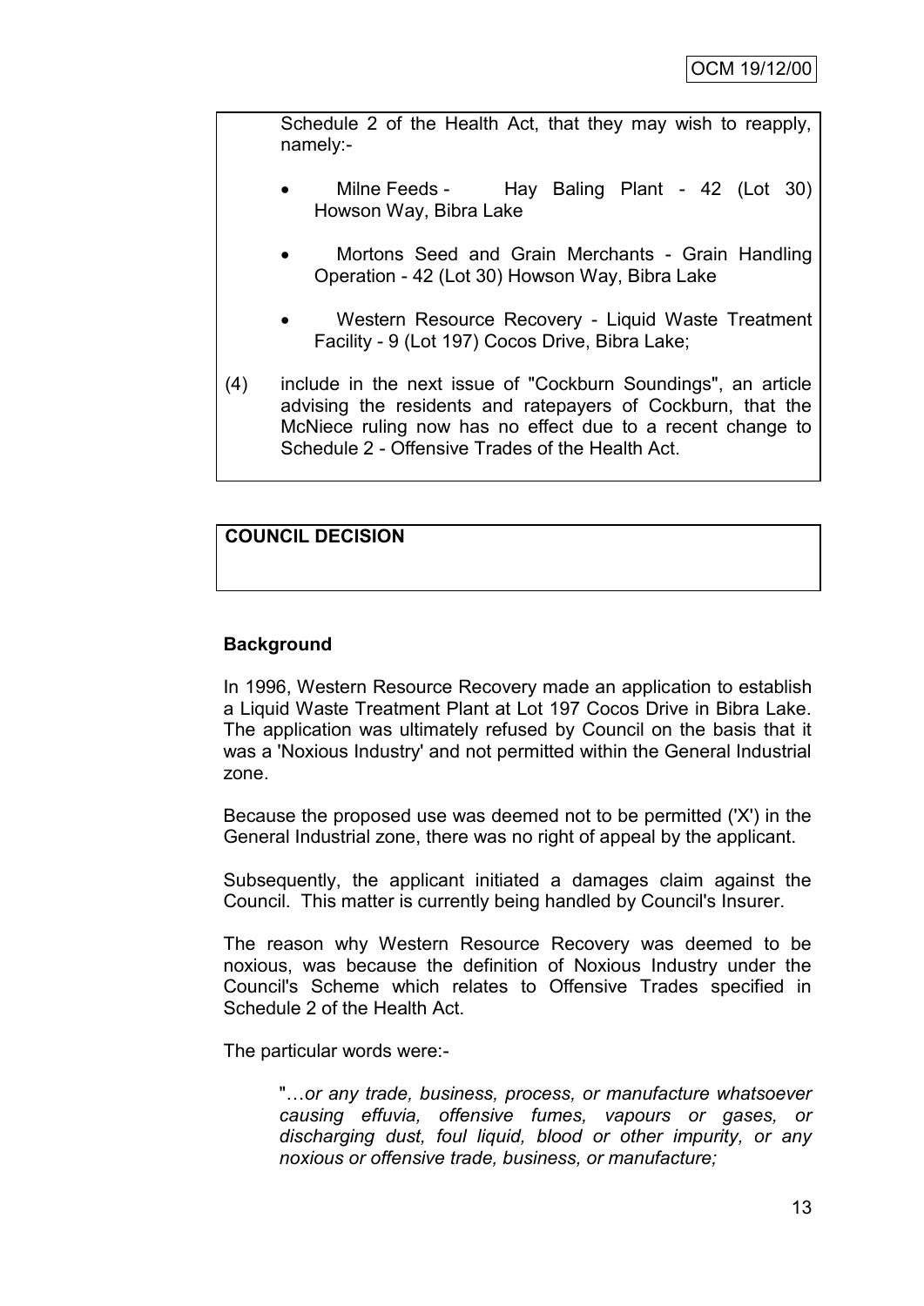Schedule 2 of the Health Act, that they may wish to reapply, namely:-

- Milne Feeds - Hay Baling Plant - 42 (Lot 30) Howson Way, Bibra Lake

- Mortons Seed and Grain Merchants - Grain Handling Operation - 42 (Lot 30) Howson Way, Bibra Lake

- Western Resource Recovery - Liquid Waste Treatment Facility - 9 (Lot 197) Cocos Drive, Bibra Lake;

(4) include in the next issue of "Cockburn Soundings", an article advising the residents and ratepayers of Cockburn, that the McNiece ruling now has no effect due to a recent change to Schedule 2 - Offensive Trades of the Health Act.

**COUNCIL DECISION**

**Background**

In 1996, Western Resource Recovery made an application to establish a Liquid Waste Treatment Plant at Lot 197 Cocos Drive in Bibra Lake. The application was ultimately refused by Council on the basis that it was a 'Noxious Industry' and not permitted within the General Industrial zone.

Because the proposed use was deemed not to be permitted ('X') in the General Industrial zone, there was no right of appeal by the applicant.

Subsequently, the applicant initiated a damages claim against the Council. This matter is currently being handled by Council's Insurer.

The reason why Western Resource Recovery was deemed to be noxious, was because the definition of Noxious Industry under the Council's Scheme which relates to Offensive Trades specified in Schedule 2 of the Health Act.

The particular words were:-

> "…*or any trade, business, process, or manufacture whatsoever causing effuvia, offensive fumes, vapours or gases, or discharging dust, foul liquid, blood or other impurity, or any noxious or offensive trade, business, or manufacture;*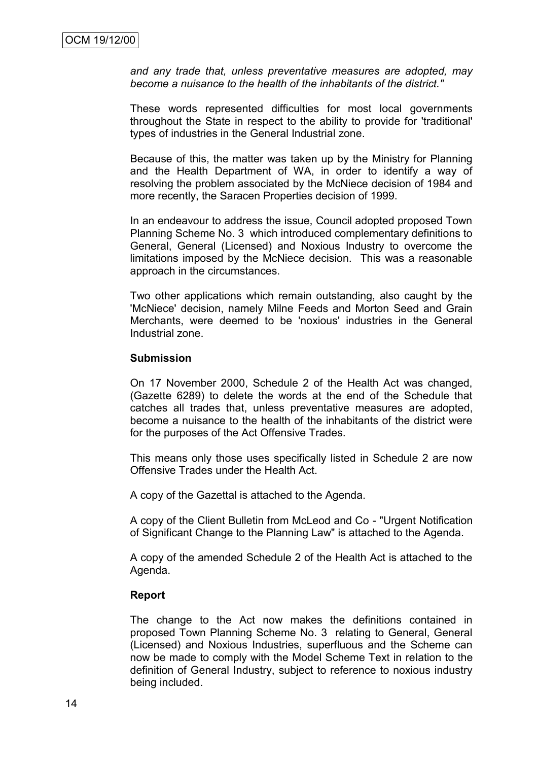*and any trade that, unless preventative measures are adopted, may become a nuisance to the health of the inhabitants of the district."*

These words represented difficulties for most local governments throughout the State in respect to the ability to provide for 'traditional' types of industries in the General Industrial zone.

Because of this, the matter was taken up by the Ministry for Planning and the Health Department of WA, in order to identify a way of resolving the problem associated by the McNiece decision of 1984 and more recently, the Saracen Properties decision of 1999.

In an endeavour to address the issue, Council adopted proposed Town Planning Scheme No. 3 which introduced complementary definitions to General, General (Licensed) and Noxious Industry to overcome the limitations imposed by the McNiece decision. This was a reasonable approach in the circumstances.

Two other applications which remain outstanding, also caught by the 'McNiece' decision, namely Milne Feeds and Morton Seed and Grain Merchants, were deemed to be 'noxious' industries in the General Industrial zone.

**Submission**

On 17 November 2000, Schedule 2 of the Health Act was changed, (Gazette 6289) to delete the words at the end of the Schedule that catches all trades that, unless preventative measures are adopted, become a nuisance to the health of the inhabitants of the district were for the purposes of the Act Offensive Trades.

This means only those uses specifically listed in Schedule 2 are now Offensive Trades under the Health Act.

A copy of the Gazettal is attached to the Agenda.

A copy of the Client Bulletin from McLeod and Co - "Urgent Notification of Significant Change to the Planning Law" is attached to the Agenda.

A copy of the amended Schedule 2 of the Health Act is attached to the Agenda.

**Report**

The change to the Act now makes the definitions contained in proposed Town Planning Scheme No. 3 relating to General, General (Licensed) and Noxious Industries, superfluous and the Scheme can now be made to comply with the Model Scheme Text in relation to the definition of General Industry, subject to reference to noxious industry being included.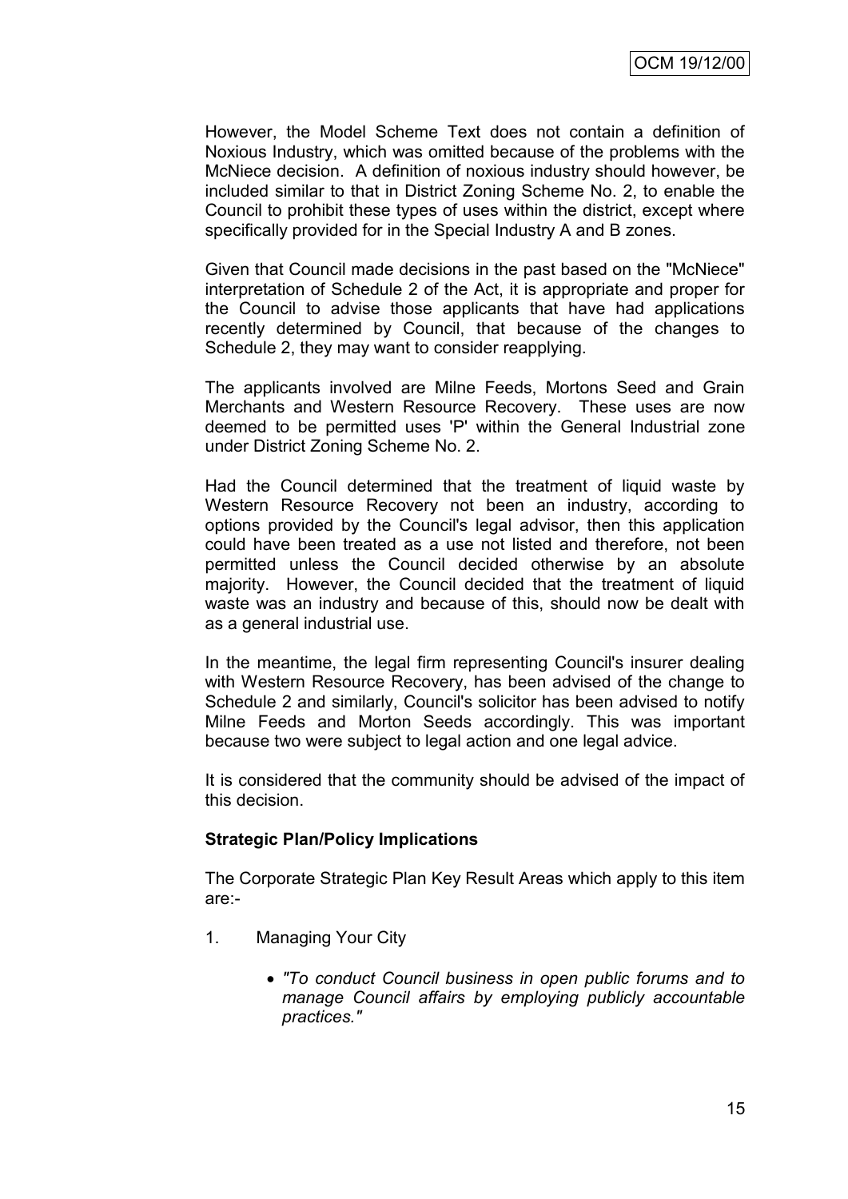However, the Model Scheme Text does not contain a definition of Noxious Industry, which was omitted because of the problems with the McNiece decision. A definition of noxious industry should however, be included similar to that in District Zoning Scheme No. 2, to enable the Council to prohibit these types of uses within the district, except where specifically provided for in the Special Industry A and B zones.

Given that Council made decisions in the past based on the "McNiece" interpretation of Schedule 2 of the Act, it is appropriate and proper for the Council to advise those applicants that have had applications recently determined by Council, that because of the changes to Schedule 2, they may want to consider reapplying.

The applicants involved are Milne Feeds, Mortons Seed and Grain Merchants and Western Resource Recovery. These uses are now deemed to be permitted uses 'P' within the General Industrial zone under District Zoning Scheme No. 2.

Had the Council determined that the treatment of liquid waste by Western Resource Recovery not been an industry, according to options provided by the Council's legal advisor, then this application could have been treated as a use not listed and therefore, not been permitted unless the Council decided otherwise by an absolute majority. However, the Council decided that the treatment of liquid waste was an industry and because of this, should now be dealt with as a general industrial use.

In the meantime, the legal firm representing Council's insurer dealing with Western Resource Recovery, has been advised of the change to Schedule 2 and similarly, Council's solicitor has been advised to notify Milne Feeds and Morton Seeds accordingly. This was important because two were subject to legal action and one legal advice.

It is considered that the community should be advised of the impact of this decision.

**Strategic Plan/Policy Implications**

The Corporate Strategic Plan Key Result Areas which apply to this item are:-

1. Managing Your City

   - *"To conduct Council business in open public forums and to manage Council affairs by employing publicly accountable practices."*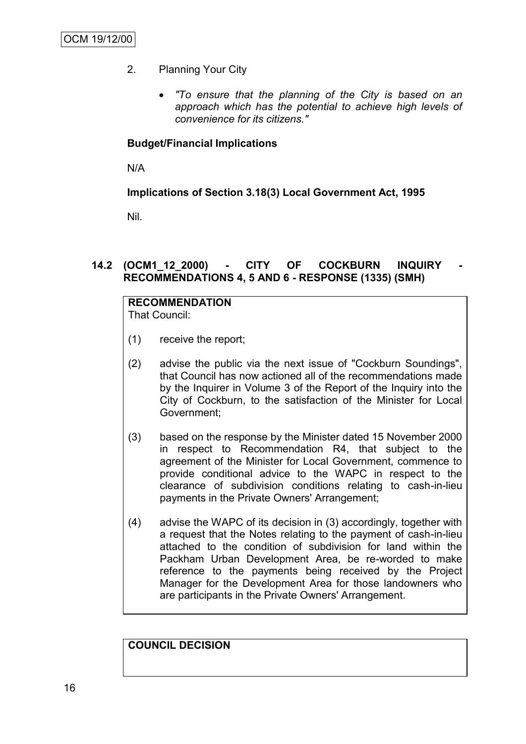2. Planning Your City

   - *"To ensure that the planning of the City is based on an approach which has the potential to achieve high levels of convenience for its citizens."*

**Budget/Financial Implications**

N/A

**Implications of Section 3.18(3) Local Government Act, 1995**

Nil.

## 14.2 (OCM1_12_2000) - CITY OF COCKBURN INQUIRY - RECOMMENDATIONS 4, 5 AND 6 - RESPONSE (1335) (SMH)

**RECOMMENDATION**

That Council:

(1) receive the report;

(2) advise the public via the next issue of "Cockburn Soundings", that Council has now actioned all of the recommendations made by the Inquirer in Volume 3 of the Report of the Inquiry into the City of Cockburn, to the satisfaction of the Minister for Local Government;

(3) based on the response by the Minister dated 15 November 2000 in respect to Recommendation R4, that subject to the agreement of the Minister for Local Government, commence to provide conditional advice to the WAPC in respect to the clearance of subdivision conditions relating to cash-in-lieu payments in the Private Owners' Arrangement;

(4) advise the WAPC of its decision in (3) accordingly, together with a request that the Notes relating to the payment of cash-in-lieu attached to the condition of subdivision for land within the Packham Urban Development Area, be re-worded to make reference to the payments being received by the Project Manager for the Development Area for those landowners who are participants in the Private Owners' Arrangement.

**COUNCIL DECISION**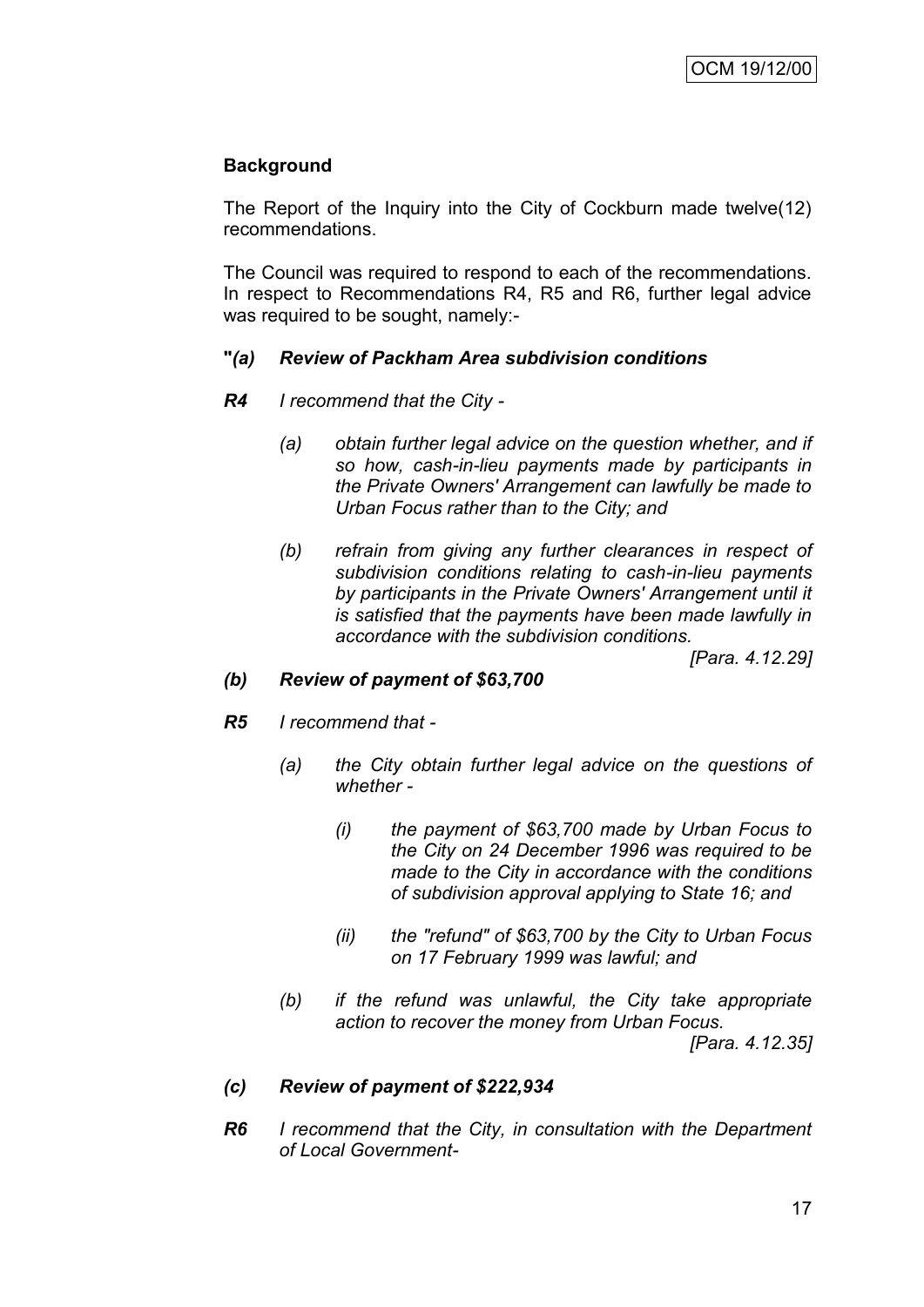**Background**

The Report of the Inquiry into the City of Cockburn made twelve(12) recommendations.

The Council was required to respond to each of the recommendations. In respect to Recommendations R4, R5 and R6, further legal advice was required to be sought, namely:-

**"*(a) Review of Packham Area subdivision conditions***

***R4*** *I recommend that the City -*

> *(a) obtain further legal advice on the question whether, and if so how, cash-in-lieu payments made by participants in the Private Owners' Arrangement can lawfully be made to Urban Focus rather than to the City; and*
>
> *(b) refrain from giving any further clearances in respect of subdivision conditions relating to cash-in-lieu payments by participants in the Private Owners' Arrangement until it is satisfied that the payments have been made lawfully in accordance with the subdivision conditions.*
>
> *[Para. 4.12.29]*

***(b) Review of payment of $63,700***

***R5*** *I recommend that -*

> *(a) the City obtain further legal advice on the questions of whether -*
>
> > *(i) the payment of $63,700 made by Urban Focus to the City on 24 December 1996 was required to be made to the City in accordance with the conditions of subdivision approval applying to State 16; and*
> >
> > *(ii) the "refund" of $63,700 by the City to Urban Focus on 17 February 1999 was lawful; and*
>
> *(b) if the refund was unlawful, the City take appropriate action to recover the money from Urban Focus.*
>
> *[Para. 4.12.35]*

***(c) Review of payment of $222,934***

***R6*** *I recommend that the City, in consultation with the Department of Local Government-*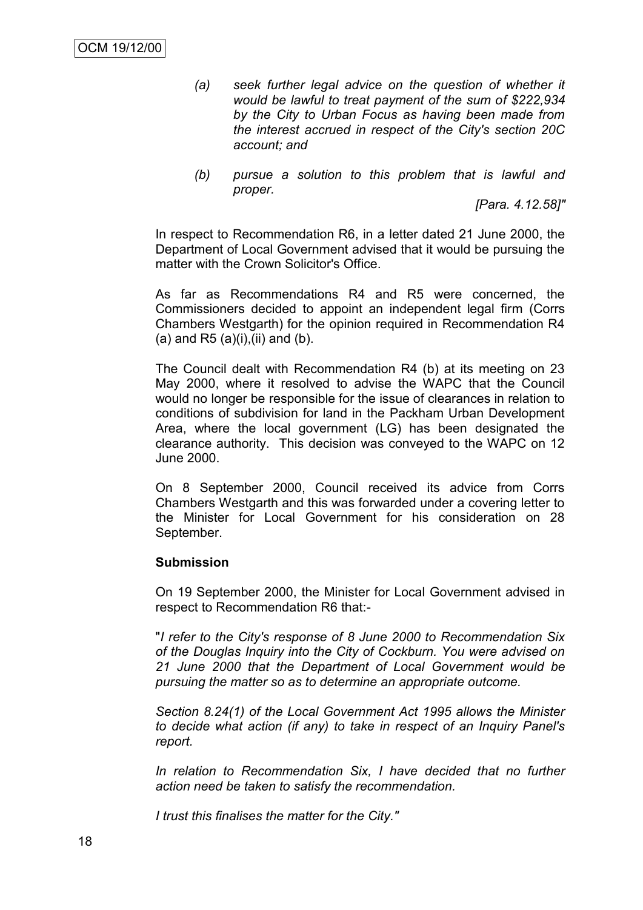*(a) seek further legal advice on the question of whether it would be lawful to treat payment of the sum of $222,934 by the City to Urban Focus as having been made from the interest accrued in respect of the City's section 20C account; and*

*(b) pursue a solution to this problem that is lawful and proper.*

*[Para. 4.12.58]"*

In respect to Recommendation R6, in a letter dated 21 June 2000, the Department of Local Government advised that it would be pursuing the matter with the Crown Solicitor's Office.

As far as Recommendations R4 and R5 were concerned, the Commissioners decided to appoint an independent legal firm (Corrs Chambers Westgarth) for the opinion required in Recommendation R4 (a) and R5 (a)(i),(ii) and (b).

The Council dealt with Recommendation R4 (b) at its meeting on 23 May 2000, where it resolved to advise the WAPC that the Council would no longer be responsible for the issue of clearances in relation to conditions of subdivision for land in the Packham Urban Development Area, where the local government (LG) has been designated the clearance authority. This decision was conveyed to the WAPC on 12 June 2000.

On 8 September 2000, Council received its advice from Corrs Chambers Westgarth and this was forwarded under a covering letter to the Minister for Local Government for his consideration on 28 September.

**Submission**

On 19 September 2000, the Minister for Local Government advised in respect to Recommendation R6 that:-

"*I refer to the City's response of 8 June 2000 to Recommendation Six of the Douglas Inquiry into the City of Cockburn. You were advised on 21 June 2000 that the Department of Local Government would be pursuing the matter so as to determine an appropriate outcome.*

*Section 8.24(1) of the Local Government Act 1995 allows the Minister to decide what action (if any) to take in respect of an Inquiry Panel's report.*

*In relation to Recommendation Six, I have decided that no further action need be taken to satisfy the recommendation.*

*I trust this finalises the matter for the City."*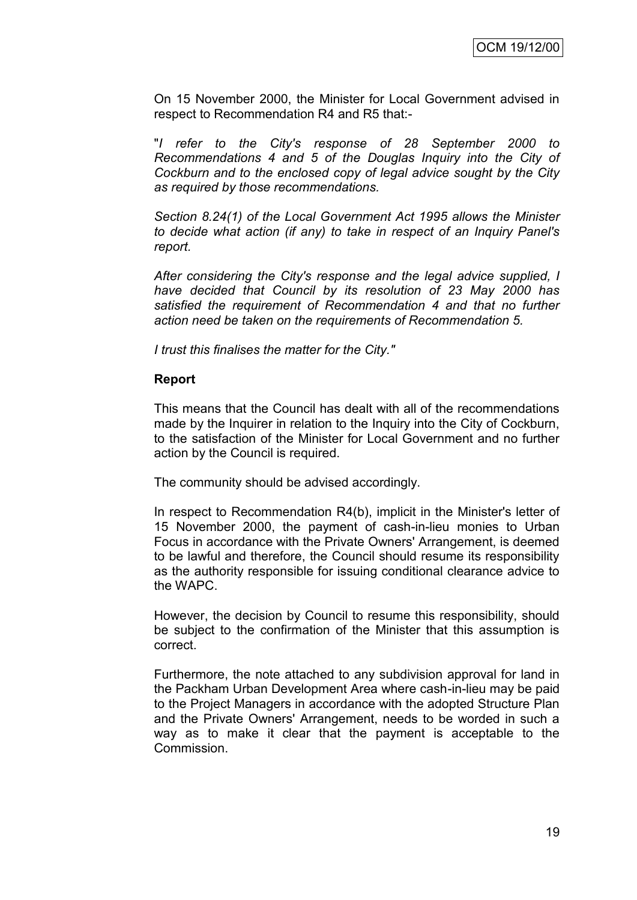On 15 November 2000, the Minister for Local Government advised in respect to Recommendation R4 and R5 that:-

"*I refer to the City's response of 28 September 2000 to Recommendations 4 and 5 of the Douglas Inquiry into the City of Cockburn and to the enclosed copy of legal advice sought by the City as required by those recommendations.*

*Section 8.24(1) of the Local Government Act 1995 allows the Minister to decide what action (if any) to take in respect of an Inquiry Panel's report.*

*After considering the City's response and the legal advice supplied, I have decided that Council by its resolution of 23 May 2000 has satisfied the requirement of Recommendation 4 and that no further action need be taken on the requirements of Recommendation 5.*

*I trust this finalises the matter for the City."*

**Report**

This means that the Council has dealt with all of the recommendations made by the Inquirer in relation to the Inquiry into the City of Cockburn, to the satisfaction of the Minister for Local Government and no further action by the Council is required.

The community should be advised accordingly.

In respect to Recommendation R4(b), implicit in the Minister's letter of 15 November 2000, the payment of cash-in-lieu monies to Urban Focus in accordance with the Private Owners' Arrangement, is deemed to be lawful and therefore, the Council should resume its responsibility as the authority responsible for issuing conditional clearance advice to the WAPC.

However, the decision by Council to resume this responsibility, should be subject to the confirmation of the Minister that this assumption is correct.

Furthermore, the note attached to any subdivision approval for land in the Packham Urban Development Area where cash-in-lieu may be paid to the Project Managers in accordance with the adopted Structure Plan and the Private Owners' Arrangement, needs to be worded in such a way as to make it clear that the payment is acceptable to the Commission.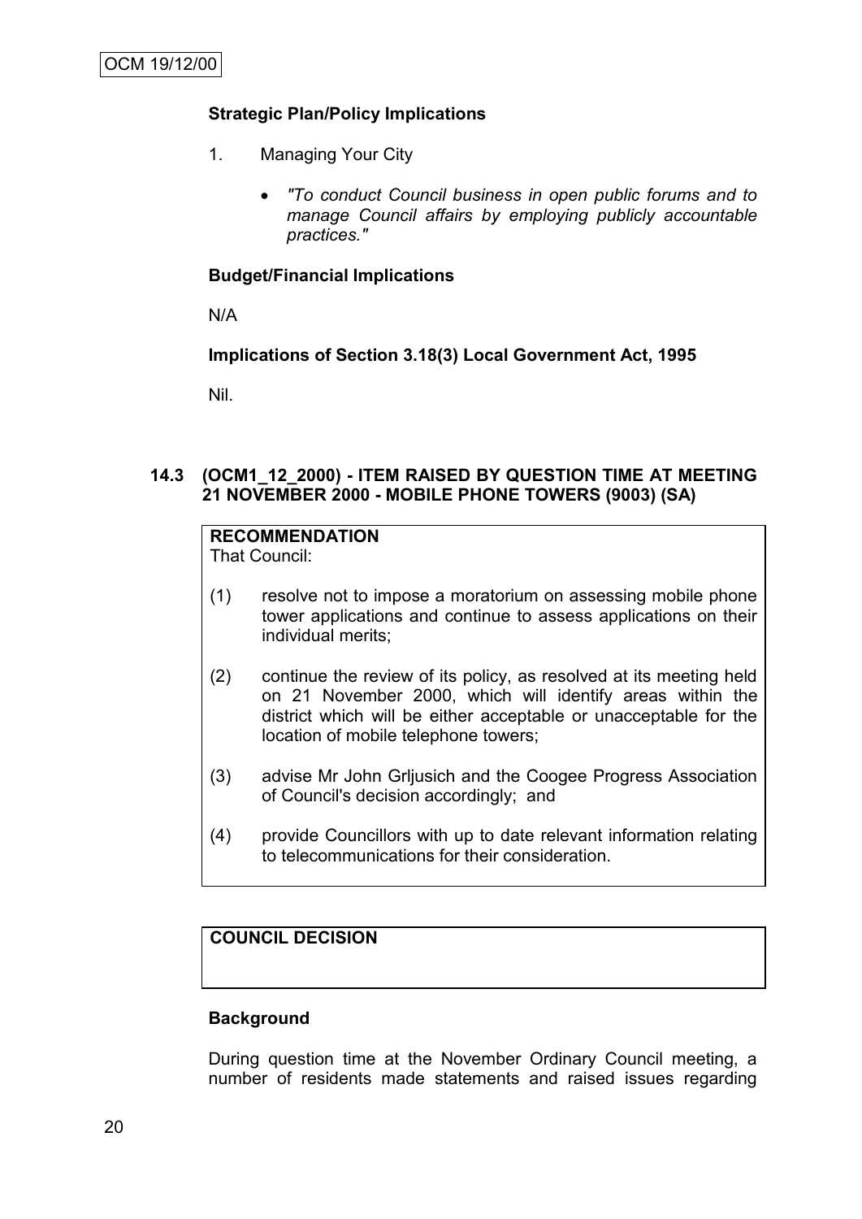**Strategic Plan/Policy Implications**

1. Managing Your City

   - *"To conduct Council business in open public forums and to manage Council affairs by employing publicly accountable practices."*

**Budget/Financial Implications**

N/A

**Implications of Section 3.18(3) Local Government Act, 1995**

Nil.

### 14.3 (OCM1_12_2000) - ITEM RAISED BY QUESTION TIME AT MEETING 21 NOVEMBER 2000 - MOBILE PHONE TOWERS (9003) (SA)

**RECOMMENDATION**
That Council:

(1) resolve not to impose a moratorium on assessing mobile phone tower applications and continue to assess applications on their individual merits;

(2) continue the review of its policy, as resolved at its meeting held on 21 November 2000, which will identify areas within the district which will be either acceptable or unacceptable for the location of mobile telephone towers;

(3) advise Mr John Grljusich and the Coogee Progress Association of Council's decision accordingly; and

(4) provide Councillors with up to date relevant information relating to telecommunications for their consideration.

**COUNCIL DECISION**

**Background**

During question time at the November Ordinary Council meeting, a number of residents made statements and raised issues regarding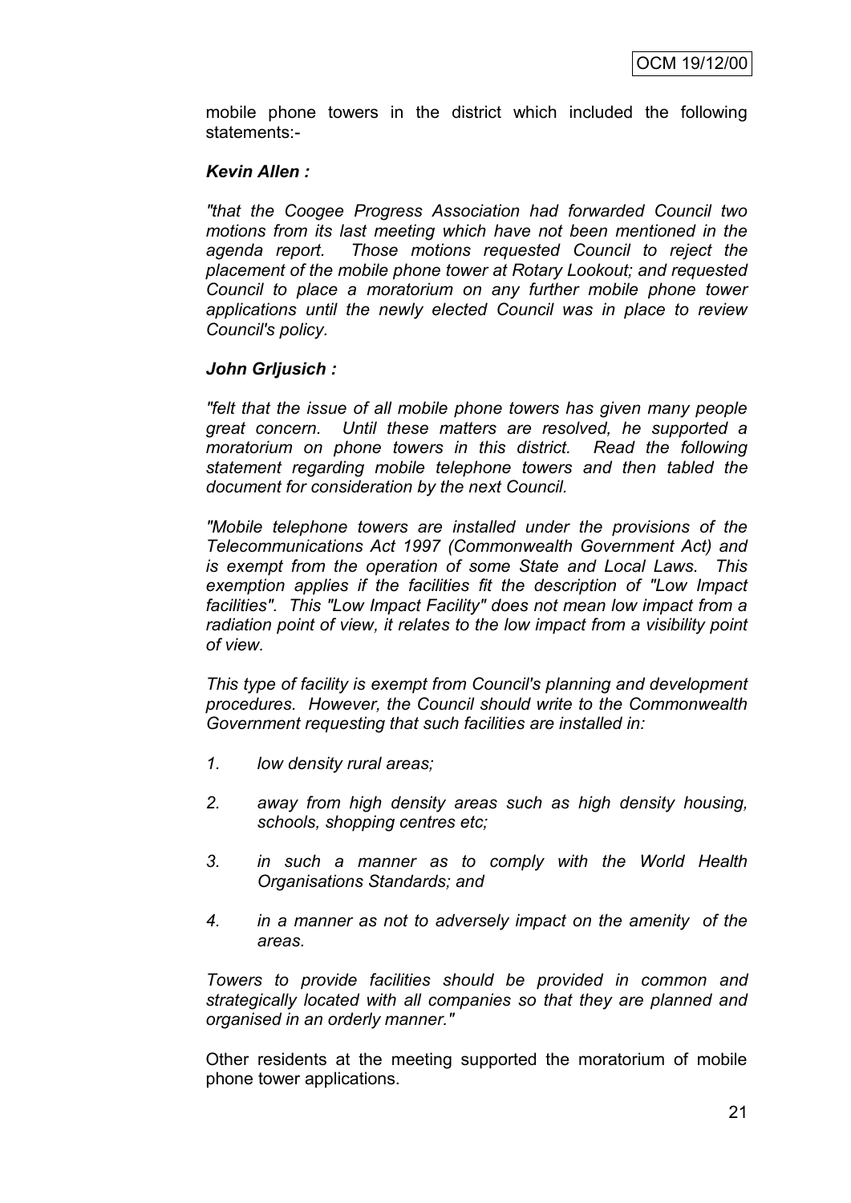mobile phone towers in the district which included the following statements:-

***Kevin Allen :***

*"that the Coogee Progress Association had forwarded Council two motions from its last meeting which have not been mentioned in the agenda report. Those motions requested Council to reject the placement of the mobile phone tower at Rotary Lookout; and requested Council to place a moratorium on any further mobile phone tower applications until the newly elected Council was in place to review Council's policy.*

***John Grljusich :***

*"felt that the issue of all mobile phone towers has given many people great concern. Until these matters are resolved, he supported a moratorium on phone towers in this district. Read the following statement regarding mobile telephone towers and then tabled the document for consideration by the next Council.*

*"Mobile telephone towers are installed under the provisions of the Telecommunications Act 1997 (Commonwealth Government Act) and is exempt from the operation of some State and Local Laws. This exemption applies if the facilities fit the description of "Low Impact facilities". This "Low Impact Facility" does not mean low impact from a radiation point of view, it relates to the low impact from a visibility point of view.*

*This type of facility is exempt from Council's planning and development procedures. However, the Council should write to the Commonwealth Government requesting that such facilities are installed in:*

1. *low density rural areas;*
2. *away from high density areas such as high density housing, schools, shopping centres etc;*
3. *in such a manner as to comply with the World Health Organisations Standards; and*
4. *in a manner as not to adversely impact on the amenity of the areas.*

*Towers to provide facilities should be provided in common and strategically located with all companies so that they are planned and organised in an orderly manner."*

Other residents at the meeting supported the moratorium of mobile phone tower applications.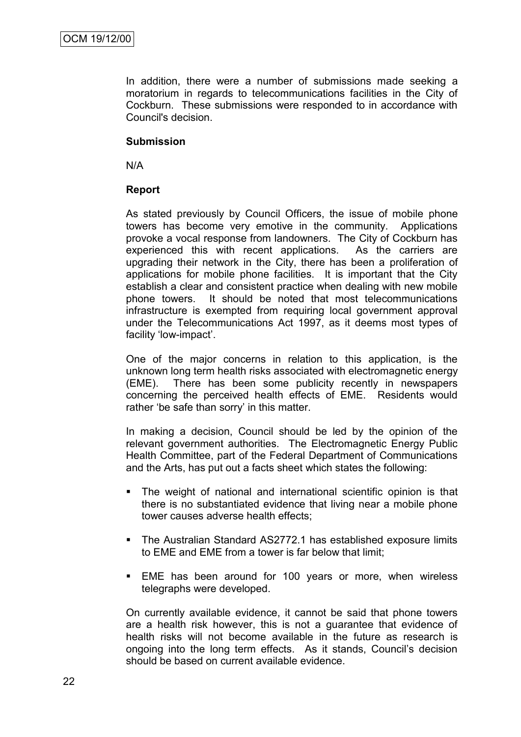In addition, there were a number of submissions made seeking a moratorium in regards to telecommunications facilities in the City of Cockburn. These submissions were responded to in accordance with Council's decision.

**Submission**

N/A

**Report**

As stated previously by Council Officers, the issue of mobile phone towers has become very emotive in the community. Applications provoke a vocal response from landowners. The City of Cockburn has experienced this with recent applications. As the carriers are upgrading their network in the City, there has been a proliferation of applications for mobile phone facilities. It is important that the City establish a clear and consistent practice when dealing with new mobile phone towers. It should be noted that most telecommunications infrastructure is exempted from requiring local government approval under the Telecommunications Act 1997, as it deems most types of facility 'low-impact'.

One of the major concerns in relation to this application, is the unknown long term health risks associated with electromagnetic energy (EME). There has been some publicity recently in newspapers concerning the perceived health effects of EME. Residents would rather 'be safe than sorry' in this matter.

In making a decision, Council should be led by the opinion of the relevant government authorities. The Electromagnetic Energy Public Health Committee, part of the Federal Department of Communications and the Arts, has put out a facts sheet which states the following:

- The weight of national and international scientific opinion is that there is no substantiated evidence that living near a mobile phone tower causes adverse health effects;
- The Australian Standard AS2772.1 has established exposure limits to EME and EME from a tower is far below that limit;
- EME has been around for 100 years or more, when wireless telegraphs were developed.

On currently available evidence, it cannot be said that phone towers are a health risk however, this is not a guarantee that evidence of health risks will not become available in the future as research is ongoing into the long term effects. As it stands, Council's decision should be based on current available evidence.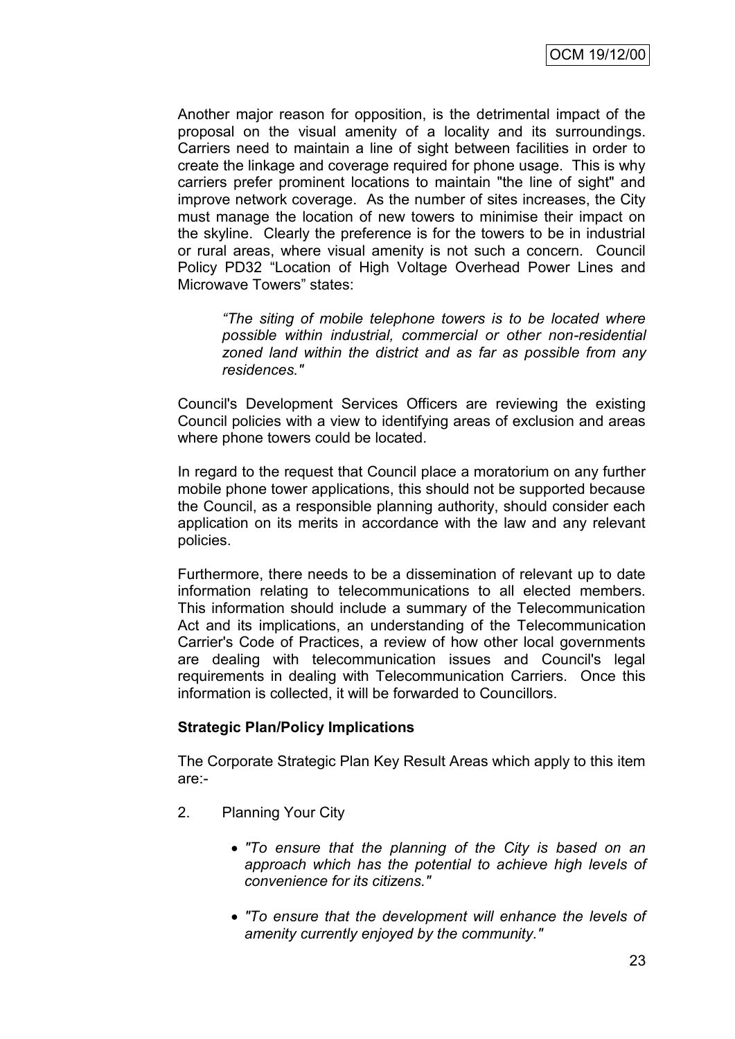Another major reason for opposition, is the detrimental impact of the proposal on the visual amenity of a locality and its surroundings. Carriers need to maintain a line of sight between facilities in order to create the linkage and coverage required for phone usage. This is why carriers prefer prominent locations to maintain "the line of sight" and improve network coverage. As the number of sites increases, the City must manage the location of new towers to minimise their impact on the skyline. Clearly the preference is for the towers to be in industrial or rural areas, where visual amenity is not such a concern. Council Policy PD32 "Location of High Voltage Overhead Power Lines and Microwave Towers" states:

> *"The siting of mobile telephone towers is to be located where possible within industrial, commercial or other non-residential zoned land within the district and as far as possible from any residences."*

Council's Development Services Officers are reviewing the existing Council policies with a view to identifying areas of exclusion and areas where phone towers could be located.

In regard to the request that Council place a moratorium on any further mobile phone tower applications, this should not be supported because the Council, as a responsible planning authority, should consider each application on its merits in accordance with the law and any relevant policies.

Furthermore, there needs to be a dissemination of relevant up to date information relating to telecommunications to all elected members. This information should include a summary of the Telecommunication Act and its implications, an understanding of the Telecommunication Carrier's Code of Practices, a review of how other local governments are dealing with telecommunication issues and Council's legal requirements in dealing with Telecommunication Carriers. Once this information is collected, it will be forwarded to Councillors.

**Strategic Plan/Policy Implications**

The Corporate Strategic Plan Key Result Areas which apply to this item are:-

2. Planning Your City

    - *"To ensure that the planning of the City is based on an approach which has the potential to achieve high levels of convenience for its citizens."*

    - *"To ensure that the development will enhance the levels of amenity currently enjoyed by the community."*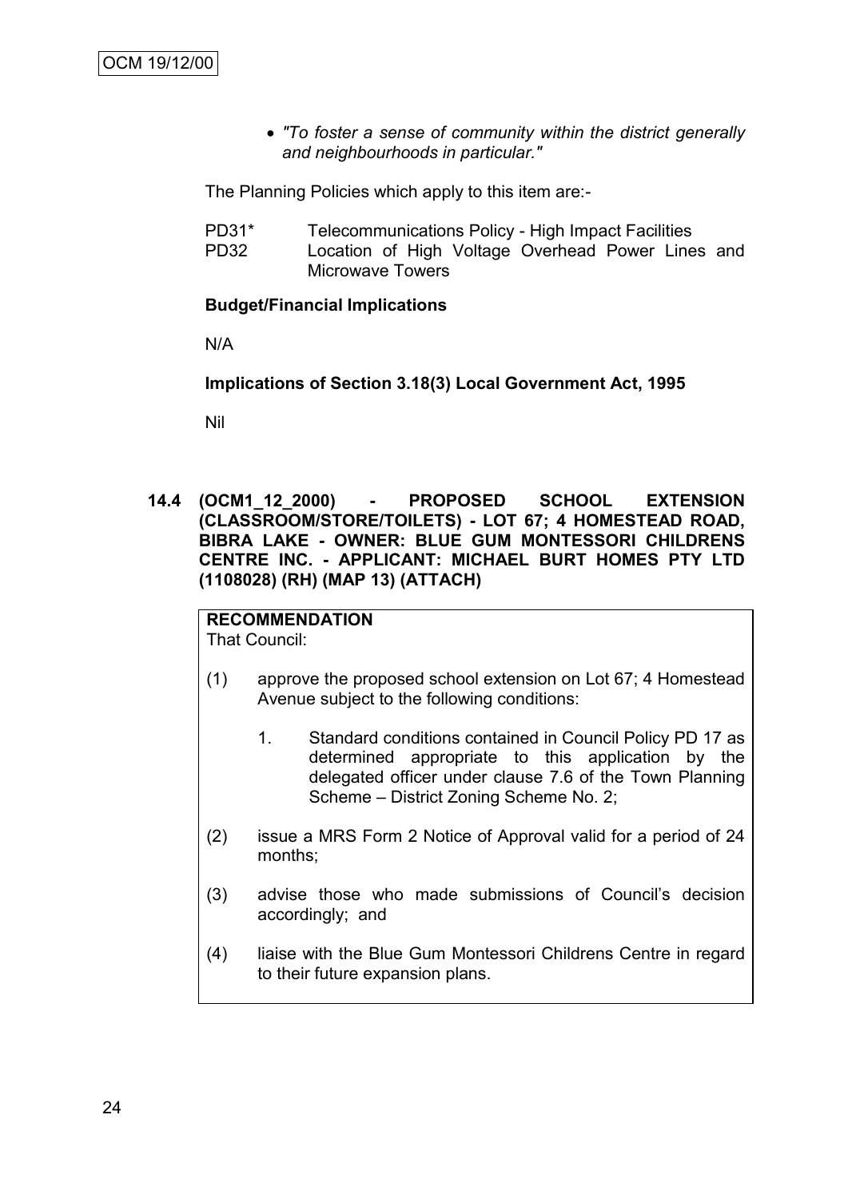- *"To foster a sense of community within the district generally and neighbourhoods in particular."*

The Planning Policies which apply to this item are:-

PD31* Telecommunications Policy - High Impact Facilities
PD32 Location of High Voltage Overhead Power Lines and Microwave Towers

**Budget/Financial Implications**

N/A

**Implications of Section 3.18(3) Local Government Act, 1995**

Nil

**14.4 (OCM1_12_2000) - PROPOSED SCHOOL EXTENSION (CLASSROOM/STORE/TOILETS) - LOT 67; 4 HOMESTEAD ROAD, BIBRA LAKE - OWNER: BLUE GUM MONTESSORI CHILDRENS CENTRE INC. - APPLICANT: MICHAEL BURT HOMES PTY LTD (1108028) (RH) (MAP 13) (ATTACH)**

**RECOMMENDATION**
That Council:

(1) approve the proposed school extension on Lot 67; 4 Homestead Avenue subject to the following conditions:

   1. Standard conditions contained in Council Policy PD 17 as determined appropriate to this application by the delegated officer under clause 7.6 of the Town Planning Scheme – District Zoning Scheme No. 2;

(2) issue a MRS Form 2 Notice of Approval valid for a period of 24 months;

(3) advise those who made submissions of Council's decision accordingly; and

(4) liaise with the Blue Gum Montessori Childrens Centre in regard to their future expansion plans.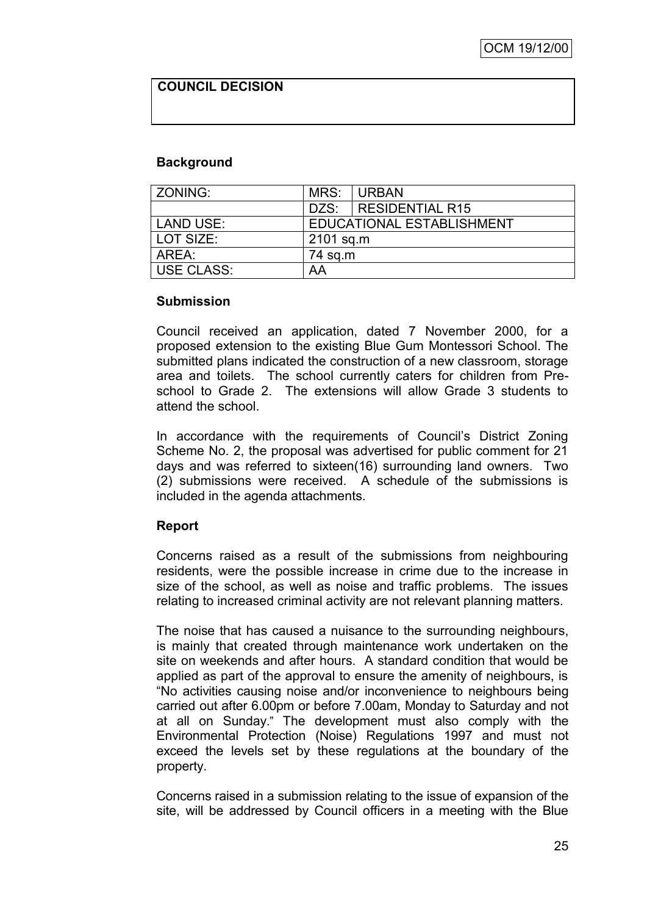**COUNCIL DECISION**

**Background**

| ZONING: | MRS: | URBAN |
|---|---|---|
| | DZS: | RESIDENTIAL R15 |
| LAND USE: | EDUCATIONAL ESTABLISHMENT | |
| LOT SIZE: | 2101 sq.m | |
| AREA: | 74 sq.m | |
| USE CLASS: | AA | |

**Submission**

Council received an application, dated 7 November 2000, for a proposed extension to the existing Blue Gum Montessori School. The submitted plans indicated the construction of a new classroom, storage area and toilets. The school currently caters for children from Pre-school to Grade 2. The extensions will allow Grade 3 students to attend the school.

In accordance with the requirements of Council's District Zoning Scheme No. 2, the proposal was advertised for public comment for 21 days and was referred to sixteen(16) surrounding land owners. Two (2) submissions were received. A schedule of the submissions is included in the agenda attachments.

**Report**

Concerns raised as a result of the submissions from neighbouring residents, were the possible increase in crime due to the increase in size of the school, as well as noise and traffic problems. The issues relating to increased criminal activity are not relevant planning matters.

The noise that has caused a nuisance to the surrounding neighbours, is mainly that created through maintenance work undertaken on the site on weekends and after hours. A standard condition that would be applied as part of the approval to ensure the amenity of neighbours, is "No activities causing noise and/or inconvenience to neighbours being carried out after 6.00pm or before 7.00am, Monday to Saturday and not at all on Sunday." The development must also comply with the Environmental Protection (Noise) Regulations 1997 and must not exceed the levels set by these regulations at the boundary of the property.

Concerns raised in a submission relating to the issue of expansion of the site, will be addressed by Council officers in a meeting with the Blue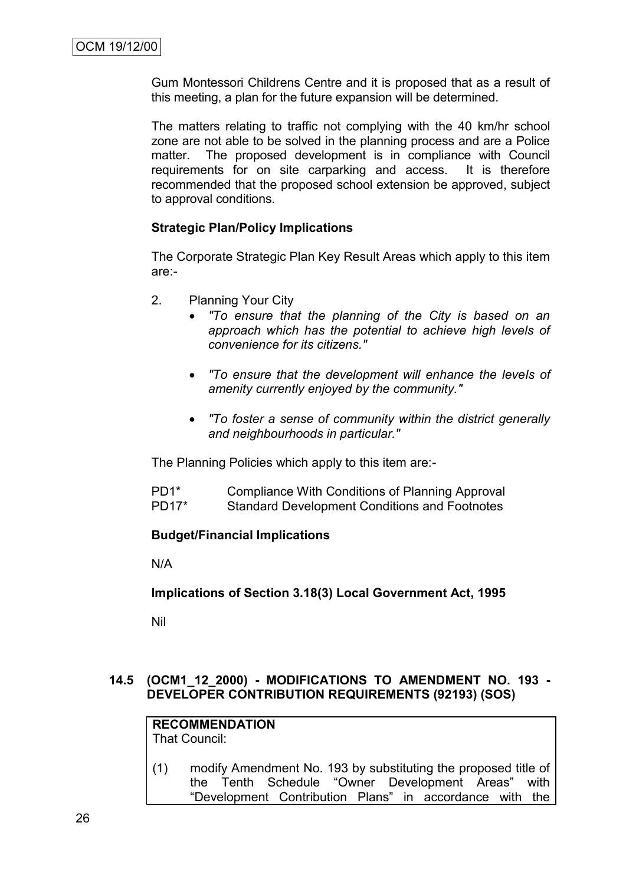Gum Montessori Childrens Centre and it is proposed that as a result of this meeting, a plan for the future expansion will be determined.

The matters relating to traffic not complying with the 40 km/hr school zone are not able to be solved in the planning process and are a Police matter. The proposed development is in compliance with Council requirements for on site carparking and access. It is therefore recommended that the proposed school extension be approved, subject to approval conditions.

**Strategic Plan/Policy Implications**

The Corporate Strategic Plan Key Result Areas which apply to this item are:-

2. Planning Your City
   - *"To ensure that the planning of the City is based on an approach which has the potential to achieve high levels of convenience for its citizens."*
   - *"To ensure that the development will enhance the levels of amenity currently enjoyed by the community."*
   - *"To foster a sense of community within the district generally and neighbourhoods in particular."*

The Planning Policies which apply to this item are:-

PD1* Compliance With Conditions of Planning Approval
PD17* Standard Development Conditions and Footnotes

**Budget/Financial Implications**

N/A

**Implications of Section 3.18(3) Local Government Act, 1995**

Nil

### 14.5 (OCM1_12_2000) - MODIFICATIONS TO AMENDMENT NO. 193 - DEVELOPER CONTRIBUTION REQUIREMENTS (92193) (SOS)

**RECOMMENDATION**
That Council:

(1) modify Amendment No. 193 by substituting the proposed title of the Tenth Schedule "Owner Development Areas" with "Development Contribution Plans" in accordance with the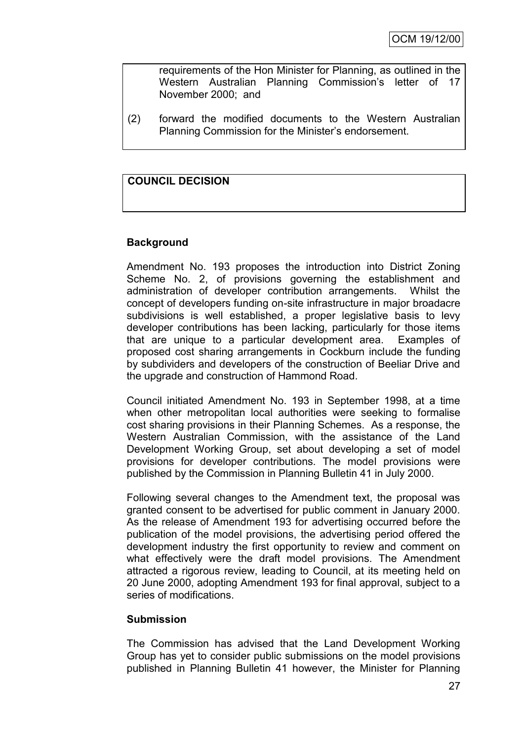requirements of the Hon Minister for Planning, as outlined in the Western Australian Planning Commission's letter of 17 November 2000; and

(2) forward the modified documents to the Western Australian Planning Commission for the Minister's endorsement.

**COUNCIL DECISION**

**Background**

Amendment No. 193 proposes the introduction into District Zoning Scheme No. 2, of provisions governing the establishment and administration of developer contribution arrangements. Whilst the concept of developers funding on-site infrastructure in major broadacre subdivisions is well established, a proper legislative basis to levy developer contributions has been lacking, particularly for those items that are unique to a particular development area. Examples of proposed cost sharing arrangements in Cockburn include the funding by subdividers and developers of the construction of Beeliar Drive and the upgrade and construction of Hammond Road.

Council initiated Amendment No. 193 in September 1998, at a time when other metropolitan local authorities were seeking to formalise cost sharing provisions in their Planning Schemes. As a response, the Western Australian Commission, with the assistance of the Land Development Working Group, set about developing a set of model provisions for developer contributions. The model provisions were published by the Commission in Planning Bulletin 41 in July 2000.

Following several changes to the Amendment text, the proposal was granted consent to be advertised for public comment in January 2000. As the release of Amendment 193 for advertising occurred before the publication of the model provisions, the advertising period offered the development industry the first opportunity to review and comment on what effectively were the draft model provisions. The Amendment attracted a rigorous review, leading to Council, at its meeting held on 20 June 2000, adopting Amendment 193 for final approval, subject to a series of modifications.

**Submission**

The Commission has advised that the Land Development Working Group has yet to consider public submissions on the model provisions published in Planning Bulletin 41 however, the Minister for Planning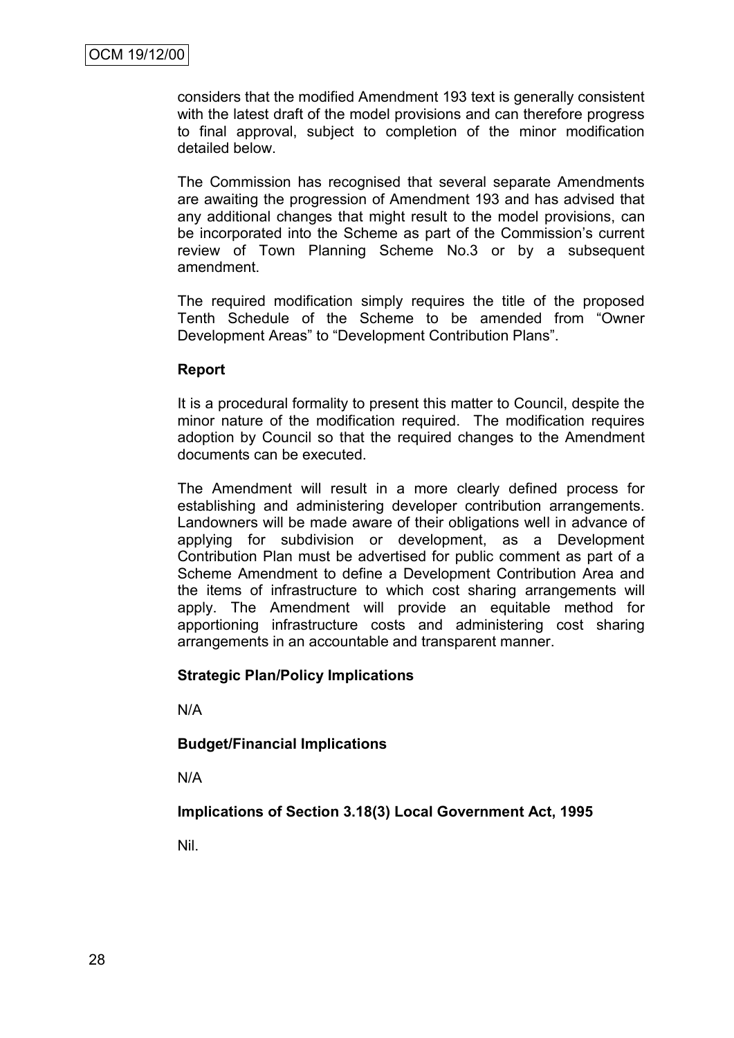considers that the modified Amendment 193 text is generally consistent with the latest draft of the model provisions and can therefore progress to final approval, subject to completion of the minor modification detailed below.

The Commission has recognised that several separate Amendments are awaiting the progression of Amendment 193 and has advised that any additional changes that might result to the model provisions, can be incorporated into the Scheme as part of the Commission's current review of Town Planning Scheme No.3 or by a subsequent amendment.

The required modification simply requires the title of the proposed Tenth Schedule of the Scheme to be amended from "Owner Development Areas" to "Development Contribution Plans".

**Report**

It is a procedural formality to present this matter to Council, despite the minor nature of the modification required. The modification requires adoption by Council so that the required changes to the Amendment documents can be executed.

The Amendment will result in a more clearly defined process for establishing and administering developer contribution arrangements. Landowners will be made aware of their obligations well in advance of applying for subdivision or development, as a Development Contribution Plan must be advertised for public comment as part of a Scheme Amendment to define a Development Contribution Area and the items of infrastructure to which cost sharing arrangements will apply. The Amendment will provide an equitable method for apportioning infrastructure costs and administering cost sharing arrangements in an accountable and transparent manner.

**Strategic Plan/Policy Implications**

N/A

**Budget/Financial Implications**

N/A

**Implications of Section 3.18(3) Local Government Act, 1995**

Nil.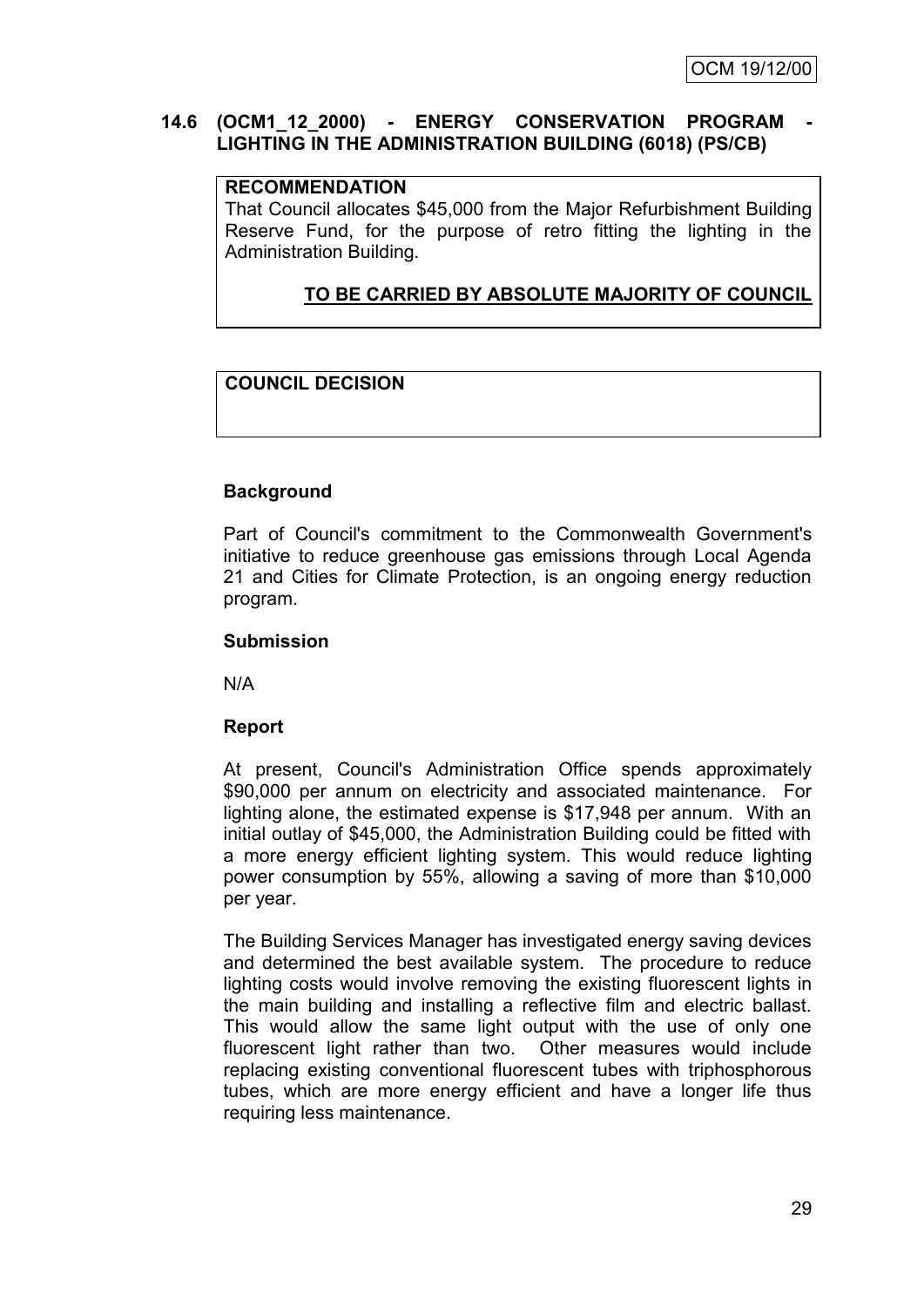## 14.6 (OCM1_12_2000) - ENERGY CONSERVATION PROGRAM - LIGHTING IN THE ADMINISTRATION BUILDING (6018) (PS/CB)

**RECOMMENDATION**

That Council allocates $45,000 from the Major Refurbishment Building Reserve Fund, for the purpose of retro fitting the lighting in the Administration Building.

**TO BE CARRIED BY ABSOLUTE MAJORITY OF COUNCIL**

**COUNCIL DECISION**

### Background

Part of Council's commitment to the Commonwealth Government's initiative to reduce greenhouse gas emissions through Local Agenda 21 and Cities for Climate Protection, is an ongoing energy reduction program.

### Submission

N/A

### Report

At present, Council's Administration Office spends approximately $90,000 per annum on electricity and associated maintenance. For lighting alone, the estimated expense is $17,948 per annum. With an initial outlay of $45,000, the Administration Building could be fitted with a more energy efficient lighting system. This would reduce lighting power consumption by 55%, allowing a saving of more than $10,000 per year.

The Building Services Manager has investigated energy saving devices and determined the best available system. The procedure to reduce lighting costs would involve removing the existing fluorescent lights in the main building and installing a reflective film and electric ballast. This would allow the same light output with the use of only one fluorescent light rather than two. Other measures would include replacing existing conventional fluorescent tubes with triphosphorous tubes, which are more energy efficient and have a longer life thus requiring less maintenance.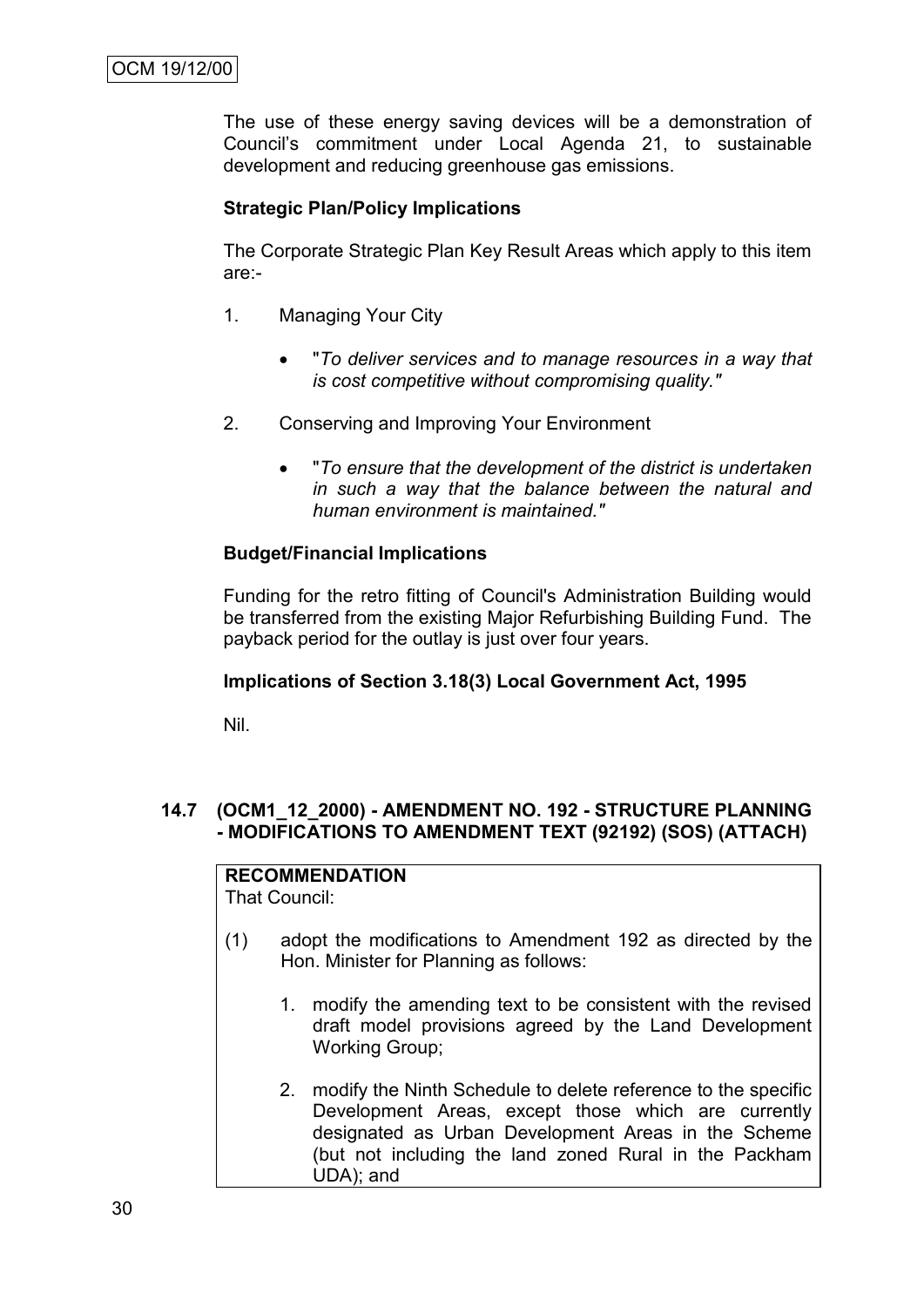The use of these energy saving devices will be a demonstration of Council's commitment under Local Agenda 21, to sustainable development and reducing greenhouse gas emissions.

**Strategic Plan/Policy Implications**

The Corporate Strategic Plan Key Result Areas which apply to this item are:-

1. Managing Your City

   - "*To deliver services and to manage resources in a way that is cost competitive without compromising quality."*

2. Conserving and Improving Your Environment

   - "*To ensure that the development of the district is undertaken in such a way that the balance between the natural and human environment is maintained."*

**Budget/Financial Implications**

Funding for the retro fitting of Council's Administration Building would be transferred from the existing Major Refurbishing Building Fund. The payback period for the outlay is just over four years.

**Implications of Section 3.18(3) Local Government Act, 1995**

Nil.

### 14.7 (OCM1_12_2000) - AMENDMENT NO. 192 - STRUCTURE PLANNING - MODIFICATIONS TO AMENDMENT TEXT (92192) (SOS) (ATTACH)

**RECOMMENDATION**
That Council:

(1) adopt the modifications to Amendment 192 as directed by the Hon. Minister for Planning as follows:

   1. modify the amending text to be consistent with the revised draft model provisions agreed by the Land Development Working Group;

   2. modify the Ninth Schedule to delete reference to the specific Development Areas, except those which are currently designated as Urban Development Areas in the Scheme (but not including the land zoned Rural in the Packham UDA); and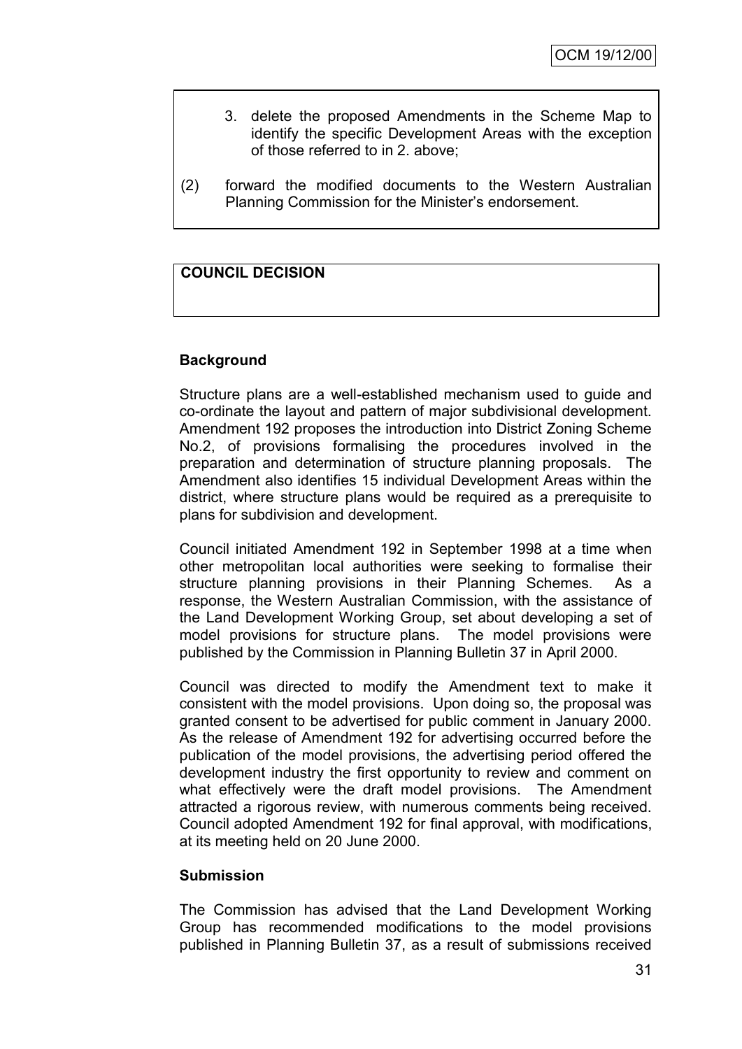3. delete the proposed Amendments in the Scheme Map to identify the specific Development Areas with the exception of those referred to in 2. above;

(2) forward the modified documents to the Western Australian Planning Commission for the Minister's endorsement.

**COUNCIL DECISION**

**Background**

Structure plans are a well-established mechanism used to guide and co-ordinate the layout and pattern of major subdivisional development. Amendment 192 proposes the introduction into District Zoning Scheme No.2, of provisions formalising the procedures involved in the preparation and determination of structure planning proposals. The Amendment also identifies 15 individual Development Areas within the district, where structure plans would be required as a prerequisite to plans for subdivision and development.

Council initiated Amendment 192 in September 1998 at a time when other metropolitan local authorities were seeking to formalise their structure planning provisions in their Planning Schemes. As a response, the Western Australian Commission, with the assistance of the Land Development Working Group, set about developing a set of model provisions for structure plans. The model provisions were published by the Commission in Planning Bulletin 37 in April 2000.

Council was directed to modify the Amendment text to make it consistent with the model provisions. Upon doing so, the proposal was granted consent to be advertised for public comment in January 2000. As the release of Amendment 192 for advertising occurred before the publication of the model provisions, the advertising period offered the development industry the first opportunity to review and comment on what effectively were the draft model provisions. The Amendment attracted a rigorous review, with numerous comments being received. Council adopted Amendment 192 for final approval, with modifications, at its meeting held on 20 June 2000.

**Submission**

The Commission has advised that the Land Development Working Group has recommended modifications to the model provisions published in Planning Bulletin 37, as a result of submissions received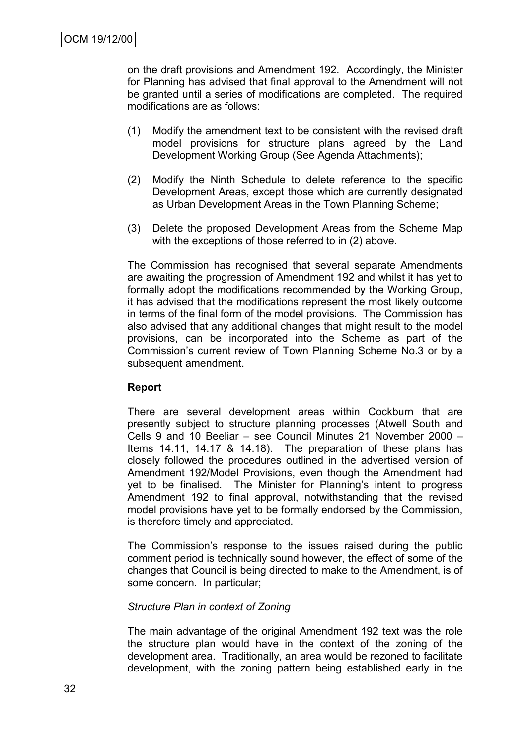on the draft provisions and Amendment 192. Accordingly, the Minister for Planning has advised that final approval to the Amendment will not be granted until a series of modifications are completed. The required modifications are as follows:

(1) Modify the amendment text to be consistent with the revised draft model provisions for structure plans agreed by the Land Development Working Group (See Agenda Attachments);

(2) Modify the Ninth Schedule to delete reference to the specific Development Areas, except those which are currently designated as Urban Development Areas in the Town Planning Scheme;

(3) Delete the proposed Development Areas from the Scheme Map with the exceptions of those referred to in (2) above.

The Commission has recognised that several separate Amendments are awaiting the progression of Amendment 192 and whilst it has yet to formally adopt the modifications recommended by the Working Group, it has advised that the modifications represent the most likely outcome in terms of the final form of the model provisions. The Commission has also advised that any additional changes that might result to the model provisions, can be incorporated into the Scheme as part of the Commission's current review of Town Planning Scheme No.3 or by a subsequent amendment.

**Report**

There are several development areas within Cockburn that are presently subject to structure planning processes (Atwell South and Cells 9 and 10 Beeliar – see Council Minutes 21 November 2000 – Items 14.11, 14.17 & 14.18). The preparation of these plans has closely followed the procedures outlined in the advertised version of Amendment 192/Model Provisions, even though the Amendment had yet to be finalised. The Minister for Planning's intent to progress Amendment 192 to final approval, notwithstanding that the revised model provisions have yet to be formally endorsed by the Commission, is therefore timely and appreciated.

The Commission's response to the issues raised during the public comment period is technically sound however, the effect of some of the changes that Council is being directed to make to the Amendment, is of some concern. In particular;

*Structure Plan in context of Zoning*

The main advantage of the original Amendment 192 text was the role the structure plan would have in the context of the zoning of the development area. Traditionally, an area would be rezoned to facilitate development, with the zoning pattern being established early in the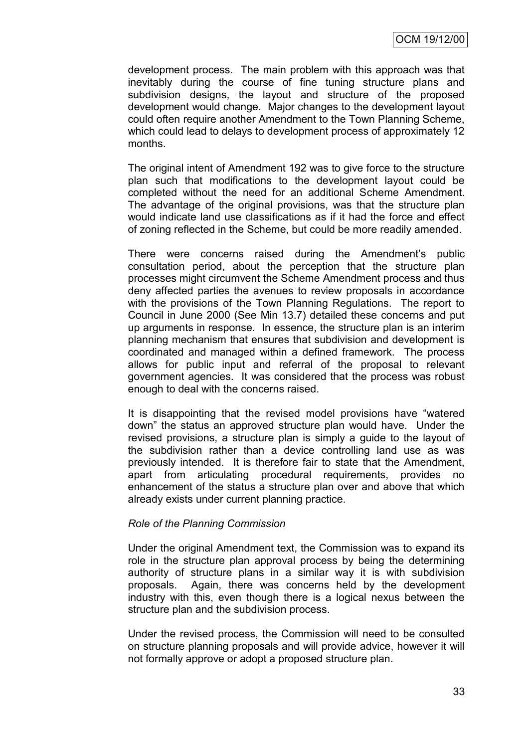development process. The main problem with this approach was that inevitably during the course of fine tuning structure plans and subdivision designs, the layout and structure of the proposed development would change. Major changes to the development layout could often require another Amendment to the Town Planning Scheme, which could lead to delays to development process of approximately 12 months.

The original intent of Amendment 192 was to give force to the structure plan such that modifications to the development layout could be completed without the need for an additional Scheme Amendment. The advantage of the original provisions, was that the structure plan would indicate land use classifications as if it had the force and effect of zoning reflected in the Scheme, but could be more readily amended.

There were concerns raised during the Amendment's public consultation period, about the perception that the structure plan processes might circumvent the Scheme Amendment process and thus deny affected parties the avenues to review proposals in accordance with the provisions of the Town Planning Regulations. The report to Council in June 2000 (See Min 13.7) detailed these concerns and put up arguments in response. In essence, the structure plan is an interim planning mechanism that ensures that subdivision and development is coordinated and managed within a defined framework. The process allows for public input and referral of the proposal to relevant government agencies. It was considered that the process was robust enough to deal with the concerns raised.

It is disappointing that the revised model provisions have "watered down" the status an approved structure plan would have. Under the revised provisions, a structure plan is simply a guide to the layout of the subdivision rather than a device controlling land use as was previously intended. It is therefore fair to state that the Amendment, apart from articulating procedural requirements, provides no enhancement of the status a structure plan over and above that which already exists under current planning practice.

*Role of the Planning Commission*

Under the original Amendment text, the Commission was to expand its role in the structure plan approval process by being the determining authority of structure plans in a similar way it is with subdivision proposals. Again, there was concerns held by the development industry with this, even though there is a logical nexus between the structure plan and the subdivision process.

Under the revised process, the Commission will need to be consulted on structure planning proposals and will provide advice, however it will not formally approve or adopt a proposed structure plan.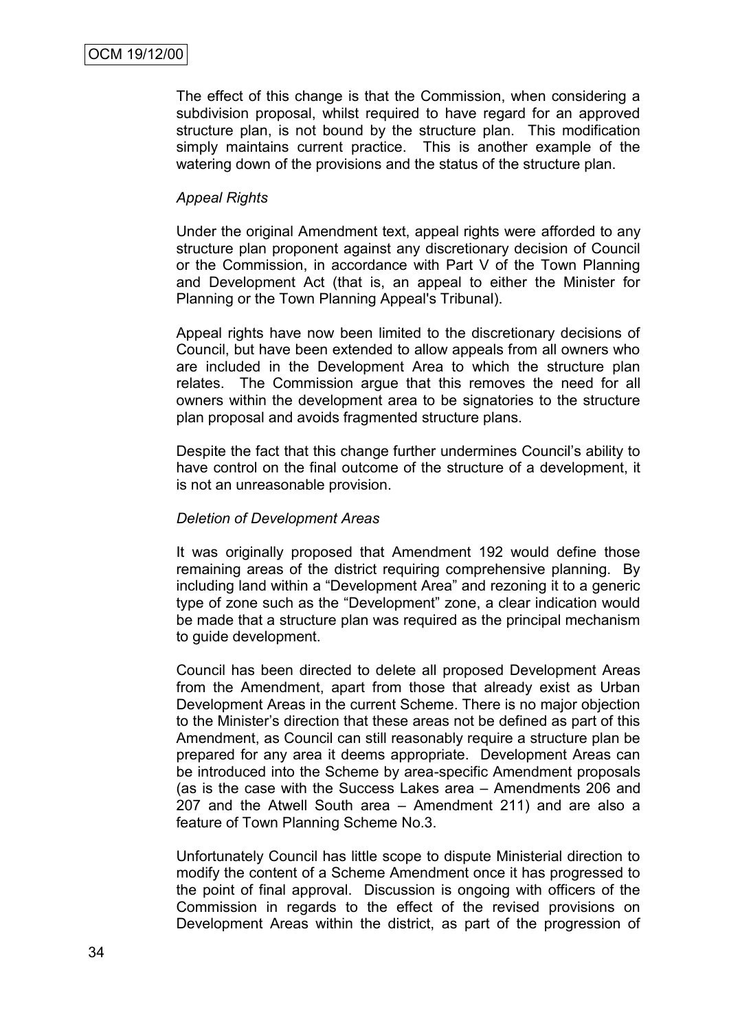The effect of this change is that the Commission, when considering a subdivision proposal, whilst required to have regard for an approved structure plan, is not bound by the structure plan. This modification simply maintains current practice. This is another example of the watering down of the provisions and the status of the structure plan.

*Appeal Rights*

Under the original Amendment text, appeal rights were afforded to any structure plan proponent against any discretionary decision of Council or the Commission, in accordance with Part V of the Town Planning and Development Act (that is, an appeal to either the Minister for Planning or the Town Planning Appeal's Tribunal).

Appeal rights have now been limited to the discretionary decisions of Council, but have been extended to allow appeals from all owners who are included in the Development Area to which the structure plan relates. The Commission argue that this removes the need for all owners within the development area to be signatories to the structure plan proposal and avoids fragmented structure plans.

Despite the fact that this change further undermines Council's ability to have control on the final outcome of the structure of a development, it is not an unreasonable provision.

*Deletion of Development Areas*

It was originally proposed that Amendment 192 would define those remaining areas of the district requiring comprehensive planning. By including land within a "Development Area" and rezoning it to a generic type of zone such as the "Development" zone, a clear indication would be made that a structure plan was required as the principal mechanism to guide development.

Council has been directed to delete all proposed Development Areas from the Amendment, apart from those that already exist as Urban Development Areas in the current Scheme. There is no major objection to the Minister's direction that these areas not be defined as part of this Amendment, as Council can still reasonably require a structure plan be prepared for any area it deems appropriate. Development Areas can be introduced into the Scheme by area-specific Amendment proposals (as is the case with the Success Lakes area – Amendments 206 and 207 and the Atwell South area – Amendment 211) and are also a feature of Town Planning Scheme No.3.

Unfortunately Council has little scope to dispute Ministerial direction to modify the content of a Scheme Amendment once it has progressed to the point of final approval. Discussion is ongoing with officers of the Commission in regards to the effect of the revised provisions on Development Areas within the district, as part of the progression of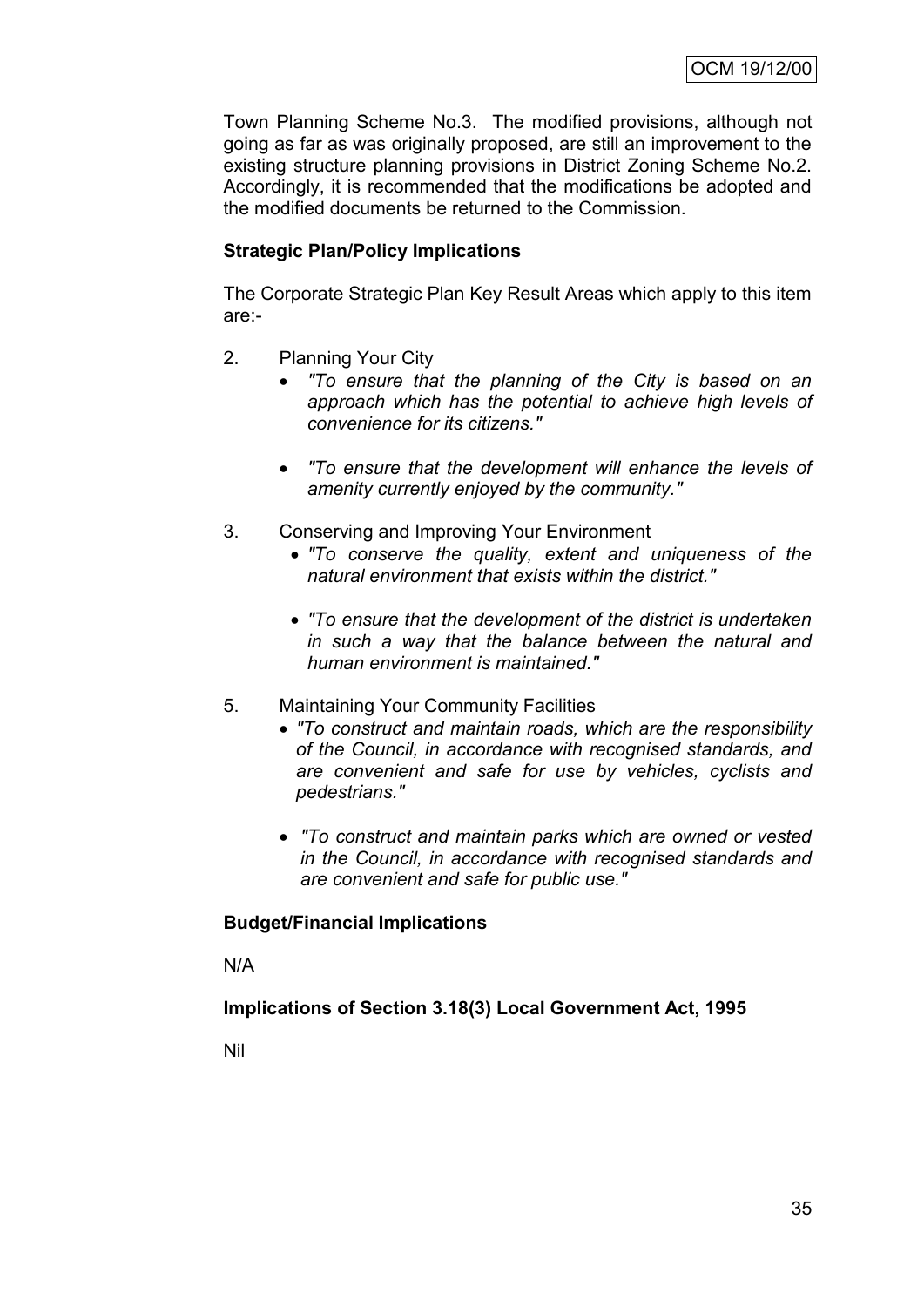Town Planning Scheme No.3. The modified provisions, although not going as far as was originally proposed, are still an improvement to the existing structure planning provisions in District Zoning Scheme No.2. Accordingly, it is recommended that the modifications be adopted and the modified documents be returned to the Commission.

**Strategic Plan/Policy Implications**

The Corporate Strategic Plan Key Result Areas which apply to this item are:-

2. Planning Your City
   - *"To ensure that the planning of the City is based on an approach which has the potential to achieve high levels of convenience for its citizens."*
   - *"To ensure that the development will enhance the levels of amenity currently enjoyed by the community."*

3. Conserving and Improving Your Environment
   - *"To conserve the quality, extent and uniqueness of the natural environment that exists within the district."*
   - *"To ensure that the development of the district is undertaken in such a way that the balance between the natural and human environment is maintained."*

5. Maintaining Your Community Facilities
   - *"To construct and maintain roads, which are the responsibility of the Council, in accordance with recognised standards, and are convenient and safe for use by vehicles, cyclists and pedestrians."*
   - *"To construct and maintain parks which are owned or vested in the Council, in accordance with recognised standards and are convenient and safe for public use."*

**Budget/Financial Implications**

N/A

**Implications of Section 3.18(3) Local Government Act, 1995**

Nil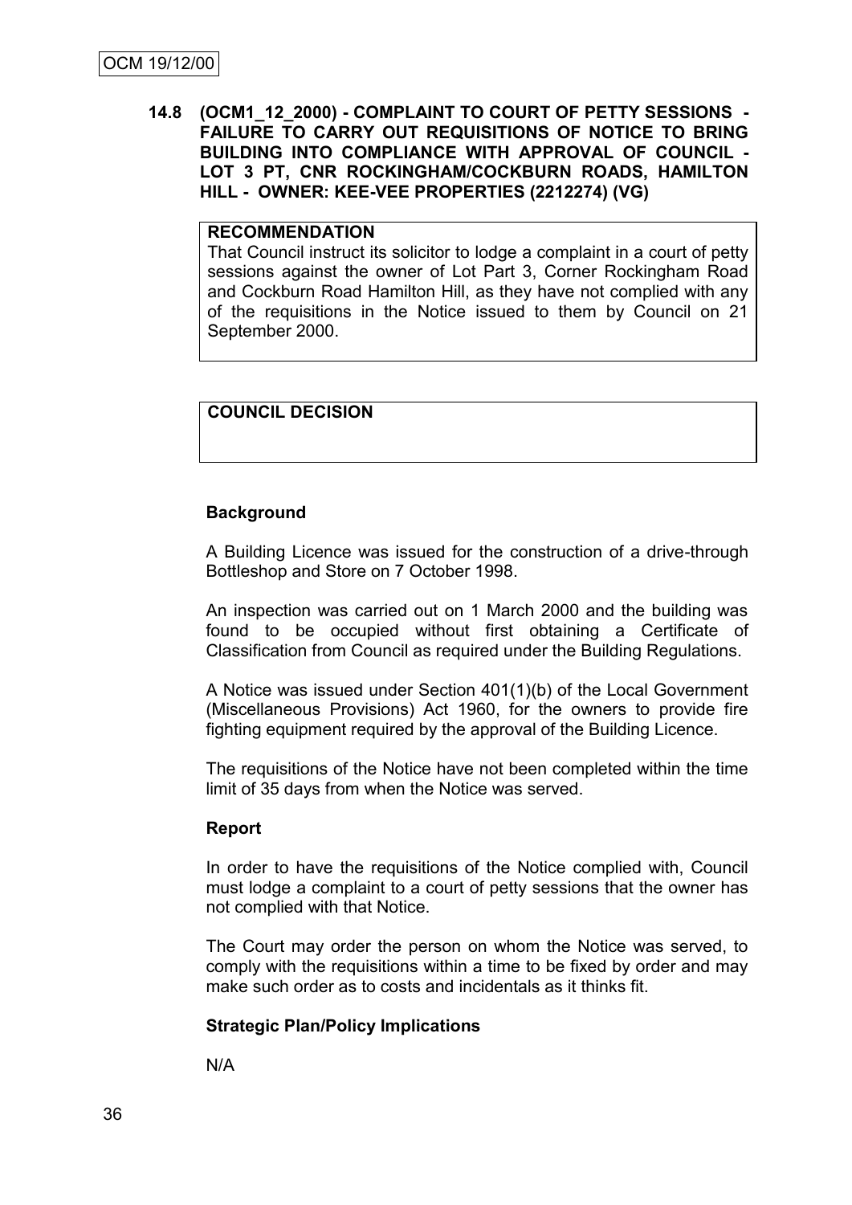**14.8 (OCM1_12_2000) - COMPLAINT TO COURT OF PETTY SESSIONS - FAILURE TO CARRY OUT REQUISITIONS OF NOTICE TO BRING BUILDING INTO COMPLIANCE WITH APPROVAL OF COUNCIL - LOT 3 PT, CNR ROCKINGHAM/COCKBURN ROADS, HAMILTON HILL - OWNER: KEE-VEE PROPERTIES (2212274) (VG)**

| **RECOMMENDATION** |
| --- |
| That Council instruct its solicitor to lodge a complaint in a court of petty sessions against the owner of Lot Part 3, Corner Rockingham Road and Cockburn Road Hamilton Hill, as they have not complied with any of the requisitions in the Notice issued to them by Council on 21 September 2000. |

| **COUNCIL DECISION** |
| --- |
| |

**Background**

A Building Licence was issued for the construction of a drive-through Bottleshop and Store on 7 October 1998.

An inspection was carried out on 1 March 2000 and the building was found to be occupied without first obtaining a Certificate of Classification from Council as required under the Building Regulations.

A Notice was issued under Section 401(1)(b) of the Local Government (Miscellaneous Provisions) Act 1960, for the owners to provide fire fighting equipment required by the approval of the Building Licence.

The requisitions of the Notice have not been completed within the time limit of 35 days from when the Notice was served.

**Report**

In order to have the requisitions of the Notice complied with, Council must lodge a complaint to a court of petty sessions that the owner has not complied with that Notice.

The Court may order the person on whom the Notice was served, to comply with the requisitions within a time to be fixed by order and may make such order as to costs and incidentals as it thinks fit.

**Strategic Plan/Policy Implications**

N/A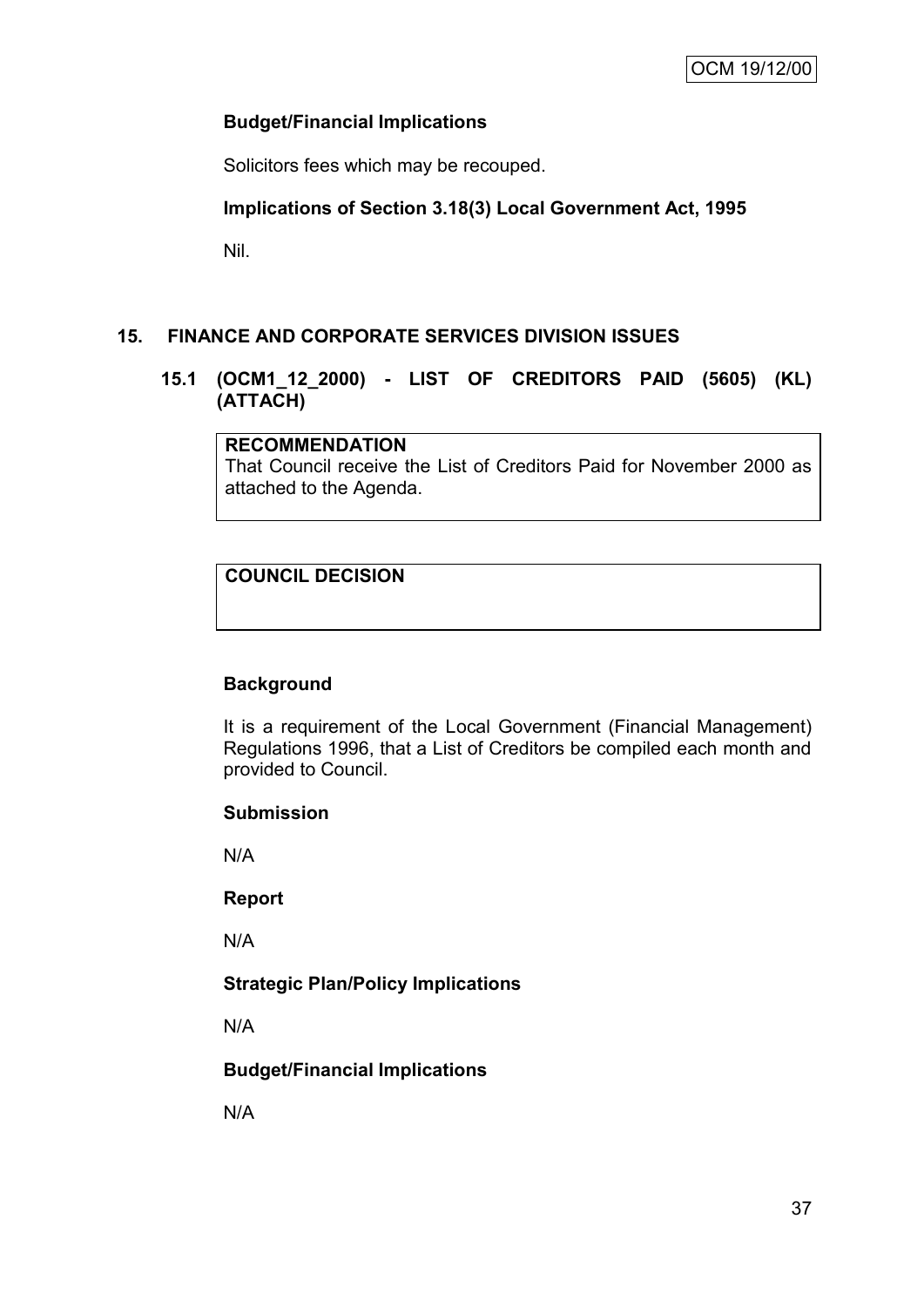**Budget/Financial Implications**

Solicitors fees which may be recouped.

**Implications of Section 3.18(3) Local Government Act, 1995**

Nil.

## 15. FINANCE AND CORPORATE SERVICES DIVISION ISSUES

### 15.1 (OCM1_12_2000) - LIST OF CREDITORS PAID (5605) (KL) (ATTACH)

**RECOMMENDATION**
That Council receive the List of Creditors Paid for November 2000 as attached to the Agenda.

**COUNCIL DECISION**

**Background**

It is a requirement of the Local Government (Financial Management) Regulations 1996, that a List of Creditors be compiled each month and provided to Council.

**Submission**

N/A

**Report**

N/A

**Strategic Plan/Policy Implications**

N/A

**Budget/Financial Implications**

N/A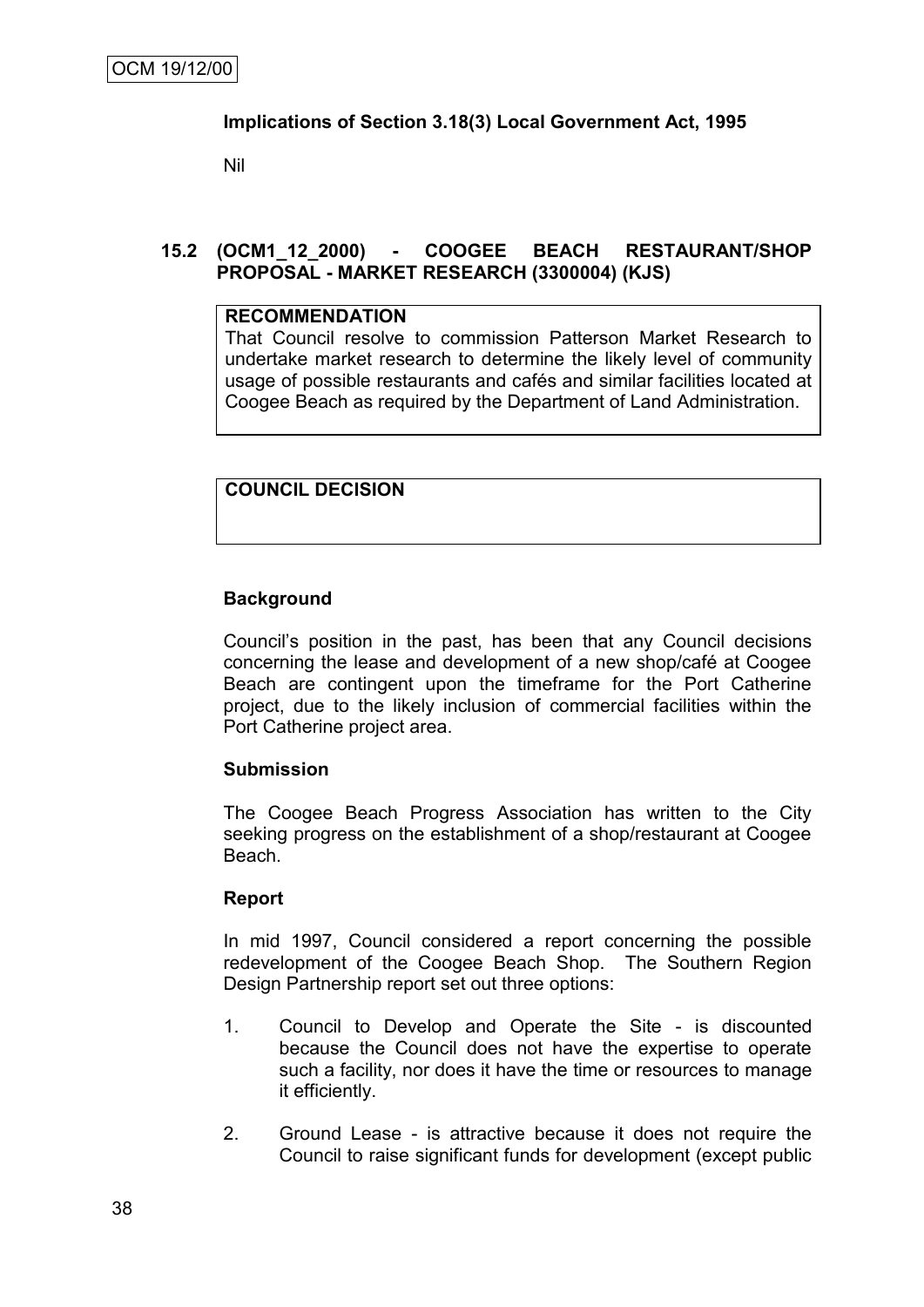**Implications of Section 3.18(3) Local Government Act, 1995**

Nil

### 15.2 (OCM1_12_2000) - COOGEE BEACH RESTAURANT/SHOP PROPOSAL - MARKET RESEARCH (3300004) (KJS)

**RECOMMENDATION**

That Council resolve to commission Patterson Market Research to undertake market research to determine the likely level of community usage of possible restaurants and cafés and similar facilities located at Coogee Beach as required by the Department of Land Administration.

**COUNCIL DECISION**

**Background**

Council's position in the past, has been that any Council decisions concerning the lease and development of a new shop/café at Coogee Beach are contingent upon the timeframe for the Port Catherine project, due to the likely inclusion of commercial facilities within the Port Catherine project area.

**Submission**

The Coogee Beach Progress Association has written to the City seeking progress on the establishment of a shop/restaurant at Coogee Beach.

**Report**

In mid 1997, Council considered a report concerning the possible redevelopment of the Coogee Beach Shop. The Southern Region Design Partnership report set out three options:

1. Council to Develop and Operate the Site - is discounted because the Council does not have the expertise to operate such a facility, nor does it have the time or resources to manage it efficiently.

2. Ground Lease - is attractive because it does not require the Council to raise significant funds for development (except public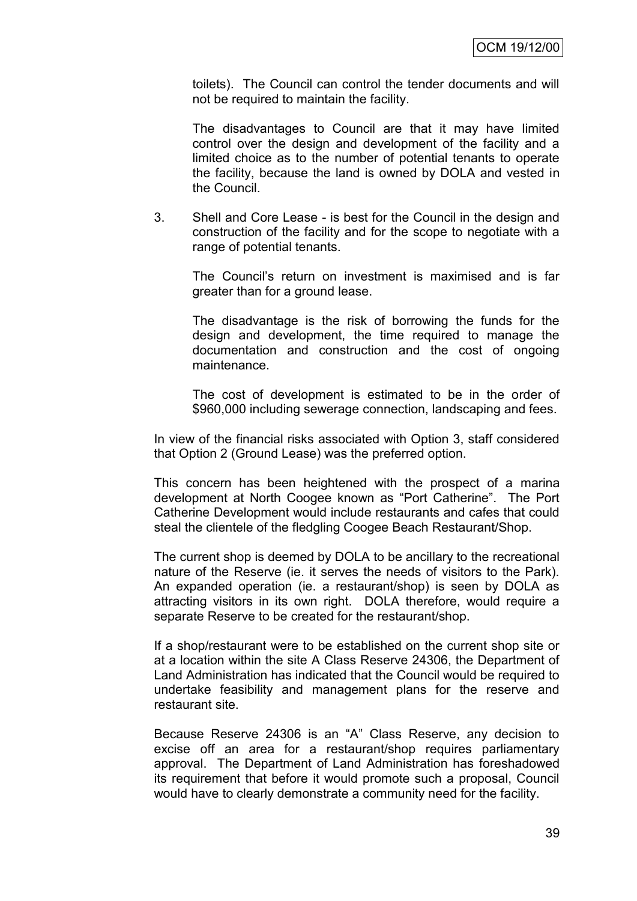toilets). The Council can control the tender documents and will not be required to maintain the facility.

The disadvantages to Council are that it may have limited control over the design and development of the facility and a limited choice as to the number of potential tenants to operate the facility, because the land is owned by DOLA and vested in the Council.

3. Shell and Core Lease - is best for the Council in the design and construction of the facility and for the scope to negotiate with a range of potential tenants.

   The Council's return on investment is maximised and is far greater than for a ground lease.

   The disadvantage is the risk of borrowing the funds for the design and development, the time required to manage the documentation and construction and the cost of ongoing maintenance.

   The cost of development is estimated to be in the order of $960,000 including sewerage connection, landscaping and fees.

In view of the financial risks associated with Option 3, staff considered that Option 2 (Ground Lease) was the preferred option.

This concern has been heightened with the prospect of a marina development at North Coogee known as "Port Catherine". The Port Catherine Development would include restaurants and cafes that could steal the clientele of the fledgling Coogee Beach Restaurant/Shop.

The current shop is deemed by DOLA to be ancillary to the recreational nature of the Reserve (ie. it serves the needs of visitors to the Park). An expanded operation (ie. a restaurant/shop) is seen by DOLA as attracting visitors in its own right. DOLA therefore, would require a separate Reserve to be created for the restaurant/shop.

If a shop/restaurant were to be established on the current shop site or at a location within the site A Class Reserve 24306, the Department of Land Administration has indicated that the Council would be required to undertake feasibility and management plans for the reserve and restaurant site.

Because Reserve 24306 is an "A" Class Reserve, any decision to excise off an area for a restaurant/shop requires parliamentary approval. The Department of Land Administration has foreshadowed its requirement that before it would promote such a proposal, Council would have to clearly demonstrate a community need for the facility.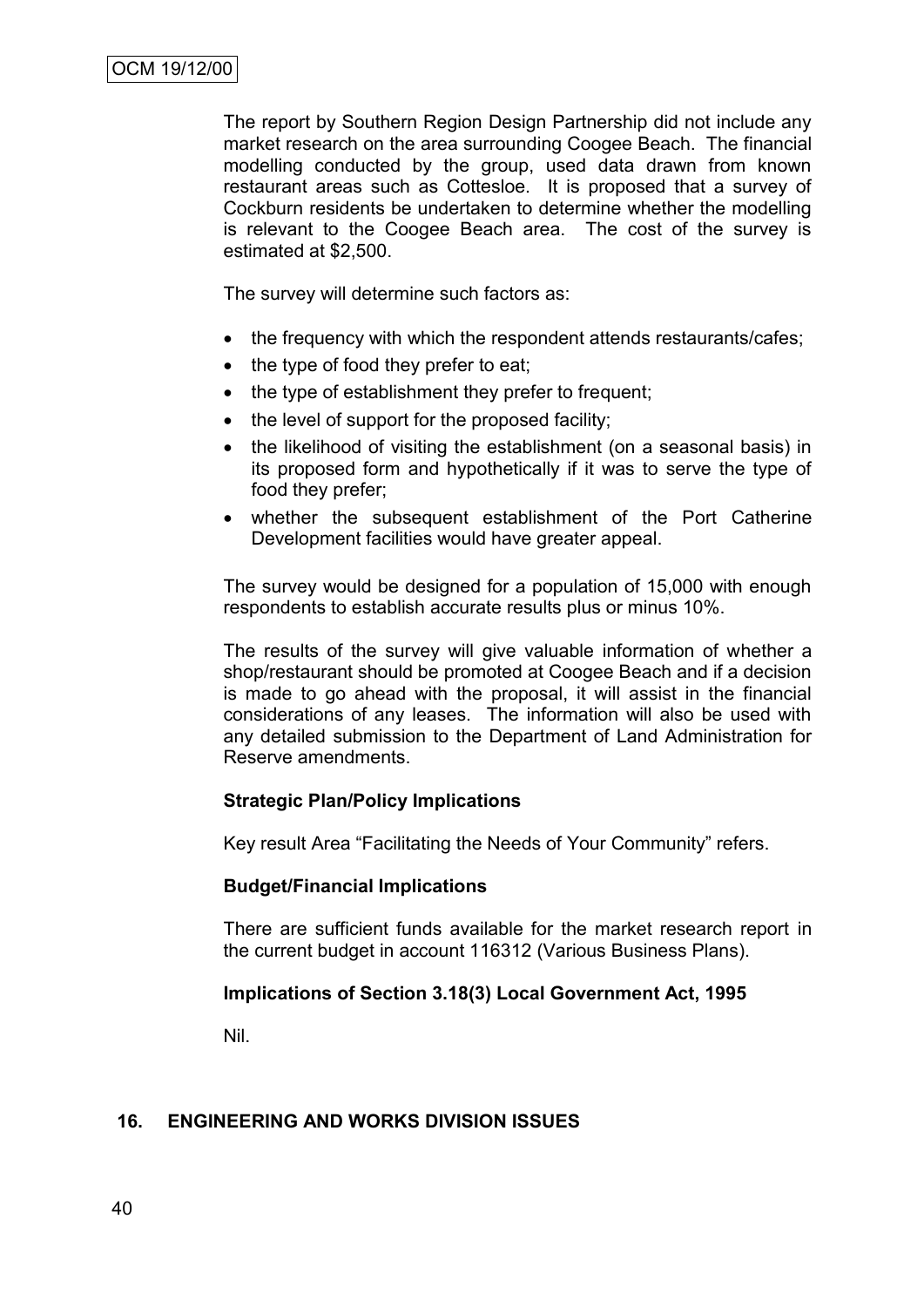The report by Southern Region Design Partnership did not include any market research on the area surrounding Coogee Beach. The financial modelling conducted by the group, used data drawn from known restaurant areas such as Cottesloe. It is proposed that a survey of Cockburn residents be undertaken to determine whether the modelling is relevant to the Coogee Beach area. The cost of the survey is estimated at $2,500.

The survey will determine such factors as:

- the frequency with which the respondent attends restaurants/cafes;
- the type of food they prefer to eat;
- the type of establishment they prefer to frequent;
- the level of support for the proposed facility;
- the likelihood of visiting the establishment (on a seasonal basis) in its proposed form and hypothetically if it was to serve the type of food they prefer;
- whether the subsequent establishment of the Port Catherine Development facilities would have greater appeal.

The survey would be designed for a population of 15,000 with enough respondents to establish accurate results plus or minus 10%.

The results of the survey will give valuable information of whether a shop/restaurant should be promoted at Coogee Beach and if a decision is made to go ahead with the proposal, it will assist in the financial considerations of any leases. The information will also be used with any detailed submission to the Department of Land Administration for Reserve amendments.

**Strategic Plan/Policy Implications**

Key result Area "Facilitating the Needs of Your Community" refers.

**Budget/Financial Implications**

There are sufficient funds available for the market research report in the current budget in account 116312 (Various Business Plans).

**Implications of Section 3.18(3) Local Government Act, 1995**

Nil.

## 16. ENGINEERING AND WORKS DIVISION ISSUES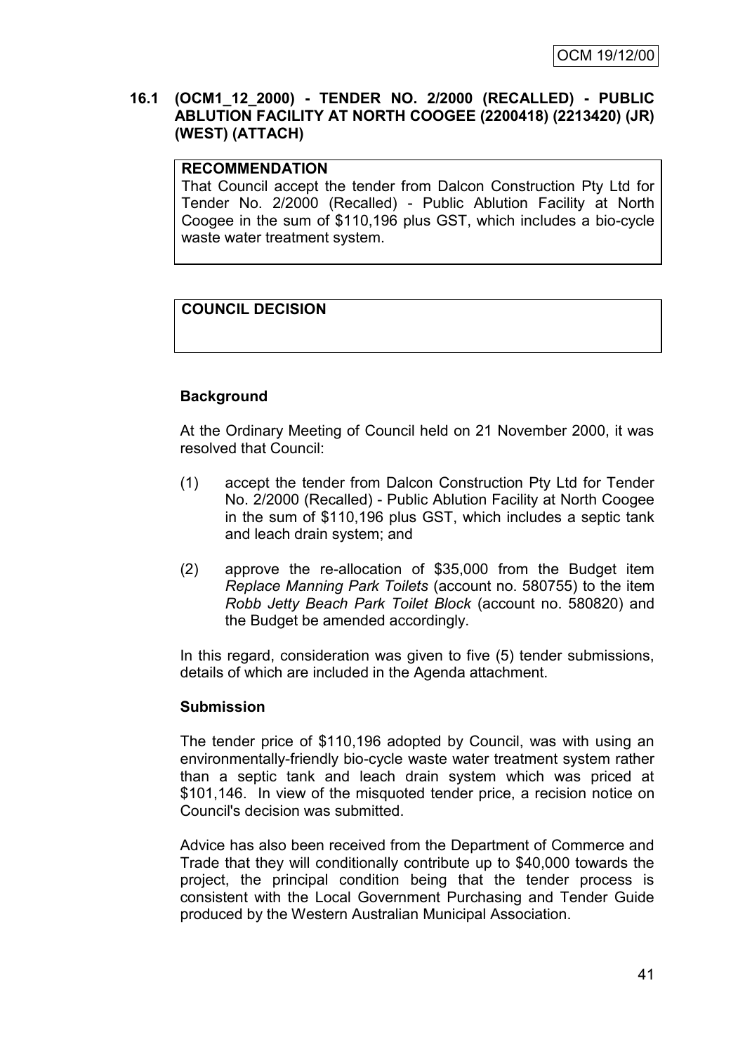### 16.1 (OCM1_12_2000) - TENDER NO. 2/2000 (RECALLED) - PUBLIC ABLUTION FACILITY AT NORTH COOGEE (2200418) (2213420) (JR) (WEST) (ATTACH)

**RECOMMENDATION**

That Council accept the tender from Dalcon Construction Pty Ltd for Tender No. 2/2000 (Recalled) - Public Ablution Facility at North Coogee in the sum of $110,196 plus GST, which includes a bio-cycle waste water treatment system.

**COUNCIL DECISION**

**Background**

At the Ordinary Meeting of Council held on 21 November 2000, it was resolved that Council:

(1) accept the tender from Dalcon Construction Pty Ltd for Tender No. 2/2000 (Recalled) - Public Ablution Facility at North Coogee in the sum of $110,196 plus GST, which includes a septic tank and leach drain system; and

(2) approve the re-allocation of $35,000 from the Budget item *Replace Manning Park Toilets* (account no. 580755) to the item *Robb Jetty Beach Park Toilet Block* (account no. 580820) and the Budget be amended accordingly.

In this regard, consideration was given to five (5) tender submissions, details of which are included in the Agenda attachment.

**Submission**

The tender price of $110,196 adopted by Council, was with using an environmentally-friendly bio-cycle waste water treatment system rather than a septic tank and leach drain system which was priced at $101,146. In view of the misquoted tender price, a recision notice on Council's decision was submitted.

Advice has also been received from the Department of Commerce and Trade that they will conditionally contribute up to $40,000 towards the project, the principal condition being that the tender process is consistent with the Local Government Purchasing and Tender Guide produced by the Western Australian Municipal Association.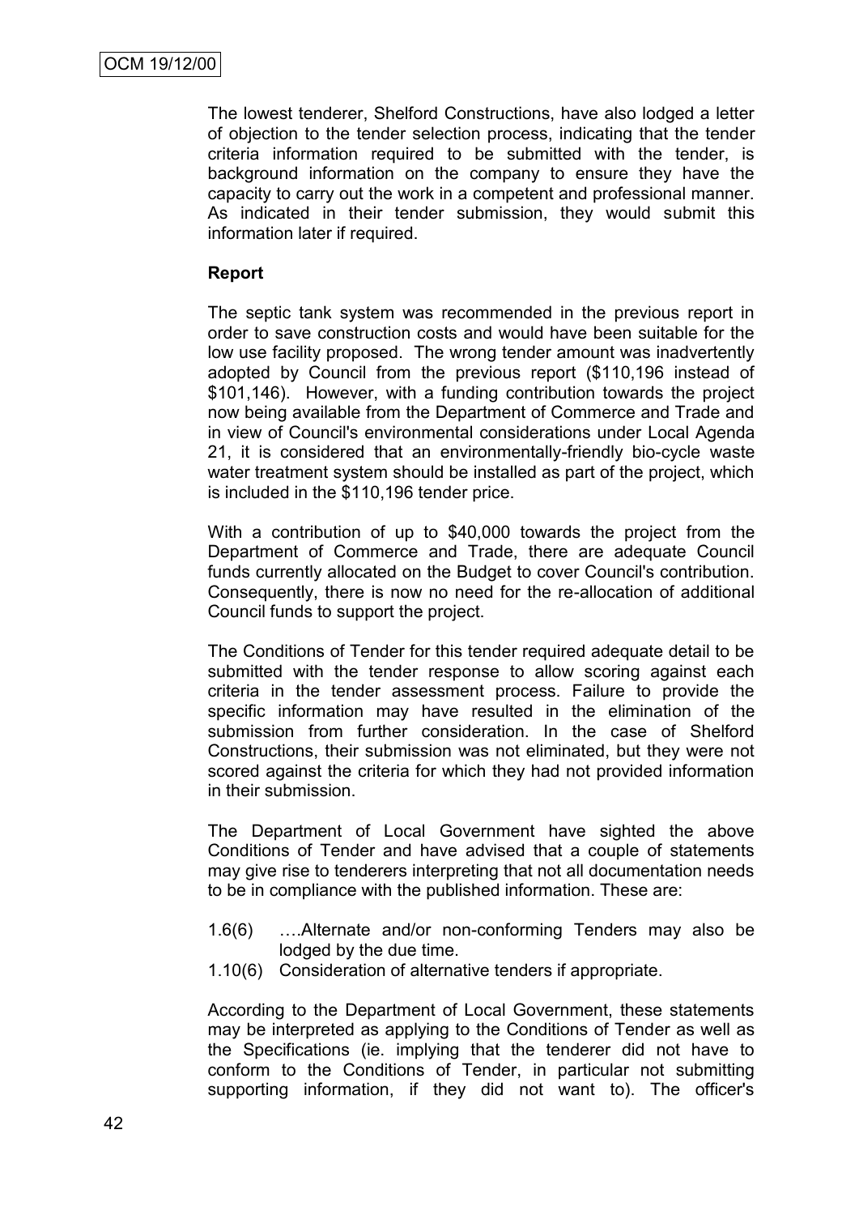The lowest tenderer, Shelford Constructions, have also lodged a letter of objection to the tender selection process, indicating that the tender criteria information required to be submitted with the tender, is background information on the company to ensure they have the capacity to carry out the work in a competent and professional manner. As indicated in their tender submission, they would submit this information later if required.

**Report**

The septic tank system was recommended in the previous report in order to save construction costs and would have been suitable for the low use facility proposed. The wrong tender amount was inadvertently adopted by Council from the previous report ($110,196 instead of $101,146). However, with a funding contribution towards the project now being available from the Department of Commerce and Trade and in view of Council's environmental considerations under Local Agenda 21, it is considered that an environmentally-friendly bio-cycle waste water treatment system should be installed as part of the project, which is included in the $110,196 tender price.

With a contribution of up to $40,000 towards the project from the Department of Commerce and Trade, there are adequate Council funds currently allocated on the Budget to cover Council's contribution. Consequently, there is now no need for the re-allocation of additional Council funds to support the project.

The Conditions of Tender for this tender required adequate detail to be submitted with the tender response to allow scoring against each criteria in the tender assessment process. Failure to provide the specific information may have resulted in the elimination of the submission from further consideration. In the case of Shelford Constructions, their submission was not eliminated, but they were not scored against the criteria for which they had not provided information in their submission.

The Department of Local Government have sighted the above Conditions of Tender and have advised that a couple of statements may give rise to tenderers interpreting that not all documentation needs to be in compliance with the published information. These are:

- 1.6(6) ….Alternate and/or non-conforming Tenders may also be lodged by the due time.
- 1.10(6) Consideration of alternative tenders if appropriate.

According to the Department of Local Government, these statements may be interpreted as applying to the Conditions of Tender as well as the Specifications (ie. implying that the tenderer did not have to conform to the Conditions of Tender, in particular not submitting supporting information, if they did not want to). The officer's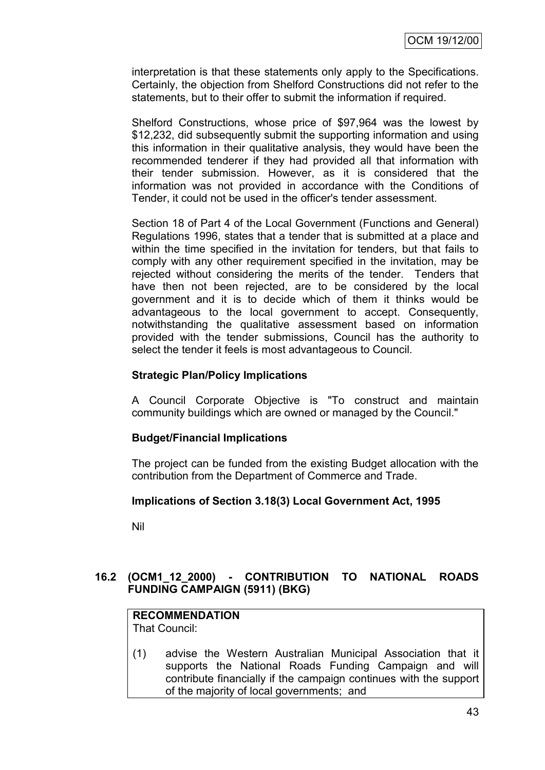interpretation is that these statements only apply to the Specifications. Certainly, the objection from Shelford Constructions did not refer to the statements, but to their offer to submit the information if required.

Shelford Constructions, whose price of $97,964 was the lowest by $12,232, did subsequently submit the supporting information and using this information in their qualitative analysis, they would have been the recommended tenderer if they had provided all that information with their tender submission. However, as it is considered that the information was not provided in accordance with the Conditions of Tender, it could not be used in the officer's tender assessment.

Section 18 of Part 4 of the Local Government (Functions and General) Regulations 1996, states that a tender that is submitted at a place and within the time specified in the invitation for tenders, but that fails to comply with any other requirement specified in the invitation, may be rejected without considering the merits of the tender. Tenders that have then not been rejected, are to be considered by the local government and it is to decide which of them it thinks would be advantageous to the local government to accept. Consequently, notwithstanding the qualitative assessment based on information provided with the tender submissions, Council has the authority to select the tender it feels is most advantageous to Council.

**Strategic Plan/Policy Implications**

A Council Corporate Objective is "To construct and maintain community buildings which are owned or managed by the Council."

**Budget/Financial Implications**

The project can be funded from the existing Budget allocation with the contribution from the Department of Commerce and Trade.

**Implications of Section 3.18(3) Local Government Act, 1995**

Nil

## 16.2 (OCM1_12_2000) - CONTRIBUTION TO NATIONAL ROADS FUNDING CAMPAIGN (5911) (BKG)

**RECOMMENDATION**

That Council:

(1) advise the Western Australian Municipal Association that it supports the National Roads Funding Campaign and will contribute financially if the campaign continues with the support of the majority of local governments; and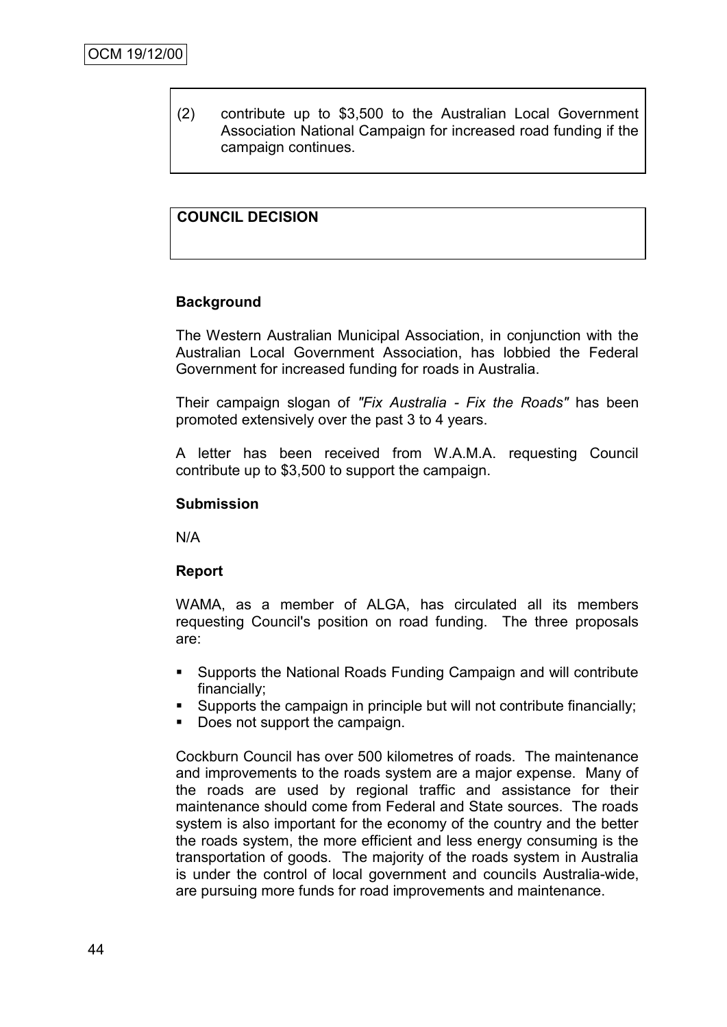(2) contribute up to $3,500 to the Australian Local Government Association National Campaign for increased road funding if the campaign continues.

**COUNCIL DECISION**

**Background**

The Western Australian Municipal Association, in conjunction with the Australian Local Government Association, has lobbied the Federal Government for increased funding for roads in Australia.

Their campaign slogan of *"Fix Australia - Fix the Roads"* has been promoted extensively over the past 3 to 4 years.

A letter has been received from W.A.M.A. requesting Council contribute up to $3,500 to support the campaign.

**Submission**

N/A

**Report**

WAMA, as a member of ALGA, has circulated all its members requesting Council's position on road funding. The three proposals are:

- Supports the National Roads Funding Campaign and will contribute financially;
- Supports the campaign in principle but will not contribute financially;
- Does not support the campaign.

Cockburn Council has over 500 kilometres of roads. The maintenance and improvements to the roads system are a major expense. Many of the roads are used by regional traffic and assistance for their maintenance should come from Federal and State sources. The roads system is also important for the economy of the country and the better the roads system, the more efficient and less energy consuming is the transportation of goods. The majority of the roads system in Australia is under the control of local government and councils Australia-wide, are pursuing more funds for road improvements and maintenance.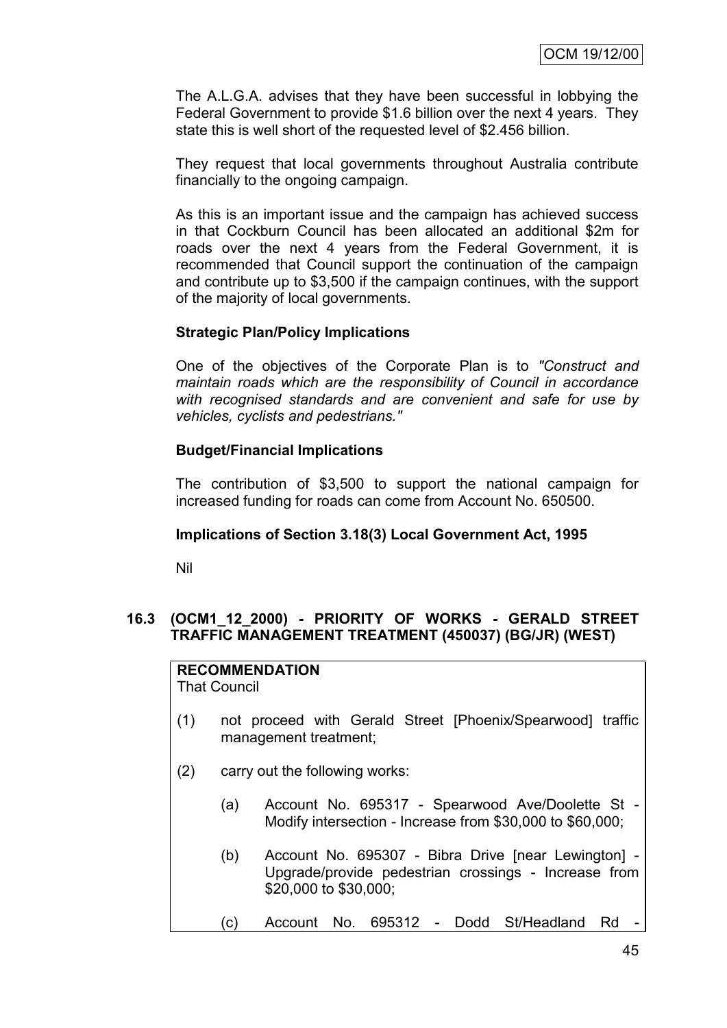The A.L.G.A. advises that they have been successful in lobbying the Federal Government to provide $1.6 billion over the next 4 years. They state this is well short of the requested level of $2.456 billion.

They request that local governments throughout Australia contribute financially to the ongoing campaign.

As this is an important issue and the campaign has achieved success in that Cockburn Council has been allocated an additional $2m for roads over the next 4 years from the Federal Government, it is recommended that Council support the continuation of the campaign and contribute up to $3,500 if the campaign continues, with the support of the majority of local governments.

**Strategic Plan/Policy Implications**

One of the objectives of the Corporate Plan is to *"Construct and maintain roads which are the responsibility of Council in accordance with recognised standards and are convenient and safe for use by vehicles, cyclists and pedestrians."*

**Budget/Financial Implications**

The contribution of $3,500 to support the national campaign for increased funding for roads can come from Account No. 650500.

**Implications of Section 3.18(3) Local Government Act, 1995**

Nil

## 16.3 (OCM1_12_2000) - PRIORITY OF WORKS - GERALD STREET TRAFFIC MANAGEMENT TREATMENT (450037) (BG/JR) (WEST)

**RECOMMENDATION**
That Council

(1) not proceed with Gerald Street [Phoenix/Spearwood] traffic management treatment;

(2) carry out the following works:

(a) Account No. 695317 - Spearwood Ave/Doolette St - Modify intersection - Increase from $30,000 to $60,000;

(b) Account No. 695307 - Bibra Drive [near Lewington] - Upgrade/provide pedestrian crossings - Increase from $20,000 to $30,000;

(c) Account No. 695312 - Dodd St/Headland Rd -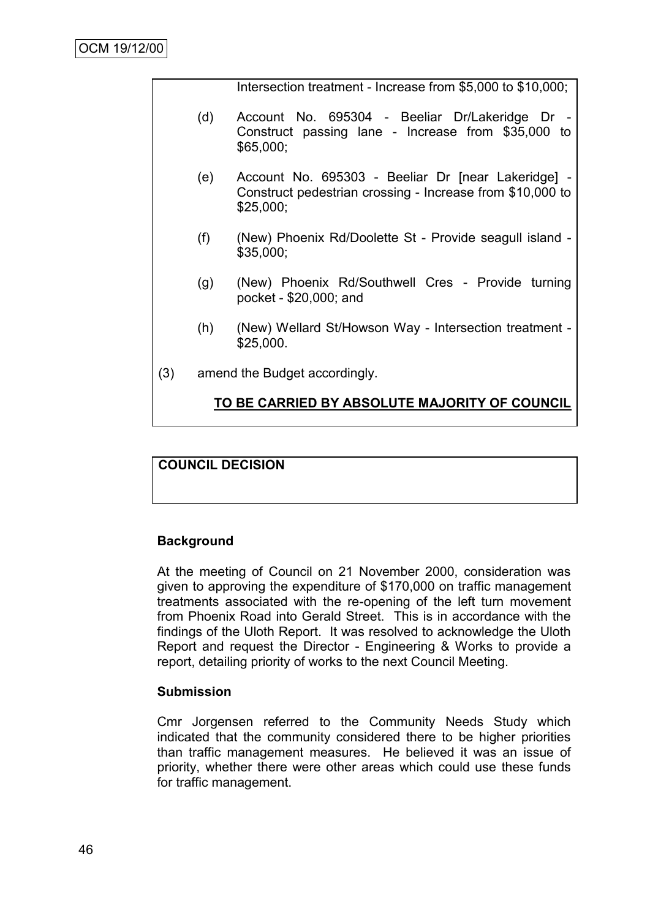Intersection treatment - Increase from $5,000 to $10,000;

(d) Account No. 695304 - Beeliar Dr/Lakeridge Dr - Construct passing lane - Increase from $35,000 to $65,000;

(e) Account No. 695303 - Beeliar Dr [near Lakeridge] - Construct pedestrian crossing - Increase from $10,000 to $25,000;

(f) (New) Phoenix Rd/Doolette St - Provide seagull island - $35,000;

(g) (New) Phoenix Rd/Southwell Cres - Provide turning pocket - $20,000; and

(h) (New) Wellard St/Howson Way - Intersection treatment - $25,000.

(3) amend the Budget accordingly.

**TO BE CARRIED BY ABSOLUTE MAJORITY OF COUNCIL**

**COUNCIL DECISION**

**Background**

At the meeting of Council on 21 November 2000, consideration was given to approving the expenditure of $170,000 on traffic management treatments associated with the re-opening of the left turn movement from Phoenix Road into Gerald Street. This is in accordance with the findings of the Uloth Report. It was resolved to acknowledge the Uloth Report and request the Director - Engineering & Works to provide a report, detailing priority of works to the next Council Meeting.

**Submission**

Cmr Jorgensen referred to the Community Needs Study which indicated that the community considered there to be higher priorities than traffic management measures. He believed it was an issue of priority, whether there were other areas which could use these funds for traffic management.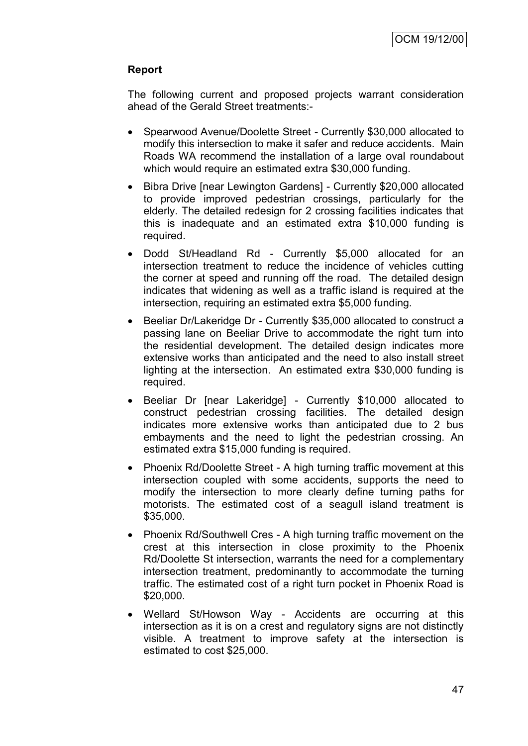**Report**

The following current and proposed projects warrant consideration ahead of the Gerald Street treatments:-

- Spearwood Avenue/Doolette Street - Currently $30,000 allocated to modify this intersection to make it safer and reduce accidents. Main Roads WA recommend the installation of a large oval roundabout which would require an estimated extra $30,000 funding.
- Bibra Drive [near Lewington Gardens] - Currently $20,000 allocated to provide improved pedestrian crossings, particularly for the elderly. The detailed redesign for 2 crossing facilities indicates that this is inadequate and an estimated extra $10,000 funding is required.
- Dodd St/Headland Rd - Currently $5,000 allocated for an intersection treatment to reduce the incidence of vehicles cutting the corner at speed and running off the road. The detailed design indicates that widening as well as a traffic island is required at the intersection, requiring an estimated extra $5,000 funding.
- Beeliar Dr/Lakeridge Dr - Currently $35,000 allocated to construct a passing lane on Beeliar Drive to accommodate the right turn into the residential development. The detailed design indicates more extensive works than anticipated and the need to also install street lighting at the intersection. An estimated extra $30,000 funding is required.
- Beeliar Dr [near Lakeridge] - Currently $10,000 allocated to construct pedestrian crossing facilities. The detailed design indicates more extensive works than anticipated due to 2 bus embayments and the need to light the pedestrian crossing. An estimated extra $15,000 funding is required.
- Phoenix Rd/Doolette Street - A high turning traffic movement at this intersection coupled with some accidents, supports the need to modify the intersection to more clearly define turning paths for motorists. The estimated cost of a seagull island treatment is $35,000.
- Phoenix Rd/Southwell Cres - A high turning traffic movement on the crest at this intersection in close proximity to the Phoenix Rd/Doolette St intersection, warrants the need for a complementary intersection treatment, predominantly to accommodate the turning traffic. The estimated cost of a right turn pocket in Phoenix Road is $20,000.
- Wellard St/Howson Way - Accidents are occurring at this intersection as it is on a crest and regulatory signs are not distinctly visible. A treatment to improve safety at the intersection is estimated to cost $25,000.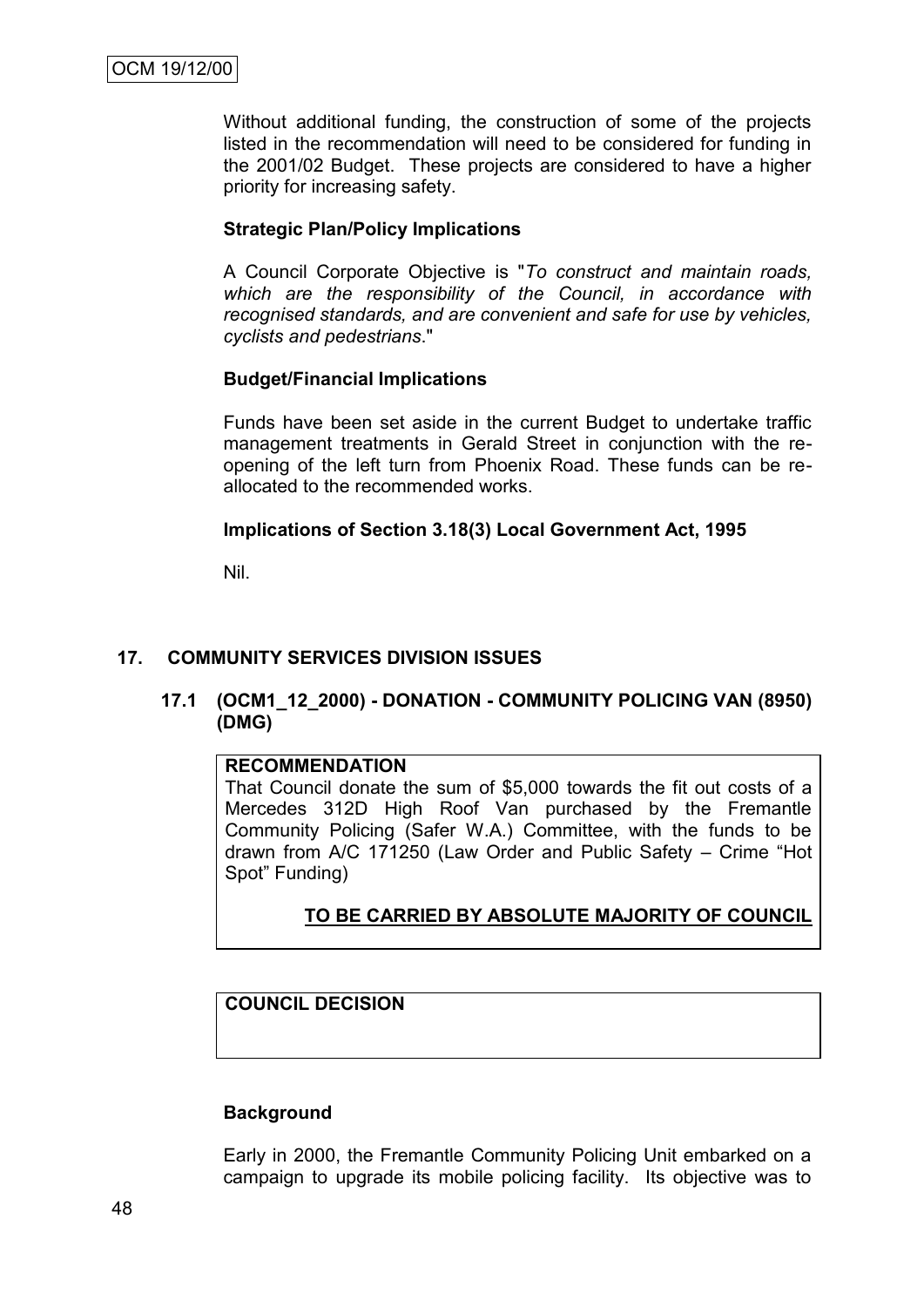Without additional funding, the construction of some of the projects listed in the recommendation will need to be considered for funding in the 2001/02 Budget. These projects are considered to have a higher priority for increasing safety.

**Strategic Plan/Policy Implications**

A Council Corporate Objective is "*To construct and maintain roads, which are the responsibility of the Council, in accordance with recognised standards, and are convenient and safe for use by vehicles, cyclists and pedestrians*."

**Budget/Financial Implications**

Funds have been set aside in the current Budget to undertake traffic management treatments in Gerald Street in conjunction with the re-opening of the left turn from Phoenix Road. These funds can be re-allocated to the recommended works.

**Implications of Section 3.18(3) Local Government Act, 1995**

Nil.

## 17. COMMUNITY SERVICES DIVISION ISSUES

### 17.1 (OCM1_12_2000) - DONATION - COMMUNITY POLICING VAN (8950) (DMG)

**RECOMMENDATION**

That Council donate the sum of $5,000 towards the fit out costs of a Mercedes 312D High Roof Van purchased by the Fremantle Community Policing (Safer W.A.) Committee, with the funds to be drawn from A/C 171250 (Law Order and Public Safety – Crime "Hot Spot" Funding)

**TO BE CARRIED BY ABSOLUTE MAJORITY OF COUNCIL**

**COUNCIL DECISION**

**Background**

Early in 2000, the Fremantle Community Policing Unit embarked on a campaign to upgrade its mobile policing facility. Its objective was to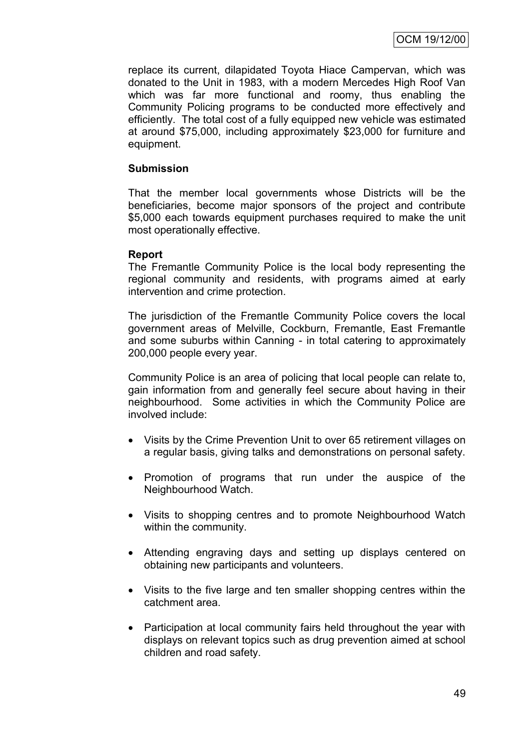replace its current, dilapidated Toyota Hiace Campervan, which was donated to the Unit in 1983, with a modern Mercedes High Roof Van which was far more functional and roomy, thus enabling the Community Policing programs to be conducted more effectively and efficiently. The total cost of a fully equipped new vehicle was estimated at around $75,000, including approximately $23,000 for furniture and equipment.

**Submission**

That the member local governments whose Districts will be the beneficiaries, become major sponsors of the project and contribute $5,000 each towards equipment purchases required to make the unit most operationally effective.

**Report**

The Fremantle Community Police is the local body representing the regional community and residents, with programs aimed at early intervention and crime protection.

The jurisdiction of the Fremantle Community Police covers the local government areas of Melville, Cockburn, Fremantle, East Fremantle and some suburbs within Canning - in total catering to approximately 200,000 people every year.

Community Police is an area of policing that local people can relate to, gain information from and generally feel secure about having in their neighbourhood. Some activities in which the Community Police are involved include:

- Visits by the Crime Prevention Unit to over 65 retirement villages on a regular basis, giving talks and demonstrations on personal safety.
- Promotion of programs that run under the auspice of the Neighbourhood Watch.
- Visits to shopping centres and to promote Neighbourhood Watch within the community.
- Attending engraving days and setting up displays centered on obtaining new participants and volunteers.
- Visits to the five large and ten smaller shopping centres within the catchment area.
- Participation at local community fairs held throughout the year with displays on relevant topics such as drug prevention aimed at school children and road safety.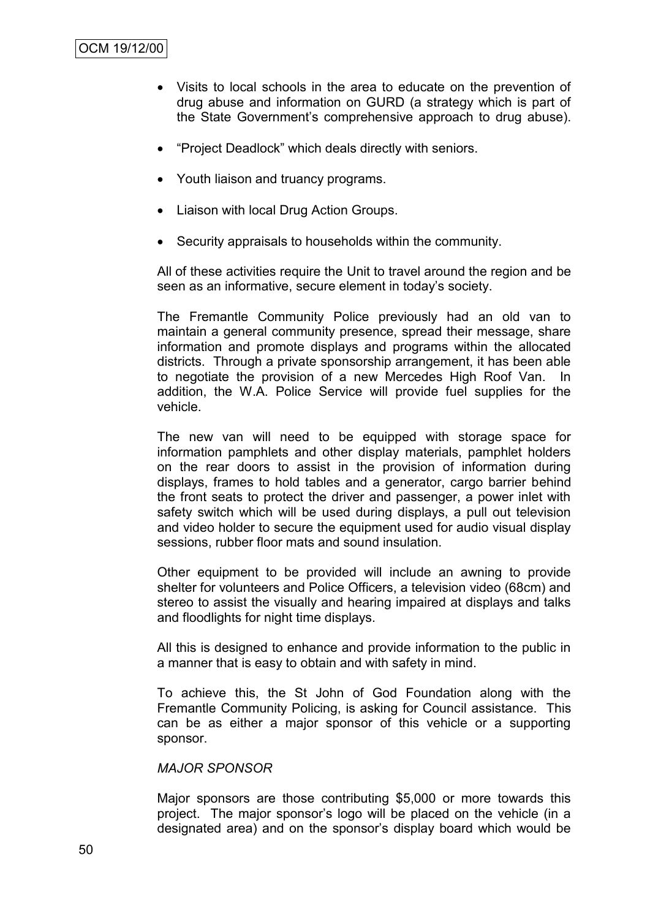- Visits to local schools in the area to educate on the prevention of drug abuse and information on GURD (a strategy which is part of the State Government's comprehensive approach to drug abuse).

- "Project Deadlock" which deals directly with seniors.

- Youth liaison and truancy programs.

- Liaison with local Drug Action Groups.

- Security appraisals to households within the community.

All of these activities require the Unit to travel around the region and be seen as an informative, secure element in today's society.

The Fremantle Community Police previously had an old van to maintain a general community presence, spread their message, share information and promote displays and programs within the allocated districts. Through a private sponsorship arrangement, it has been able to negotiate the provision of a new Mercedes High Roof Van. In addition, the W.A. Police Service will provide fuel supplies for the vehicle.

The new van will need to be equipped with storage space for information pamphlets and other display materials, pamphlet holders on the rear doors to assist in the provision of information during displays, frames to hold tables and a generator, cargo barrier behind the front seats to protect the driver and passenger, a power inlet with safety switch which will be used during displays, a pull out television and video holder to secure the equipment used for audio visual display sessions, rubber floor mats and sound insulation.

Other equipment to be provided will include an awning to provide shelter for volunteers and Police Officers, a television video (68cm) and stereo to assist the visually and hearing impaired at displays and talks and floodlights for night time displays.

All this is designed to enhance and provide information to the public in a manner that is easy to obtain and with safety in mind.

To achieve this, the St John of God Foundation along with the Fremantle Community Policing, is asking for Council assistance. This can be as either a major sponsor of this vehicle or a supporting sponsor.

*MAJOR SPONSOR*

Major sponsors are those contributing $5,000 or more towards this project. The major sponsor's logo will be placed on the vehicle (in a designated area) and on the sponsor's display board which would be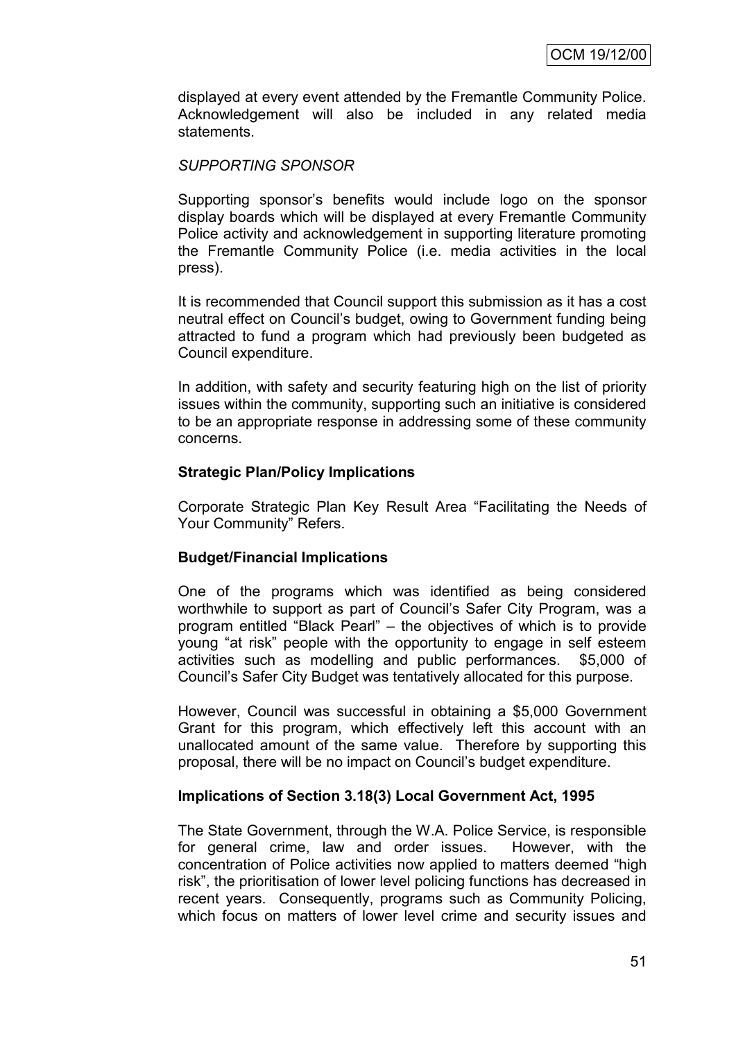displayed at every event attended by the Fremantle Community Police. Acknowledgement will also be included in any related media statements.

*SUPPORTING SPONSOR*

Supporting sponsor's benefits would include logo on the sponsor display boards which will be displayed at every Fremantle Community Police activity and acknowledgement in supporting literature promoting the Fremantle Community Police (i.e. media activities in the local press).

It is recommended that Council support this submission as it has a cost neutral effect on Council's budget, owing to Government funding being attracted to fund a program which had previously been budgeted as Council expenditure.

In addition, with safety and security featuring high on the list of priority issues within the community, supporting such an initiative is considered to be an appropriate response in addressing some of these community concerns.

**Strategic Plan/Policy Implications**

Corporate Strategic Plan Key Result Area "Facilitating the Needs of Your Community" Refers.

**Budget/Financial Implications**

One of the programs which was identified as being considered worthwhile to support as part of Council's Safer City Program, was a program entitled "Black Pearl" – the objectives of which is to provide young "at risk" people with the opportunity to engage in self esteem activities such as modelling and public performances. $5,000 of Council's Safer City Budget was tentatively allocated for this purpose.

However, Council was successful in obtaining a $5,000 Government Grant for this program, which effectively left this account with an unallocated amount of the same value. Therefore by supporting this proposal, there will be no impact on Council's budget expenditure.

**Implications of Section 3.18(3) Local Government Act, 1995**

The State Government, through the W.A. Police Service, is responsible for general crime, law and order issues. However, with the concentration of Police activities now applied to matters deemed "high risk", the prioritisation of lower level policing functions has decreased in recent years. Consequently, programs such as Community Policing, which focus on matters of lower level crime and security issues and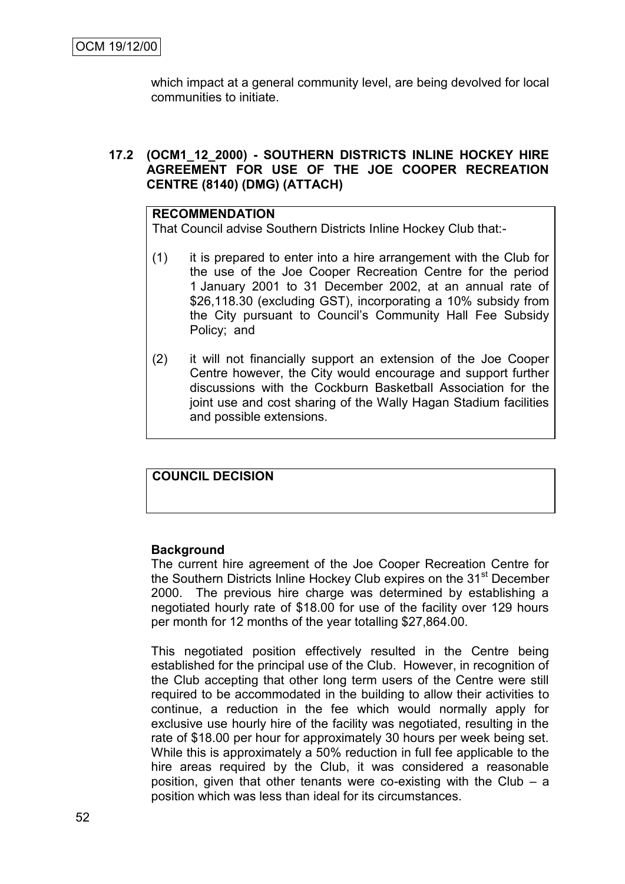which impact at a general community level, are being devolved for local communities to initiate.

### 17.2 (OCM1_12_2000) - SOUTHERN DISTRICTS INLINE HOCKEY HIRE AGREEMENT FOR USE OF THE JOE COOPER RECREATION CENTRE (8140) (DMG) (ATTACH)

**RECOMMENDATION**

That Council advise Southern Districts Inline Hockey Club that:-

(1) it is prepared to enter into a hire arrangement with the Club for the use of the Joe Cooper Recreation Centre for the period 1 January 2001 to 31 December 2002, at an annual rate of $26,118.30 (excluding GST), incorporating a 10% subsidy from the City pursuant to Council's Community Hall Fee Subsidy Policy; and

(2) it will not financially support an extension of the Joe Cooper Centre however, the City would encourage and support further discussions with the Cockburn Basketball Association for the joint use and cost sharing of the Wally Hagan Stadium facilities and possible extensions.

**COUNCIL DECISION**

**Background**

The current hire agreement of the Joe Cooper Recreation Centre for the Southern Districts Inline Hockey Club expires on the 31st December 2000. The previous hire charge was determined by establishing a negotiated hourly rate of $18.00 for use of the facility over 129 hours per month for 12 months of the year totalling $27,864.00.

This negotiated position effectively resulted in the Centre being established for the principal use of the Club. However, in recognition of the Club accepting that other long term users of the Centre were still required to be accommodated in the building to allow their activities to continue, a reduction in the fee which would normally apply for exclusive use hourly hire of the facility was negotiated, resulting in the rate of $18.00 per hour for approximately 30 hours per week being set. While this is approximately a 50% reduction in full fee applicable to the hire areas required by the Club, it was considered a reasonable position, given that other tenants were co-existing with the Club – a position which was less than ideal for its circumstances.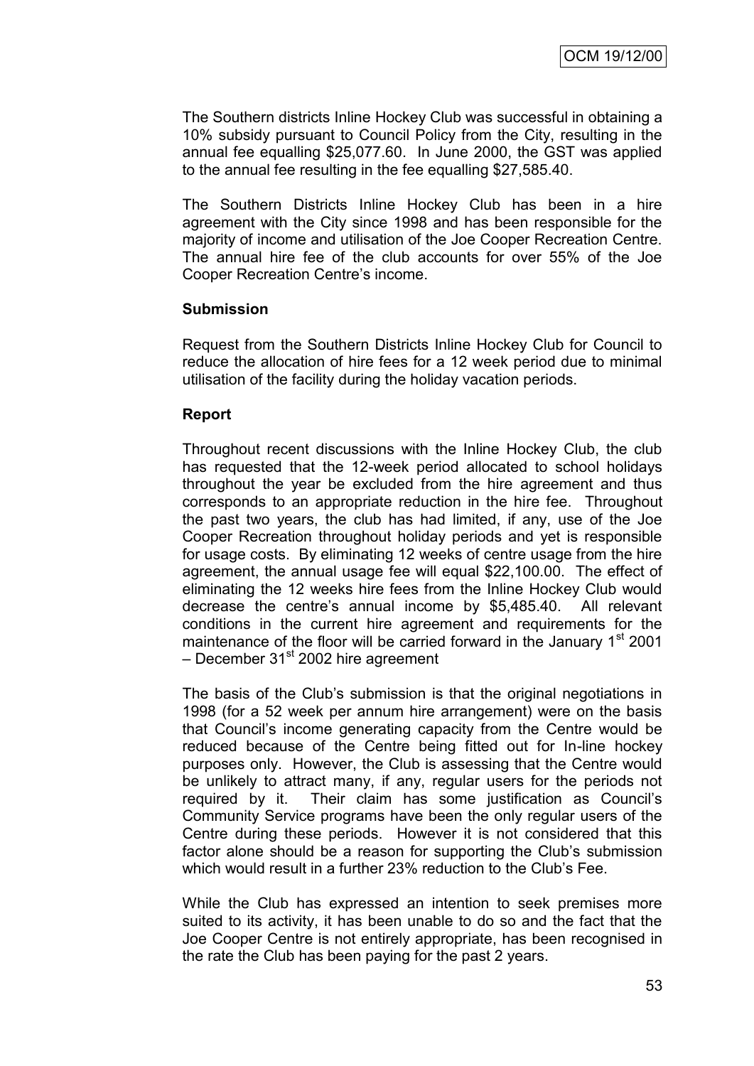The Southern districts Inline Hockey Club was successful in obtaining a 10% subsidy pursuant to Council Policy from the City, resulting in the annual fee equalling $25,077.60. In June 2000, the GST was applied to the annual fee resulting in the fee equalling $27,585.40.

The Southern Districts Inline Hockey Club has been in a hire agreement with the City since 1998 and has been responsible for the majority of income and utilisation of the Joe Cooper Recreation Centre. The annual hire fee of the club accounts for over 55% of the Joe Cooper Recreation Centre's income.

**Submission**

Request from the Southern Districts Inline Hockey Club for Council to reduce the allocation of hire fees for a 12 week period due to minimal utilisation of the facility during the holiday vacation periods.

**Report**

Throughout recent discussions with the Inline Hockey Club, the club has requested that the 12-week period allocated to school holidays throughout the year be excluded from the hire agreement and thus corresponds to an appropriate reduction in the hire fee. Throughout the past two years, the club has had limited, if any, use of the Joe Cooper Recreation throughout holiday periods and yet is responsible for usage costs. By eliminating 12 weeks of centre usage from the hire agreement, the annual usage fee will equal $22,100.00. The effect of eliminating the 12 weeks hire fees from the Inline Hockey Club would decrease the centre's annual income by $5,485.40. All relevant conditions in the current hire agreement and requirements for the maintenance of the floor will be carried forward in the January 1st 2001 – December 31st 2002 hire agreement

The basis of the Club's submission is that the original negotiations in 1998 (for a 52 week per annum hire arrangement) were on the basis that Council's income generating capacity from the Centre would be reduced because of the Centre being fitted out for In-line hockey purposes only. However, the Club is assessing that the Centre would be unlikely to attract many, if any, regular users for the periods not required by it. Their claim has some justification as Council's Community Service programs have been the only regular users of the Centre during these periods. However it is not considered that this factor alone should be a reason for supporting the Club's submission which would result in a further 23% reduction to the Club's Fee.

While the Club has expressed an intention to seek premises more suited to its activity, it has been unable to do so and the fact that the Joe Cooper Centre is not entirely appropriate, has been recognised in the rate the Club has been paying for the past 2 years.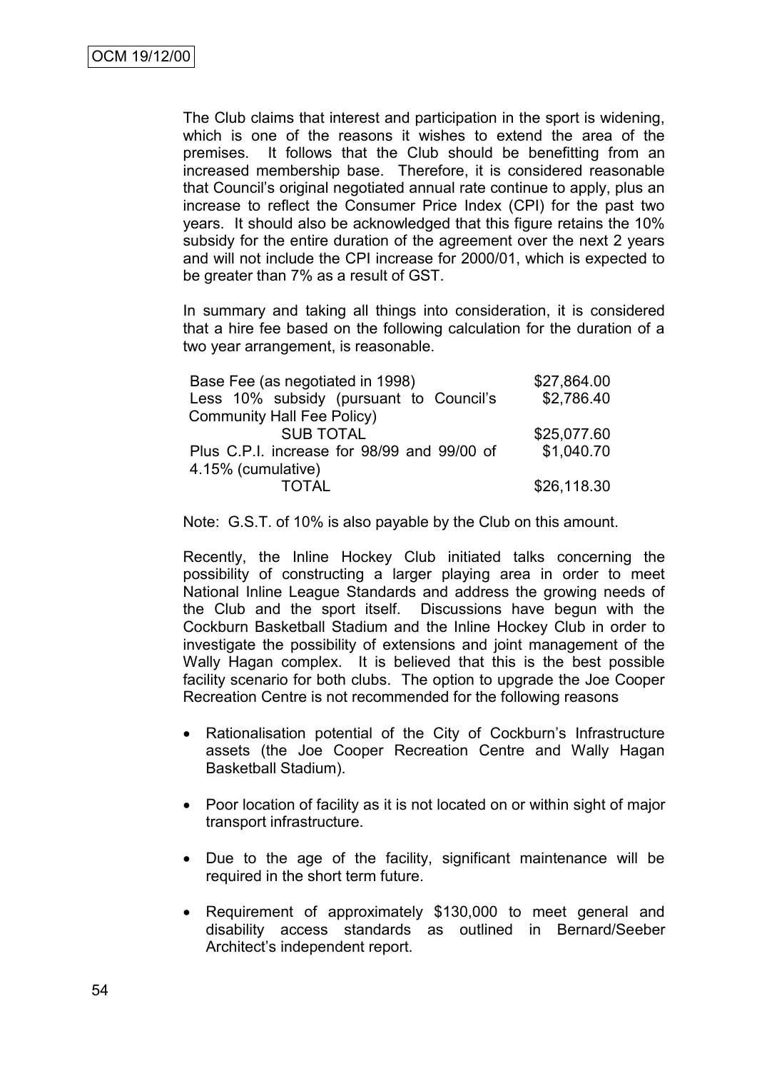The Club claims that interest and participation in the sport is widening, which is one of the reasons it wishes to extend the area of the premises. It follows that the Club should be benefitting from an increased membership base. Therefore, it is considered reasonable that Council's original negotiated annual rate continue to apply, plus an increase to reflect the Consumer Price Index (CPI) for the past two years. It should also be acknowledged that this figure retains the 10% subsidy for the entire duration of the agreement over the next 2 years and will not include the CPI increase for 2000/01, which is expected to be greater than 7% as a result of GST.

In summary and taking all things into consideration, it is considered that a hire fee based on the following calculation for the duration of a two year arrangement, is reasonable.

| | |
|---|---|
| Base Fee (as negotiated in 1998) | \$27,864.00 |
| Less 10% subsidy (pursuant to Council's Community Hall Fee Policy) | \$2,786.40 |
| SUB TOTAL | \$25,077.60 |
| Plus C.P.I. increase for 98/99 and 99/00 of 4.15% (cumulative) | \$1,040.70 |
| TOTAL | \$26,118.30 |

Note: G.S.T. of 10% is also payable by the Club on this amount.

Recently, the Inline Hockey Club initiated talks concerning the possibility of constructing a larger playing area in order to meet National Inline League Standards and address the growing needs of the Club and the sport itself. Discussions have begun with the Cockburn Basketball Stadium and the Inline Hockey Club in order to investigate the possibility of extensions and joint management of the Wally Hagan complex. It is believed that this is the best possible facility scenario for both clubs. The option to upgrade the Joe Cooper Recreation Centre is not recommended for the following reasons

- Rationalisation potential of the City of Cockburn's Infrastructure assets (the Joe Cooper Recreation Centre and Wally Hagan Basketball Stadium).
- Poor location of facility as it is not located on or within sight of major transport infrastructure.
- Due to the age of the facility, significant maintenance will be required in the short term future.
- Requirement of approximately \$130,000 to meet general and disability access standards as outlined in Bernard/Seeber Architect's independent report.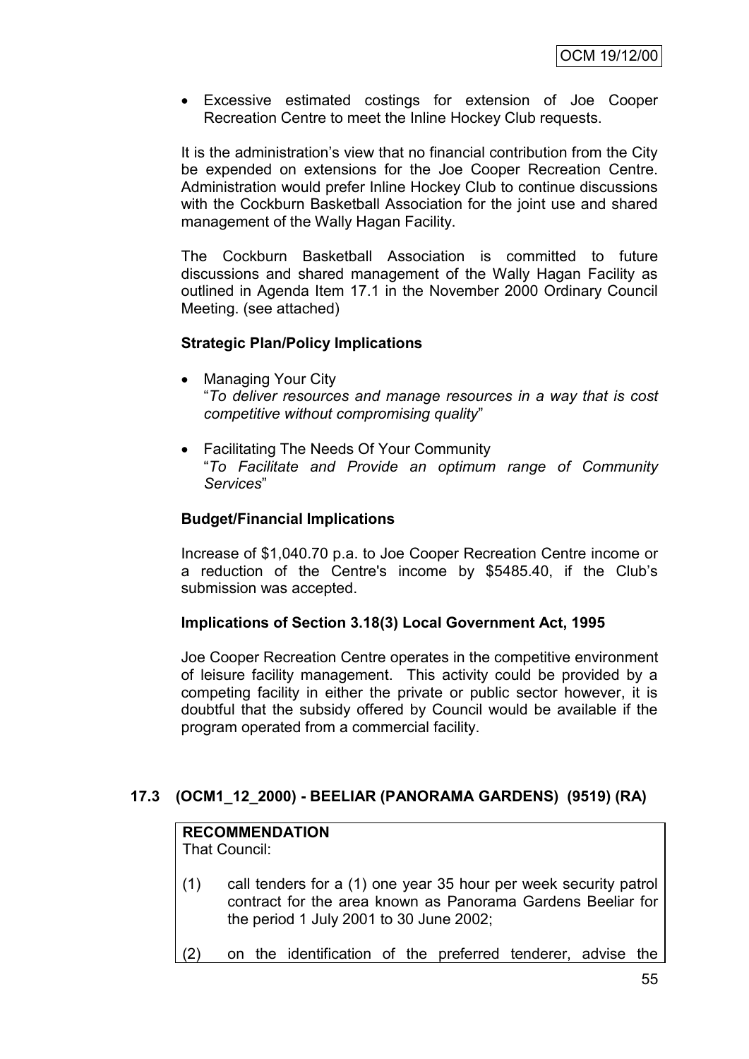- Excessive estimated costings for extension of Joe Cooper Recreation Centre to meet the Inline Hockey Club requests.

It is the administration's view that no financial contribution from the City be expended on extensions for the Joe Cooper Recreation Centre. Administration would prefer Inline Hockey Club to continue discussions with the Cockburn Basketball Association for the joint use and shared management of the Wally Hagan Facility.

The Cockburn Basketball Association is committed to future discussions and shared management of the Wally Hagan Facility as outlined in Agenda Item 17.1 in the November 2000 Ordinary Council Meeting. (see attached)

**Strategic Plan/Policy Implications**

- Managing Your City
  "*To deliver resources and manage resources in a way that is cost competitive without compromising quality*"
- Facilitating The Needs Of Your Community
  "*To Facilitate and Provide an optimum range of Community Services*"

**Budget/Financial Implications**

Increase of $1,040.70 p.a. to Joe Cooper Recreation Centre income or a reduction of the Centre's income by $5485.40, if the Club's submission was accepted.

**Implications of Section 3.18(3) Local Government Act, 1995**

Joe Cooper Recreation Centre operates in the competitive environment of leisure facility management. This activity could be provided by a competing facility in either the private or public sector however, it is doubtful that the subsidy offered by Council would be available if the program operated from a commercial facility.

## 17.3 (OCM1_12_2000) - BEELIAR (PANORAMA GARDENS) (9519) (RA)

**RECOMMENDATION**
That Council:

(1) call tenders for a (1) one year 35 hour per week security patrol contract for the area known as Panorama Gardens Beeliar for the period 1 July 2001 to 30 June 2002;

(2) on the identification of the preferred tenderer, advise the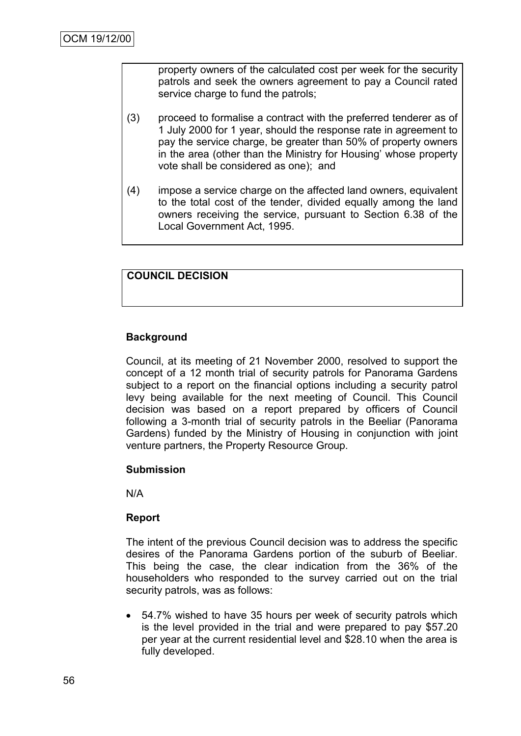property owners of the calculated cost per week for the security patrols and seek the owners agreement to pay a Council rated service charge to fund the patrols;

(3) proceed to formalise a contract with the preferred tenderer as of 1 July 2000 for 1 year, should the response rate in agreement to pay the service charge, be greater than 50% of property owners in the area (other than the Ministry for Housing' whose property vote shall be considered as one); and

(4) impose a service charge on the affected land owners, equivalent to the total cost of the tender, divided equally among the land owners receiving the service, pursuant to Section 6.38 of the Local Government Act, 1995.

**COUNCIL DECISION**

**Background**

Council, at its meeting of 21 November 2000, resolved to support the concept of a 12 month trial of security patrols for Panorama Gardens subject to a report on the financial options including a security patrol levy being available for the next meeting of Council. This Council decision was based on a report prepared by officers of Council following a 3-month trial of security patrols in the Beeliar (Panorama Gardens) funded by the Ministry of Housing in conjunction with joint venture partners, the Property Resource Group.

**Submission**

N/A

**Report**

The intent of the previous Council decision was to address the specific desires of the Panorama Gardens portion of the suburb of Beeliar. This being the case, the clear indication from the 36% of the householders who responded to the survey carried out on the trial security patrols, was as follows:

- 54.7% wished to have 35 hours per week of security patrols which is the level provided in the trial and were prepared to pay $57.20 per year at the current residential level and $28.10 when the area is fully developed.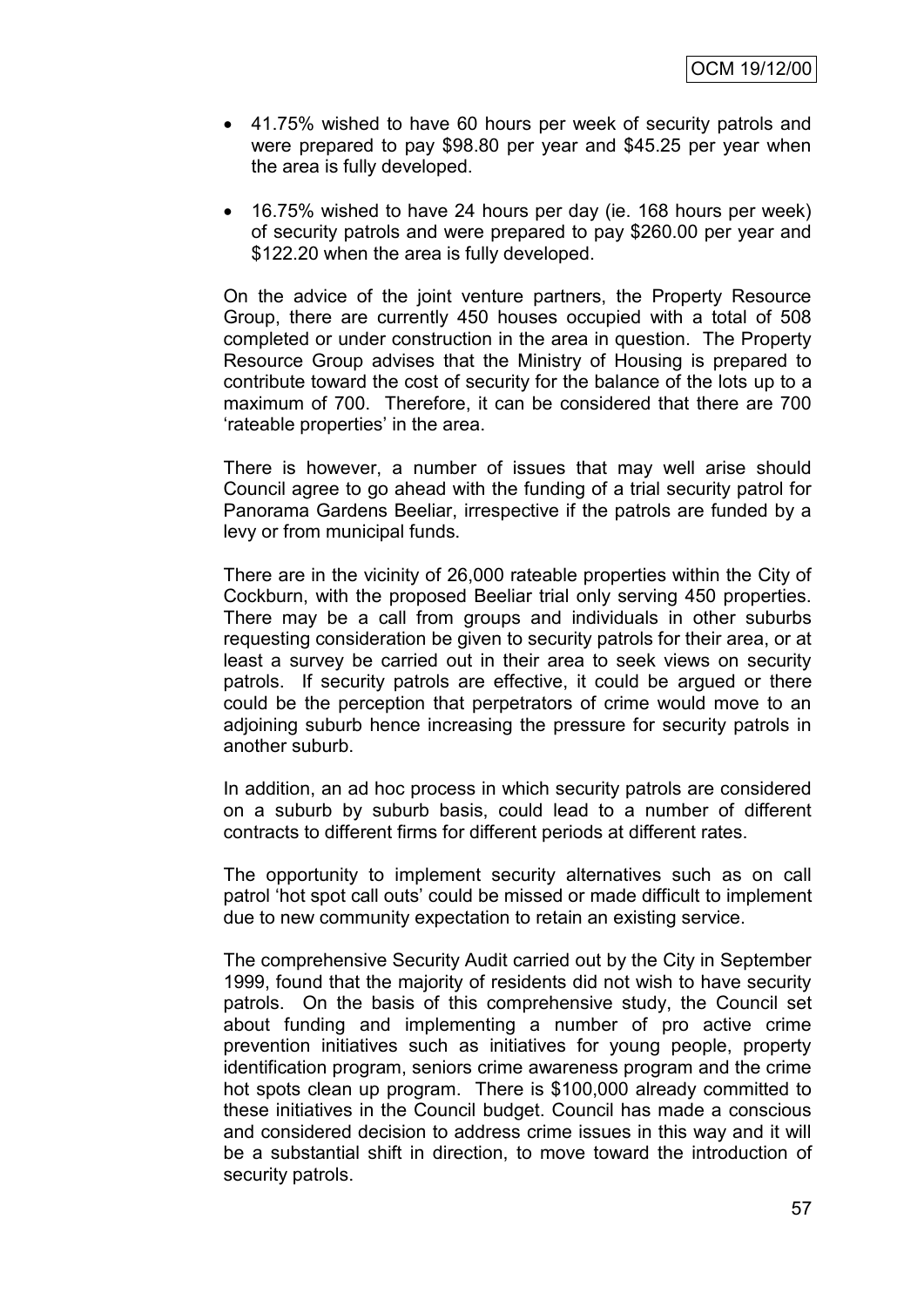- 41.75% wished to have 60 hours per week of security patrols and were prepared to pay $98.80 per year and $45.25 per year when the area is fully developed.

- 16.75% wished to have 24 hours per day (ie. 168 hours per week) of security patrols and were prepared to pay $260.00 per year and $122.20 when the area is fully developed.

On the advice of the joint venture partners, the Property Resource Group, there are currently 450 houses occupied with a total of 508 completed or under construction in the area in question. The Property Resource Group advises that the Ministry of Housing is prepared to contribute toward the cost of security for the balance of the lots up to a maximum of 700. Therefore, it can be considered that there are 700 'rateable properties' in the area.

There is however, a number of issues that may well arise should Council agree to go ahead with the funding of a trial security patrol for Panorama Gardens Beeliar, irrespective if the patrols are funded by a levy or from municipal funds.

There are in the vicinity of 26,000 rateable properties within the City of Cockburn, with the proposed Beeliar trial only serving 450 properties. There may be a call from groups and individuals in other suburbs requesting consideration be given to security patrols for their area, or at least a survey be carried out in their area to seek views on security patrols. If security patrols are effective, it could be argued or there could be the perception that perpetrators of crime would move to an adjoining suburb hence increasing the pressure for security patrols in another suburb.

In addition, an ad hoc process in which security patrols are considered on a suburb by suburb basis, could lead to a number of different contracts to different firms for different periods at different rates.

The opportunity to implement security alternatives such as on call patrol 'hot spot call outs' could be missed or made difficult to implement due to new community expectation to retain an existing service.

The comprehensive Security Audit carried out by the City in September 1999, found that the majority of residents did not wish to have security patrols. On the basis of this comprehensive study, the Council set about funding and implementing a number of pro active crime prevention initiatives such as initiatives for young people, property identification program, seniors crime awareness program and the crime hot spots clean up program. There is $100,000 already committed to these initiatives in the Council budget. Council has made a conscious and considered decision to address crime issues in this way and it will be a substantial shift in direction, to move toward the introduction of security patrols.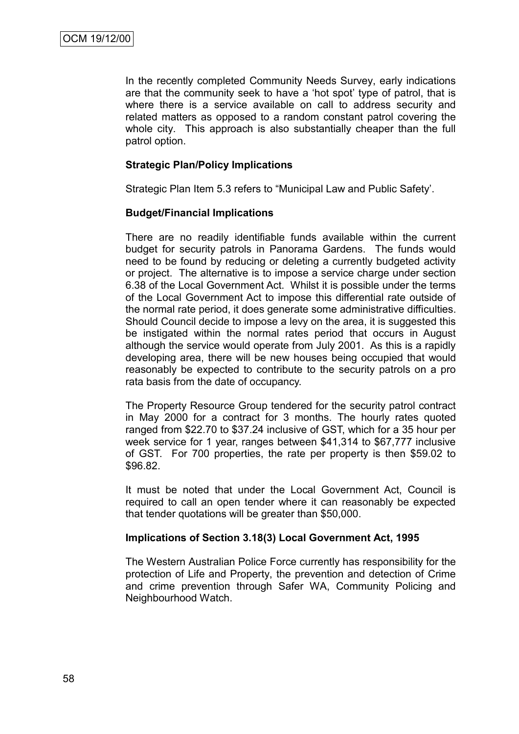In the recently completed Community Needs Survey, early indications are that the community seek to have a 'hot spot' type of patrol, that is where there is a service available on call to address security and related matters as opposed to a random constant patrol covering the whole city. This approach is also substantially cheaper than the full patrol option.

**Strategic Plan/Policy Implications**

Strategic Plan Item 5.3 refers to "Municipal Law and Public Safety'.

**Budget/Financial Implications**

There are no readily identifiable funds available within the current budget for security patrols in Panorama Gardens. The funds would need to be found by reducing or deleting a currently budgeted activity or project. The alternative is to impose a service charge under section 6.38 of the Local Government Act. Whilst it is possible under the terms of the Local Government Act to impose this differential rate outside of the normal rate period, it does generate some administrative difficulties. Should Council decide to impose a levy on the area, it is suggested this be instigated within the normal rates period that occurs in August although the service would operate from July 2001. As this is a rapidly developing area, there will be new houses being occupied that would reasonably be expected to contribute to the security patrols on a pro rata basis from the date of occupancy.

The Property Resource Group tendered for the security patrol contract in May 2000 for a contract for 3 months. The hourly rates quoted ranged from $22.70 to $37.24 inclusive of GST, which for a 35 hour per week service for 1 year, ranges between $41,314 to $67,777 inclusive of GST. For 700 properties, the rate per property is then $59.02 to $96.82.

It must be noted that under the Local Government Act, Council is required to call an open tender where it can reasonably be expected that tender quotations will be greater than $50,000.

**Implications of Section 3.18(3) Local Government Act, 1995**

The Western Australian Police Force currently has responsibility for the protection of Life and Property, the prevention and detection of Crime and crime prevention through Safer WA, Community Policing and Neighbourhood Watch.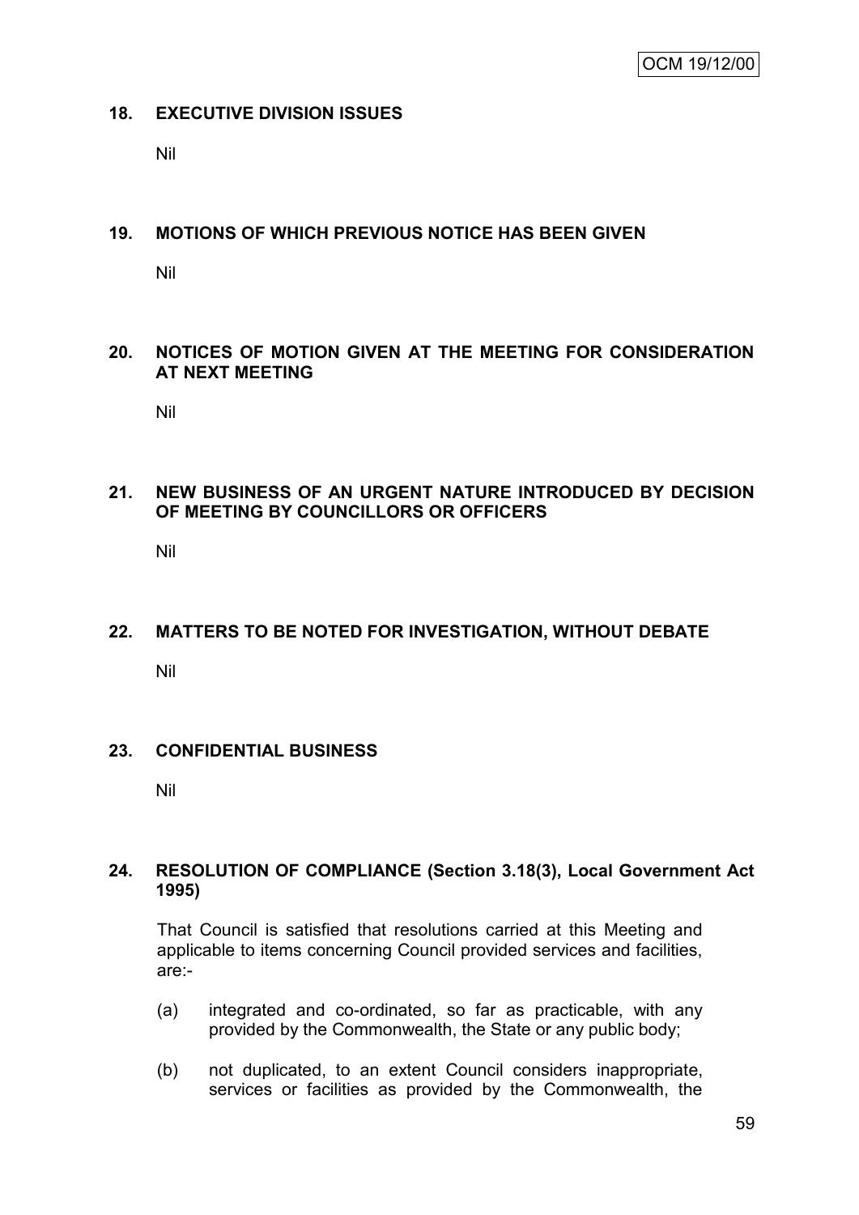## 18. EXECUTIVE DIVISION ISSUES

Nil

## 19. MOTIONS OF WHICH PREVIOUS NOTICE HAS BEEN GIVEN

Nil

## 20. NOTICES OF MOTION GIVEN AT THE MEETING FOR CONSIDERATION AT NEXT MEETING

Nil

## 21. NEW BUSINESS OF AN URGENT NATURE INTRODUCED BY DECISION OF MEETING BY COUNCILLORS OR OFFICERS

Nil

## 22. MATTERS TO BE NOTED FOR INVESTIGATION, WITHOUT DEBATE

Nil

## 23. CONFIDENTIAL BUSINESS

Nil

## 24. RESOLUTION OF COMPLIANCE (Section 3.18(3), Local Government Act 1995)

That Council is satisfied that resolutions carried at this Meeting and applicable to items concerning Council provided services and facilities, are:-

(a) integrated and co-ordinated, so far as practicable, with any provided by the Commonwealth, the State or any public body;

(b) not duplicated, to an extent Council considers inappropriate, services or facilities as provided by the Commonwealth, the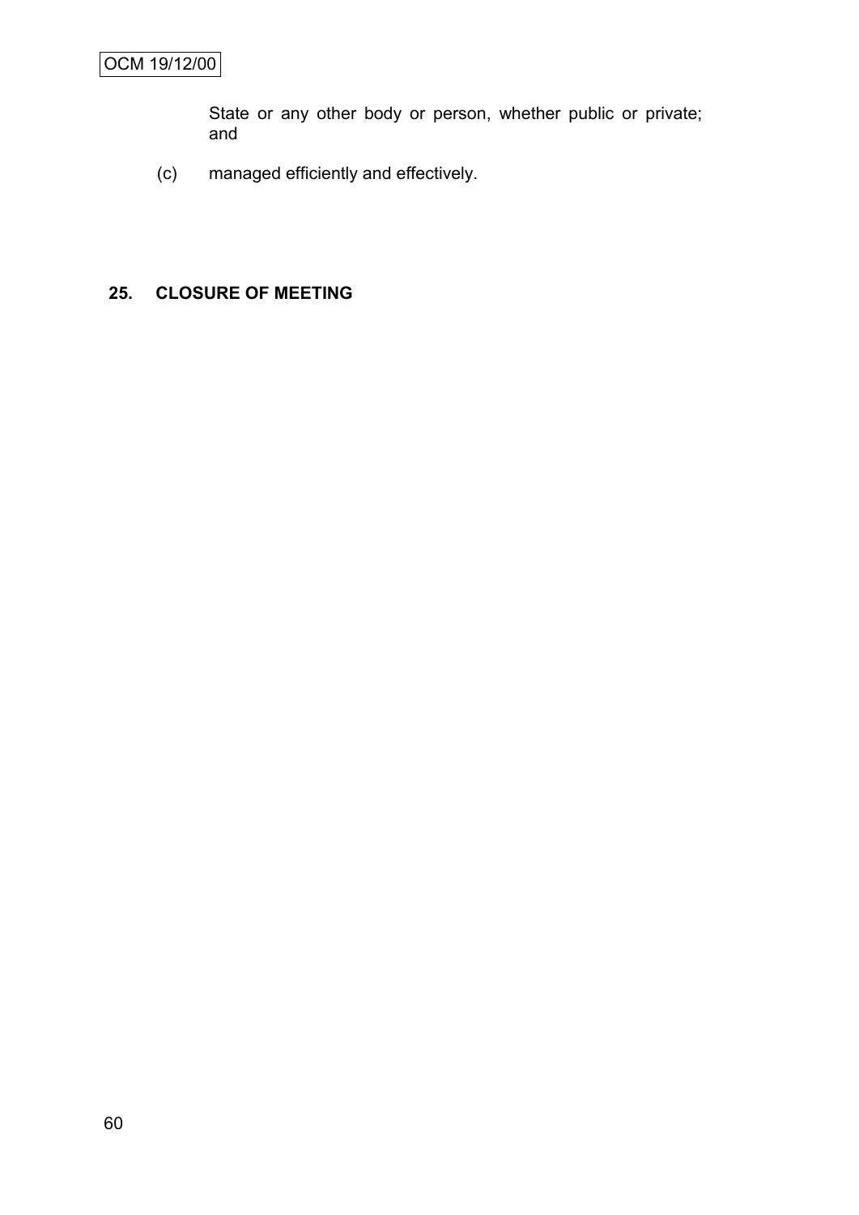State or any other body or person, whether public or private; and

(c) managed efficiently and effectively.

## 25. CLOSURE OF MEETING